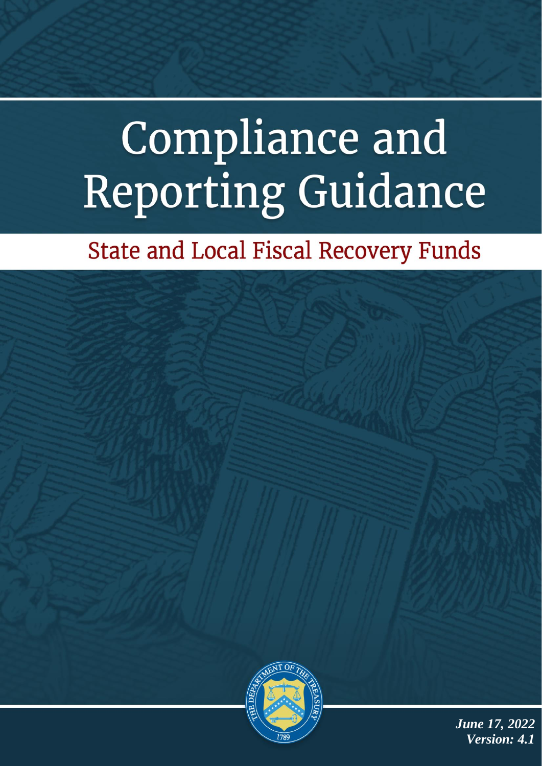# Compliance and Reporting Guidance

## State and Local Fiscal Recovery Funds

*June 17, 2022*
*Version: 4.1*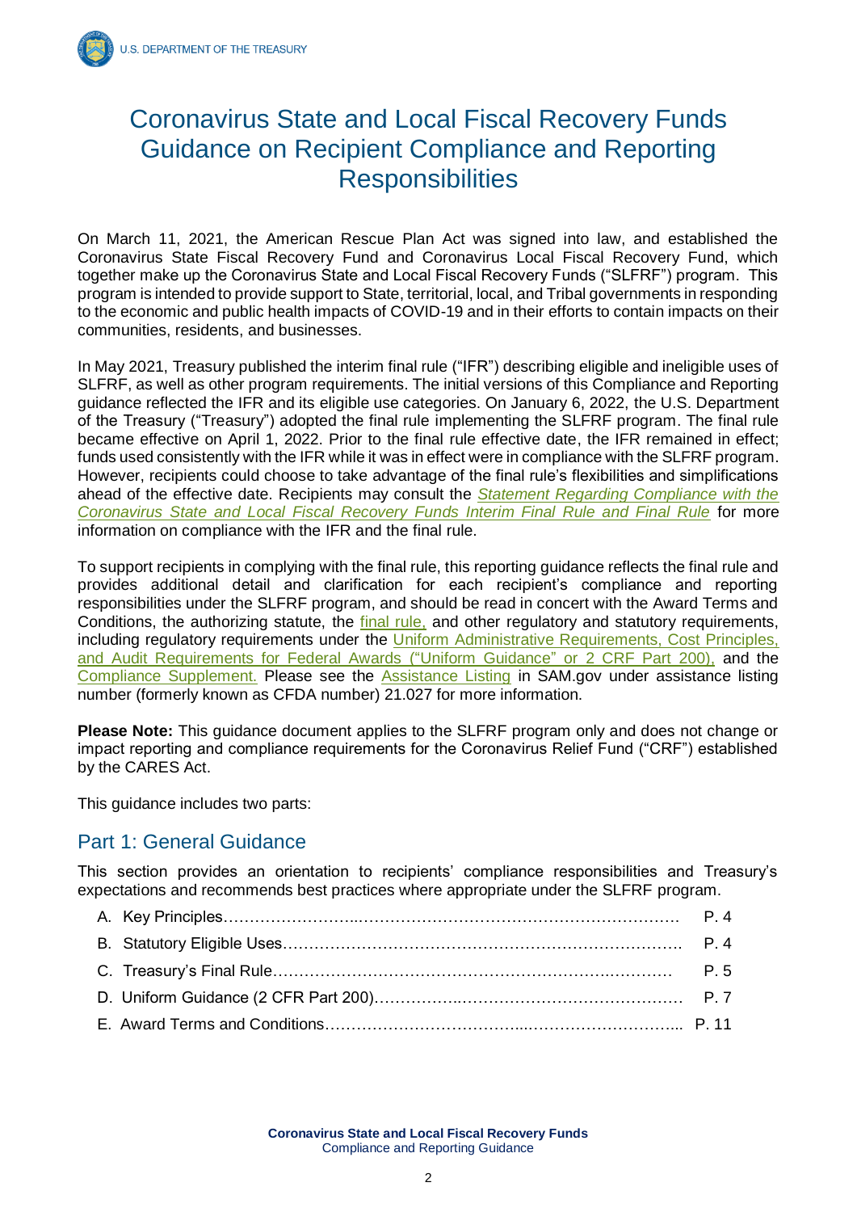# Coronavirus State and Local Fiscal Recovery Funds Guidance on Recipient Compliance and Reporting Responsibilities

On March 11, 2021, the American Rescue Plan Act was signed into law, and established the Coronavirus State Fiscal Recovery Fund and Coronavirus Local Fiscal Recovery Fund, which together make up the Coronavirus State and Local Fiscal Recovery Funds ("SLFRF") program. This program is intended to provide support to State, territorial, local, and Tribal governments in responding to the economic and public health impacts of COVID-19 and in their efforts to contain impacts on their communities, residents, and businesses.

In May 2021, Treasury published the interim final rule ("IFR") describing eligible and ineligible uses of SLFRF, as well as other program requirements. The initial versions of this Compliance and Reporting guidance reflected the IFR and its eligible use categories. On January 6, 2022, the U.S. Department of the Treasury ("Treasury") adopted the final rule implementing the SLFRF program. The final rule became effective on April 1, 2022. Prior to the final rule effective date, the IFR remained in effect; funds used consistently with the IFR while it was in effect were in compliance with the SLFRF program. However, recipients could choose to take advantage of the final rule's flexibilities and simplifications ahead of the effective date. Recipients may consult the *Statement Regarding Compliance with the Coronavirus State and Local Fiscal Recovery Funds Interim Final Rule and Final Rule* for more information on compliance with the IFR and the final rule.

To support recipients in complying with the final rule, this reporting guidance reflects the final rule and provides additional detail and clarification for each recipient's compliance and reporting responsibilities under the SLFRF program, and should be read in concert with the Award Terms and Conditions, the authorizing statute, the final rule, and other regulatory and statutory requirements, including regulatory requirements under the Uniform Administrative Requirements, Cost Principles, and Audit Requirements for Federal Awards ("Uniform Guidance" or 2 CRF Part 200), and the Compliance Supplement. Please see the Assistance Listing in SAM.gov under assistance listing number (formerly known as CFDA number) 21.027 for more information.

**Please Note:** This guidance document applies to the SLFRF program only and does not change or impact reporting and compliance requirements for the Coronavirus Relief Fund ("CRF") established by the CARES Act.

This guidance includes two parts:

## Part 1: General Guidance

This section provides an orientation to recipients' compliance responsibilities and Treasury's expectations and recommends best practices where appropriate under the SLFRF program.

A. Key Principles ........................................................................ P. 4
B. Statutory Eligible Uses ........................................................... P. 4
C. Treasury's Final Rule ............................................................. P. 5
D. Uniform Guidance (2 CFR Part 200) ........................................ P. 7
E. Award Terms and Conditions .................................................. P. 11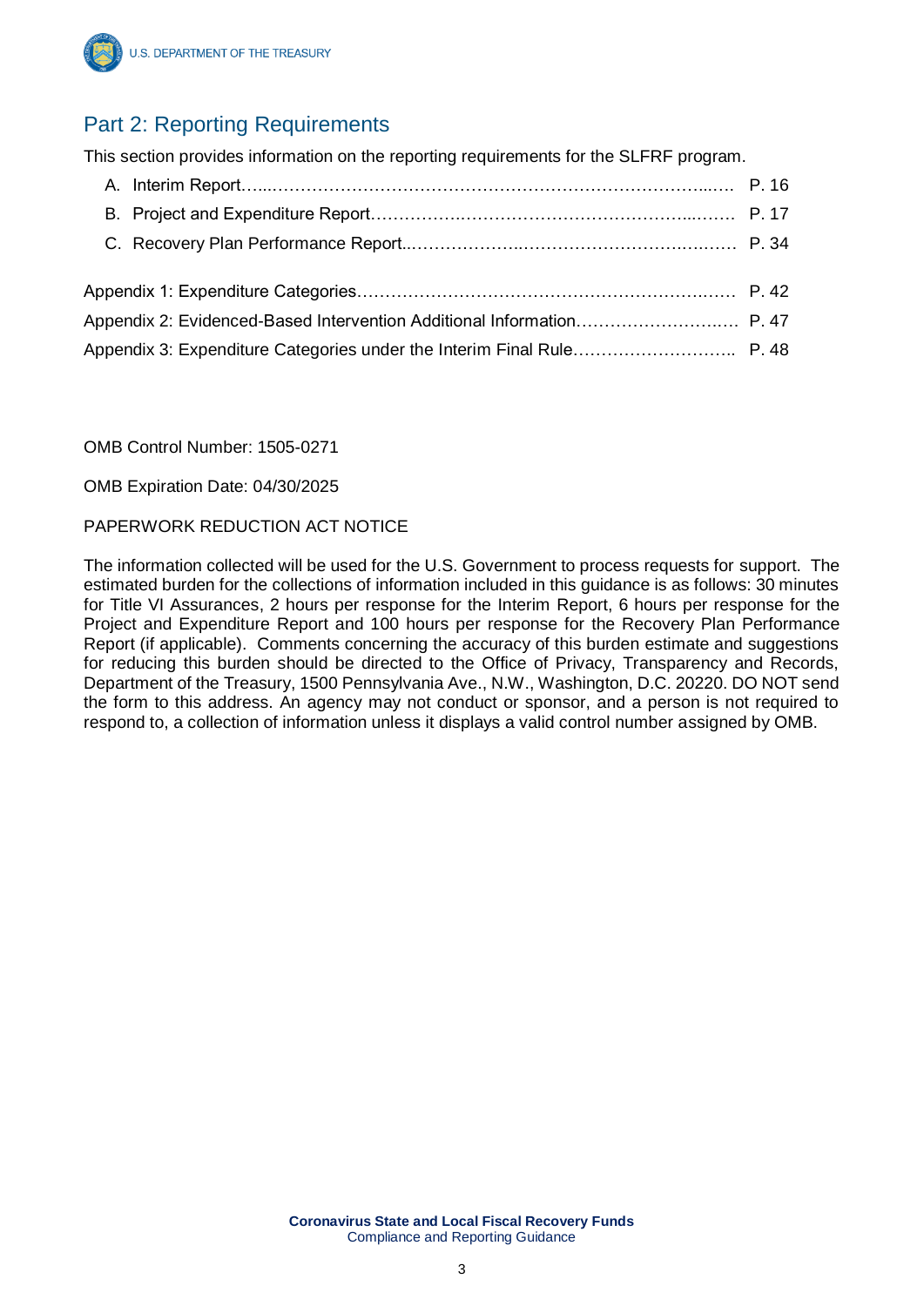## Part 2: Reporting Requirements

This section provides information on the reporting requirements for the SLFRF program.

A. Interim Report…...……………………………………………………………..…. P. 16

B. Project and Expenditure Report…………….……………………………...……. P. 17

C. Recovery Plan Performance Report..………………..…………………….….…. P. 34

Appendix 1: Expenditure Categories…………………………………………………….…. P. 42

Appendix 2: Evidenced-Based Intervention Additional Information……………………..…. P. 47

Appendix 3: Expenditure Categories under the Interim Final Rule……………………….. P. 48

OMB Control Number: 1505-0271

OMB Expiration Date: 04/30/2025

PAPERWORK REDUCTION ACT NOTICE

The information collected will be used for the U.S. Government to process requests for support. The estimated burden for the collections of information included in this guidance is as follows: 30 minutes for Title VI Assurances, 2 hours per response for the Interim Report, 6 hours per response for the Project and Expenditure Report and 100 hours per response for the Recovery Plan Performance Report (if applicable). Comments concerning the accuracy of this burden estimate and suggestions for reducing this burden should be directed to the Office of Privacy, Transparency and Records, Department of the Treasury, 1500 Pennsylvania Ave., N.W., Washington, D.C. 20220. DO NOT send the form to this address. An agency may not conduct or sponsor, and a person is not required to respond to, a collection of information unless it displays a valid control number assigned by OMB.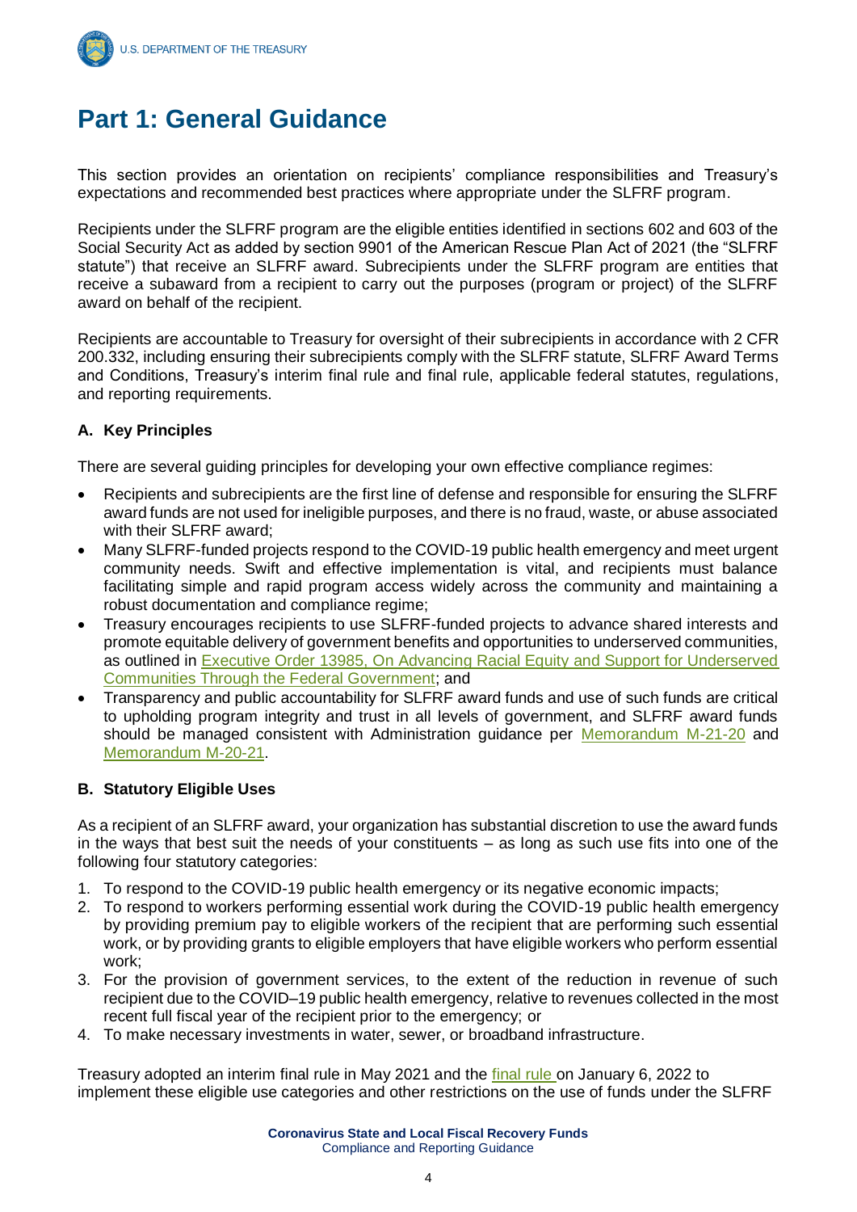# Part 1: General Guidance

This section provides an orientation on recipients' compliance responsibilities and Treasury's expectations and recommended best practices where appropriate under the SLFRF program.

Recipients under the SLFRF program are the eligible entities identified in sections 602 and 603 of the Social Security Act as added by section 9901 of the American Rescue Plan Act of 2021 (the "SLFRF statute") that receive an SLFRF award. Subrecipients under the SLFRF program are entities that receive a subaward from a recipient to carry out the purposes (program or project) of the SLFRF award on behalf of the recipient.

Recipients are accountable to Treasury for oversight of their subrecipients in accordance with 2 CFR 200.332, including ensuring their subrecipients comply with the SLFRF statute, SLFRF Award Terms and Conditions, Treasury's interim final rule and final rule, applicable federal statutes, regulations, and reporting requirements.

### A. Key Principles

There are several guiding principles for developing your own effective compliance regimes:

- Recipients and subrecipients are the first line of defense and responsible for ensuring the SLFRF award funds are not used for ineligible purposes, and there is no fraud, waste, or abuse associated with their SLFRF award;
- Many SLFRF-funded projects respond to the COVID-19 public health emergency and meet urgent community needs. Swift and effective implementation is vital, and recipients must balance facilitating simple and rapid program access widely across the community and maintaining a robust documentation and compliance regime;
- Treasury encourages recipients to use SLFRF-funded projects to advance shared interests and promote equitable delivery of government benefits and opportunities to underserved communities, as outlined in Executive Order 13985, On Advancing Racial Equity and Support for Underserved Communities Through the Federal Government; and
- Transparency and public accountability for SLFRF award funds and use of such funds are critical to upholding program integrity and trust in all levels of government, and SLFRF award funds should be managed consistent with Administration guidance per Memorandum M-21-20 and Memorandum M-20-21.

### B. Statutory Eligible Uses

As a recipient of an SLFRF award, your organization has substantial discretion to use the award funds in the ways that best suit the needs of your constituents – as long as such use fits into one of the following four statutory categories:

1. To respond to the COVID-19 public health emergency or its negative economic impacts;
2. To respond to workers performing essential work during the COVID-19 public health emergency by providing premium pay to eligible workers of the recipient that are performing such essential work, or by providing grants to eligible employers that have eligible workers who perform essential work;
3. For the provision of government services, to the extent of the reduction in revenue of such recipient due to the COVID–19 public health emergency, relative to revenues collected in the most recent full fiscal year of the recipient prior to the emergency; or
4. To make necessary investments in water, sewer, or broadband infrastructure.

Treasury adopted an interim final rule in May 2021 and the final rule on January 6, 2022 to implement these eligible use categories and other restrictions on the use of funds under the SLFRF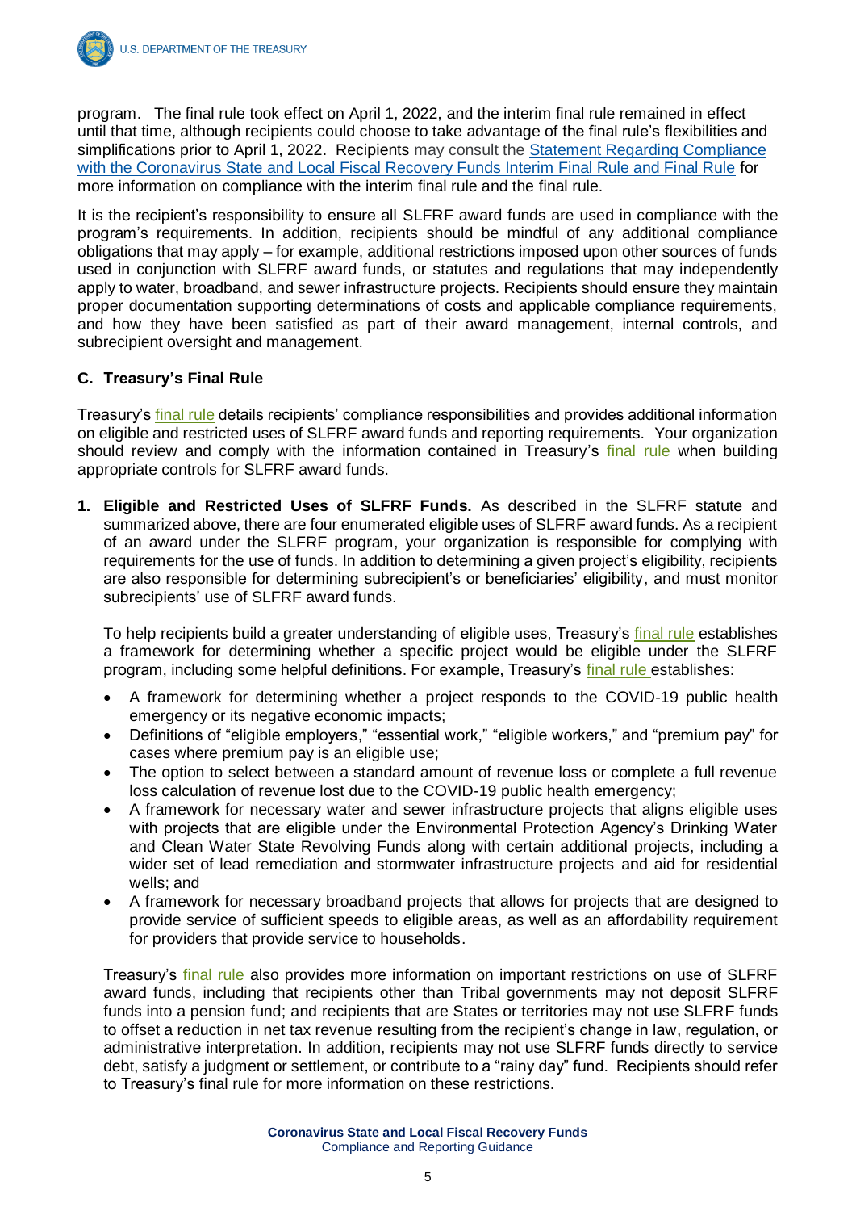program. The final rule took effect on April 1, 2022, and the interim final rule remained in effect until that time, although recipients could choose to take advantage of the final rule's flexibilities and simplifications prior to April 1, 2022. Recipients may consult the Statement Regarding Compliance with the Coronavirus State and Local Fiscal Recovery Funds Interim Final Rule and Final Rule for more information on compliance with the interim final rule and the final rule.

It is the recipient's responsibility to ensure all SLFRF award funds are used in compliance with the program's requirements. In addition, recipients should be mindful of any additional compliance obligations that may apply – for example, additional restrictions imposed upon other sources of funds used in conjunction with SLFRF award funds, or statutes and regulations that may independently apply to water, broadband, and sewer infrastructure projects. Recipients should ensure they maintain proper documentation supporting determinations of costs and applicable compliance requirements, and how they have been satisfied as part of their award management, internal controls, and subrecipient oversight and management.

### C. Treasury's Final Rule

Treasury's final rule details recipients' compliance responsibilities and provides additional information on eligible and restricted uses of SLFRF award funds and reporting requirements. Your organization should review and comply with the information contained in Treasury's final rule when building appropriate controls for SLFRF award funds.

1. **Eligible and Restricted Uses of SLFRF Funds.** As described in the SLFRF statute and summarized above, there are four enumerated eligible uses of SLFRF award funds. As a recipient of an award under the SLFRF program, your organization is responsible for complying with requirements for the use of funds. In addition to determining a given project's eligibility, recipients are also responsible for determining subrecipient's or beneficiaries' eligibility, and must monitor subrecipients' use of SLFRF award funds.

   To help recipients build a greater understanding of eligible uses, Treasury's final rule establishes a framework for determining whether a specific project would be eligible under the SLFRF program, including some helpful definitions. For example, Treasury's final rule establishes:

   - A framework for determining whether a project responds to the COVID-19 public health emergency or its negative economic impacts;
   - Definitions of "eligible employers," "essential work," "eligible workers," and "premium pay" for cases where premium pay is an eligible use;
   - The option to select between a standard amount of revenue loss or complete a full revenue loss calculation of revenue lost due to the COVID-19 public health emergency;
   - A framework for necessary water and sewer infrastructure projects that aligns eligible uses with projects that are eligible under the Environmental Protection Agency's Drinking Water and Clean Water State Revolving Funds along with certain additional projects, including a wider set of lead remediation and stormwater infrastructure projects and aid for residential wells; and
   - A framework for necessary broadband projects that allows for projects that are designed to provide service of sufficient speeds to eligible areas, as well as an affordability requirement for providers that provide service to households.

   Treasury's final rule also provides more information on important restrictions on use of SLFRF award funds, including that recipients other than Tribal governments may not deposit SLFRF funds into a pension fund; and recipients that are States or territories may not use SLFRF funds to offset a reduction in net tax revenue resulting from the recipient's change in law, regulation, or administrative interpretation. In addition, recipients may not use SLFRF funds directly to service debt, satisfy a judgment or settlement, or contribute to a "rainy day" fund. Recipients should refer to Treasury's final rule for more information on these restrictions.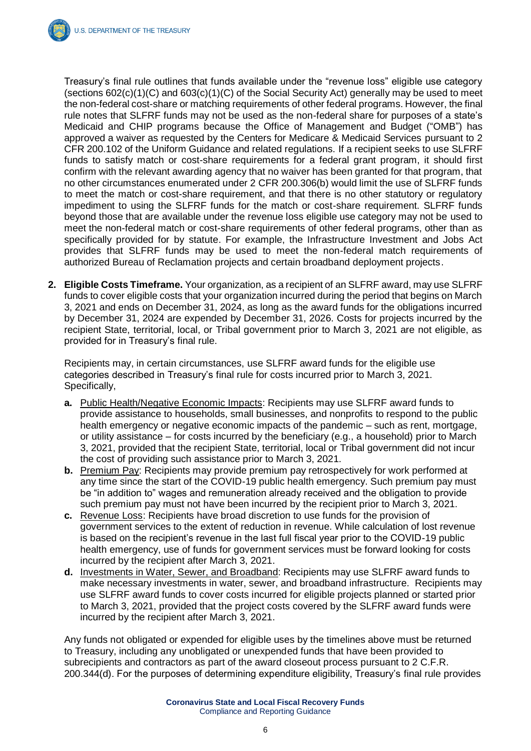Treasury's final rule outlines that funds available under the "revenue loss" eligible use category (sections 602(c)(1)(C) and 603(c)(1)(C) of the Social Security Act) generally may be used to meet the non-federal cost-share or matching requirements of other federal programs. However, the final rule notes that SLFRF funds may not be used as the non-federal share for purposes of a state's Medicaid and CHIP programs because the Office of Management and Budget ("OMB") has approved a waiver as requested by the Centers for Medicare & Medicaid Services pursuant to 2 CFR 200.102 of the Uniform Guidance and related regulations. If a recipient seeks to use SLFRF funds to satisfy match or cost-share requirements for a federal grant program, it should first confirm with the relevant awarding agency that no waiver has been granted for that program, that no other circumstances enumerated under 2 CFR 200.306(b) would limit the use of SLFRF funds to meet the match or cost-share requirement, and that there is no other statutory or regulatory impediment to using the SLFRF funds for the match or cost-share requirement. SLFRF funds beyond those that are available under the revenue loss eligible use category may not be used to meet the non-federal match or cost-share requirements of other federal programs, other than as specifically provided for by statute. For example, the Infrastructure Investment and Jobs Act provides that SLFRF funds may be used to meet the non-federal match requirements of authorized Bureau of Reclamation projects and certain broadband deployment projects.

2. **Eligible Costs Timeframe.** Your organization, as a recipient of an SLFRF award, may use SLFRF funds to cover eligible costs that your organization incurred during the period that begins on March 3, 2021 and ends on December 31, 2024, as long as the award funds for the obligations incurred by December 31, 2024 are expended by December 31, 2026. Costs for projects incurred by the recipient State, territorial, local, or Tribal government prior to March 3, 2021 are not eligible, as provided for in Treasury's final rule.

   Recipients may, in certain circumstances, use SLFRF award funds for the eligible use categories described in Treasury's final rule for costs incurred prior to March 3, 2021. Specifically,

   a. Public Health/Negative Economic Impacts: Recipients may use SLFRF award funds to provide assistance to households, small businesses, and nonprofits to respond to the public health emergency or negative economic impacts of the pandemic – such as rent, mortgage, or utility assistance – for costs incurred by the beneficiary (e.g., a household) prior to March 3, 2021, provided that the recipient State, territorial, local or Tribal government did not incur the cost of providing such assistance prior to March 3, 2021.
   b. Premium Pay: Recipients may provide premium pay retrospectively for work performed at any time since the start of the COVID-19 public health emergency. Such premium pay must be "in addition to" wages and remuneration already received and the obligation to provide such premium pay must not have been incurred by the recipient prior to March 3, 2021.
   c. Revenue Loss: Recipients have broad discretion to use funds for the provision of government services to the extent of reduction in revenue. While calculation of lost revenue is based on the recipient's revenue in the last full fiscal year prior to the COVID-19 public health emergency, use of funds for government services must be forward looking for costs incurred by the recipient after March 3, 2021.
   d. Investments in Water, Sewer, and Broadband: Recipients may use SLFRF award funds to make necessary investments in water, sewer, and broadband infrastructure. Recipients may use SLFRF award funds to cover costs incurred for eligible projects planned or started prior to March 3, 2021, provided that the project costs covered by the SLFRF award funds were incurred by the recipient after March 3, 2021.

   Any funds not obligated or expended for eligible uses by the timelines above must be returned to Treasury, including any unobligated or unexpended funds that have been provided to subrecipients and contractors as part of the award closeout process pursuant to 2 C.F.R. 200.344(d). For the purposes of determining expenditure eligibility, Treasury's final rule provides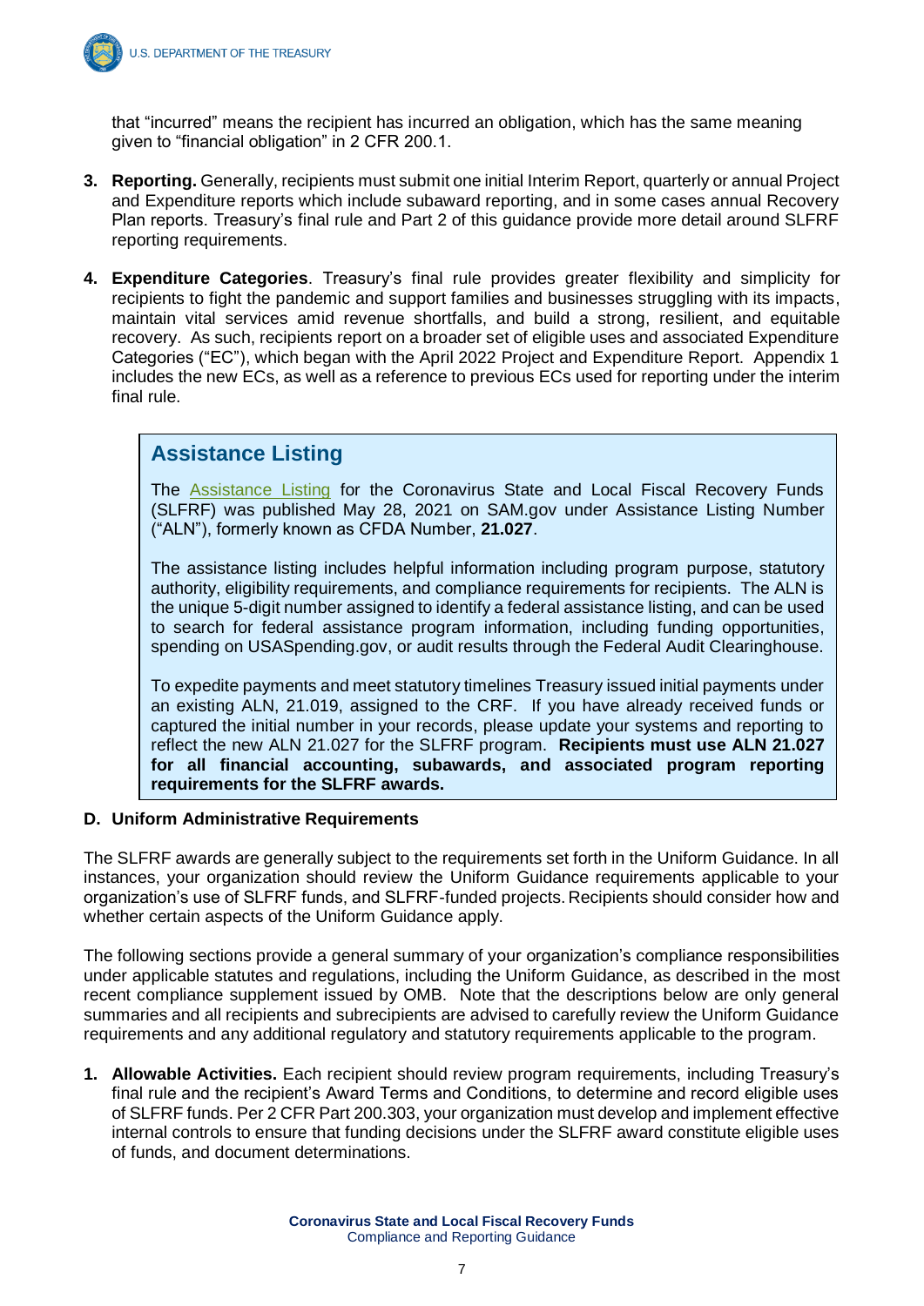that "incurred" means the recipient has incurred an obligation, which has the same meaning given to "financial obligation" in 2 CFR 200.1.

3. **Reporting.** Generally, recipients must submit one initial Interim Report, quarterly or annual Project and Expenditure reports which include subaward reporting, and in some cases annual Recovery Plan reports. Treasury's final rule and Part 2 of this guidance provide more detail around SLFRF reporting requirements.

4. **Expenditure Categories**. Treasury's final rule provides greater flexibility and simplicity for recipients to fight the pandemic and support families and businesses struggling with its impacts, maintain vital services amid revenue shortfalls, and build a strong, resilient, and equitable recovery. As such, recipients report on a broader set of eligible uses and associated Expenditure Categories ("EC"), which began with the April 2022 Project and Expenditure Report. Appendix 1 includes the new ECs, as well as a reference to previous ECs used for reporting under the interim final rule.

> ### Assistance Listing
>
> The Assistance Listing for the Coronavirus State and Local Fiscal Recovery Funds (SLFRF) was published May 28, 2021 on SAM.gov under Assistance Listing Number ("ALN"), formerly known as CFDA Number, **21.027**.
>
> The assistance listing includes helpful information including program purpose, statutory authority, eligibility requirements, and compliance requirements for recipients. The ALN is the unique 5-digit number assigned to identify a federal assistance listing, and can be used to search for federal assistance program information, including funding opportunities, spending on USASpending.gov, or audit results through the Federal Audit Clearinghouse.
>
> To expedite payments and meet statutory timelines Treasury issued initial payments under an existing ALN, 21.019, assigned to the CRF. If you have already received funds or captured the initial number in your records, please update your systems and reporting to reflect the new ALN 21.027 for the SLFRF program. **Recipients must use ALN 21.027 for all financial accounting, subawards, and associated program reporting requirements for the SLFRF awards.**

### D. Uniform Administrative Requirements

The SLFRF awards are generally subject to the requirements set forth in the Uniform Guidance. In all instances, your organization should review the Uniform Guidance requirements applicable to your organization's use of SLFRF funds, and SLFRF-funded projects. Recipients should consider how and whether certain aspects of the Uniform Guidance apply.

The following sections provide a general summary of your organization's compliance responsibilities under applicable statutes and regulations, including the Uniform Guidance, as described in the most recent compliance supplement issued by OMB. Note that the descriptions below are only general summaries and all recipients and subrecipients are advised to carefully review the Uniform Guidance requirements and any additional regulatory and statutory requirements applicable to the program.

1. **Allowable Activities.** Each recipient should review program requirements, including Treasury's final rule and the recipient's Award Terms and Conditions, to determine and record eligible uses of SLFRF funds. Per 2 CFR Part 200.303, your organization must develop and implement effective internal controls to ensure that funding decisions under the SLFRF award constitute eligible uses of funds, and document determinations.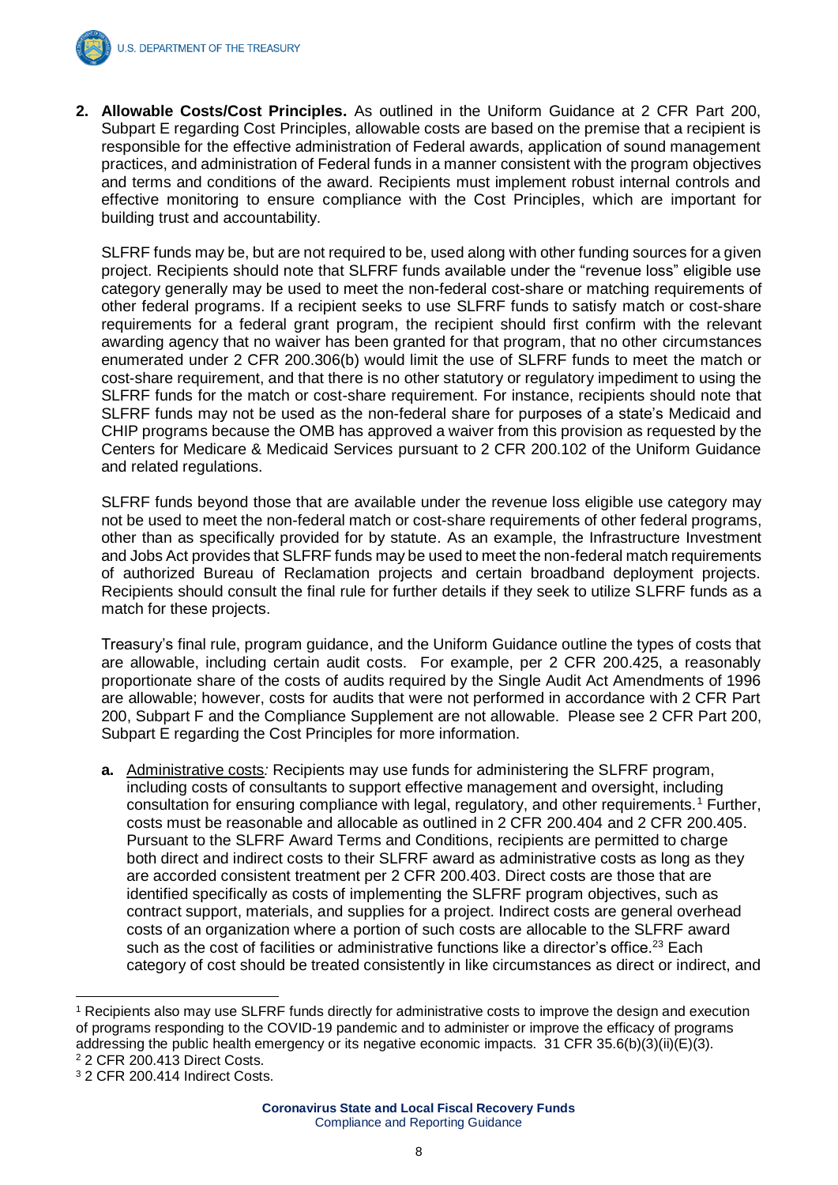2. **Allowable Costs/Cost Principles.** As outlined in the Uniform Guidance at 2 CFR Part 200, Subpart E regarding Cost Principles, allowable costs are based on the premise that a recipient is responsible for the effective administration of Federal awards, application of sound management practices, and administration of Federal funds in a manner consistent with the program objectives and terms and conditions of the award. Recipients must implement robust internal controls and effective monitoring to ensure compliance with the Cost Principles, which are important for building trust and accountability.

   SLFRF funds may be, but are not required to be, used along with other funding sources for a given project. Recipients should note that SLFRF funds available under the "revenue loss" eligible use category generally may be used to meet the non-federal cost-share or matching requirements of other federal programs. If a recipient seeks to use SLFRF funds to satisfy match or cost-share requirements for a federal grant program, the recipient should first confirm with the relevant awarding agency that no waiver has been granted for that program, that no other circumstances enumerated under 2 CFR 200.306(b) would limit the use of SLFRF funds to meet the match or cost-share requirement, and that there is no other statutory or regulatory impediment to using the SLFRF funds for the match or cost-share requirement. For instance, recipients should note that SLFRF funds may not be used as the non-federal share for purposes of a state's Medicaid and CHIP programs because the OMB has approved a waiver from this provision as requested by the Centers for Medicare & Medicaid Services pursuant to 2 CFR 200.102 of the Uniform Guidance and related regulations.

   SLFRF funds beyond those that are available under the revenue loss eligible use category may not be used to meet the non-federal match or cost-share requirements of other federal programs, other than as specifically provided for by statute. As an example, the Infrastructure Investment and Jobs Act provides that SLFRF funds may be used to meet the non-federal match requirements of authorized Bureau of Reclamation projects and certain broadband deployment projects. Recipients should consult the final rule for further details if they seek to utilize SLFRF funds as a match for these projects.

   Treasury's final rule, program guidance, and the Uniform Guidance outline the types of costs that are allowable, including certain audit costs. For example, per 2 CFR 200.425, a reasonably proportionate share of the costs of audits required by the Single Audit Act Amendments of 1996 are allowable; however, costs for audits that were not performed in accordance with 2 CFR Part 200, Subpart F and the Compliance Supplement are not allowable. Please see 2 CFR Part 200, Subpart E regarding the Cost Principles for more information.

   a. Administrative costs*:* Recipients may use funds for administering the SLFRF program, including costs of consultants to support effective management and oversight, including consultation for ensuring compliance with legal, regulatory, and other requirements.[1] Further, costs must be reasonable and allocable as outlined in 2 CFR 200.404 and 2 CFR 200.405. Pursuant to the SLFRF Award Terms and Conditions, recipients are permitted to charge both direct and indirect costs to their SLFRF award as administrative costs as long as they are accorded consistent treatment per 2 CFR 200.403. Direct costs are those that are identified specifically as costs of implementing the SLFRF program objectives, such as contract support, materials, and supplies for a project. Indirect costs are general overhead costs of an organization where a portion of such costs are allocable to the SLFRF award such as the cost of facilities or administrative functions like a director's office.[2][3] Each category of cost should be treated consistently in like circumstances as direct or indirect, and

---

[1] Recipients also may use SLFRF funds directly for administrative costs to improve the design and execution of programs responding to the COVID-19 pandemic and to administer or improve the efficacy of programs addressing the public health emergency or its negative economic impacts. 31 CFR 35.6(b)(3)(ii)(E)(3).

[2] 2 CFR 200.413 Direct Costs.

[3] 2 CFR 200.414 Indirect Costs.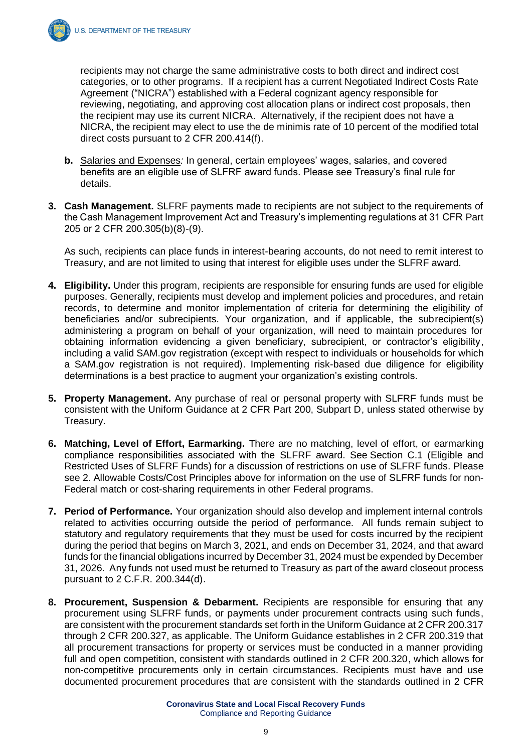recipients may not charge the same administrative costs to both direct and indirect cost categories, or to other programs. If a recipient has a current Negotiated Indirect Costs Rate Agreement ("NICRA") established with a Federal cognizant agency responsible for reviewing, negotiating, and approving cost allocation plans or indirect cost proposals, then the recipient may use its current NICRA. Alternatively, if the recipient does not have a NICRA, the recipient may elect to use the de minimis rate of 10 percent of the modified total direct costs pursuant to 2 CFR 200.414(f).

**b.** Salaries and Expenses*:* In general, certain employees' wages, salaries, and covered benefits are an eligible use of SLFRF award funds. Please see Treasury's final rule for details.

**3. Cash Management.** SLFRF payments made to recipients are not subject to the requirements of the Cash Management Improvement Act and Treasury's implementing regulations at 31 CFR Part 205 or 2 CFR 200.305(b)(8)-(9).

As such, recipients can place funds in interest-bearing accounts, do not need to remit interest to Treasury, and are not limited to using that interest for eligible uses under the SLFRF award.

**4. Eligibility.** Under this program, recipients are responsible for ensuring funds are used for eligible purposes. Generally, recipients must develop and implement policies and procedures, and retain records, to determine and monitor implementation of criteria for determining the eligibility of beneficiaries and/or subrecipients. Your organization, and if applicable, the subrecipient(s) administering a program on behalf of your organization, will need to maintain procedures for obtaining information evidencing a given beneficiary, subrecipient, or contractor's eligibility, including a valid SAM.gov registration (except with respect to individuals or households for which a SAM.gov registration is not required). Implementing risk-based due diligence for eligibility determinations is a best practice to augment your organization's existing controls.

**5. Property Management.** Any purchase of real or personal property with SLFRF funds must be consistent with the Uniform Guidance at 2 CFR Part 200, Subpart D, unless stated otherwise by Treasury.

**6. Matching, Level of Effort, Earmarking.** There are no matching, level of effort, or earmarking compliance responsibilities associated with the SLFRF award. See Section C.1 (Eligible and Restricted Uses of SLFRF Funds) for a discussion of restrictions on use of SLFRF funds. Please see 2. Allowable Costs/Cost Principles above for information on the use of SLFRF funds for non-Federal match or cost-sharing requirements in other Federal programs.

**7. Period of Performance.** Your organization should also develop and implement internal controls related to activities occurring outside the period of performance. All funds remain subject to statutory and regulatory requirements that they must be used for costs incurred by the recipient during the period that begins on March 3, 2021, and ends on December 31, 2024, and that award funds for the financial obligations incurred by December 31, 2024 must be expended by December 31, 2026. Any funds not used must be returned to Treasury as part of the award closeout process pursuant to 2 C.F.R. 200.344(d).

**8. Procurement, Suspension & Debarment.** Recipients are responsible for ensuring that any procurement using SLFRF funds, or payments under procurement contracts using such funds, are consistent with the procurement standards set forth in the Uniform Guidance at 2 CFR 200.317 through 2 CFR 200.327, as applicable. The Uniform Guidance establishes in 2 CFR 200.319 that all procurement transactions for property or services must be conducted in a manner providing full and open competition, consistent with standards outlined in 2 CFR 200.320, which allows for non-competitive procurements only in certain circumstances. Recipients must have and use documented procurement procedures that are consistent with the standards outlined in 2 CFR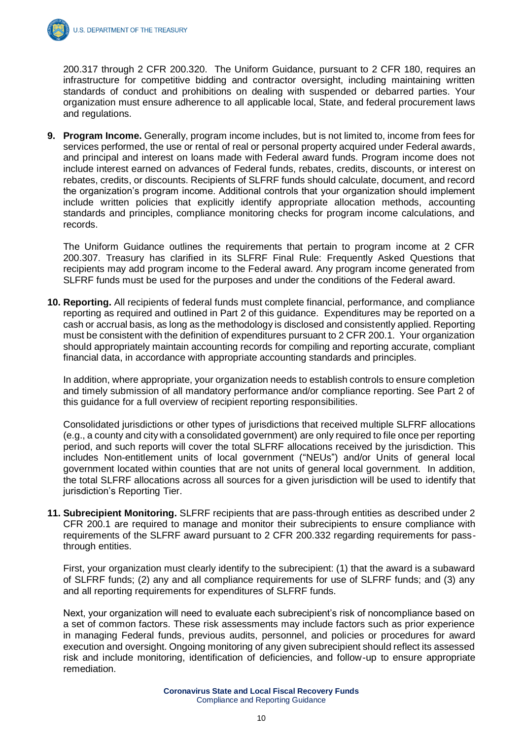200.317 through 2 CFR 200.320. The Uniform Guidance, pursuant to 2 CFR 180, requires an infrastructure for competitive bidding and contractor oversight, including maintaining written standards of conduct and prohibitions on dealing with suspended or debarred parties. Your organization must ensure adherence to all applicable local, State, and federal procurement laws and regulations.

9. **Program Income.** Generally, program income includes, but is not limited to, income from fees for services performed, the use or rental of real or personal property acquired under Federal awards, and principal and interest on loans made with Federal award funds. Program income does not include interest earned on advances of Federal funds, rebates, credits, discounts, or interest on rebates, credits, or discounts. Recipients of SLFRF funds should calculate, document, and record the organization's program income. Additional controls that your organization should implement include written policies that explicitly identify appropriate allocation methods, accounting standards and principles, compliance monitoring checks for program income calculations, and records.

   The Uniform Guidance outlines the requirements that pertain to program income at 2 CFR 200.307. Treasury has clarified in its SLFRF Final Rule: Frequently Asked Questions that recipients may add program income to the Federal award. Any program income generated from SLFRF funds must be used for the purposes and under the conditions of the Federal award.

10. **Reporting.** All recipients of federal funds must complete financial, performance, and compliance reporting as required and outlined in Part 2 of this guidance. Expenditures may be reported on a cash or accrual basis, as long as the methodology is disclosed and consistently applied. Reporting must be consistent with the definition of expenditures pursuant to 2 CFR 200.1. Your organization should appropriately maintain accounting records for compiling and reporting accurate, compliant financial data, in accordance with appropriate accounting standards and principles.

    In addition, where appropriate, your organization needs to establish controls to ensure completion and timely submission of all mandatory performance and/or compliance reporting. See Part 2 of this guidance for a full overview of recipient reporting responsibilities.

    Consolidated jurisdictions or other types of jurisdictions that received multiple SLFRF allocations (e.g., a county and city with a consolidated government) are only required to file once per reporting period, and such reports will cover the total SLFRF allocations received by the jurisdiction. This includes Non-entitlement units of local government ("NEUs") and/or Units of general local government located within counties that are not units of general local government. In addition, the total SLFRF allocations across all sources for a given jurisdiction will be used to identify that jurisdiction's Reporting Tier.

11. **Subrecipient Monitoring.** SLFRF recipients that are pass-through entities as described under 2 CFR 200.1 are required to manage and monitor their subrecipients to ensure compliance with requirements of the SLFRF award pursuant to 2 CFR 200.332 regarding requirements for pass-through entities.

    First, your organization must clearly identify to the subrecipient: (1) that the award is a subaward of SLFRF funds; (2) any and all compliance requirements for use of SLFRF funds; and (3) any and all reporting requirements for expenditures of SLFRF funds.

    Next, your organization will need to evaluate each subrecipient's risk of noncompliance based on a set of common factors. These risk assessments may include factors such as prior experience in managing Federal funds, previous audits, personnel, and policies or procedures for award execution and oversight. Ongoing monitoring of any given subrecipient should reflect its assessed risk and include monitoring, identification of deficiencies, and follow-up to ensure appropriate remediation.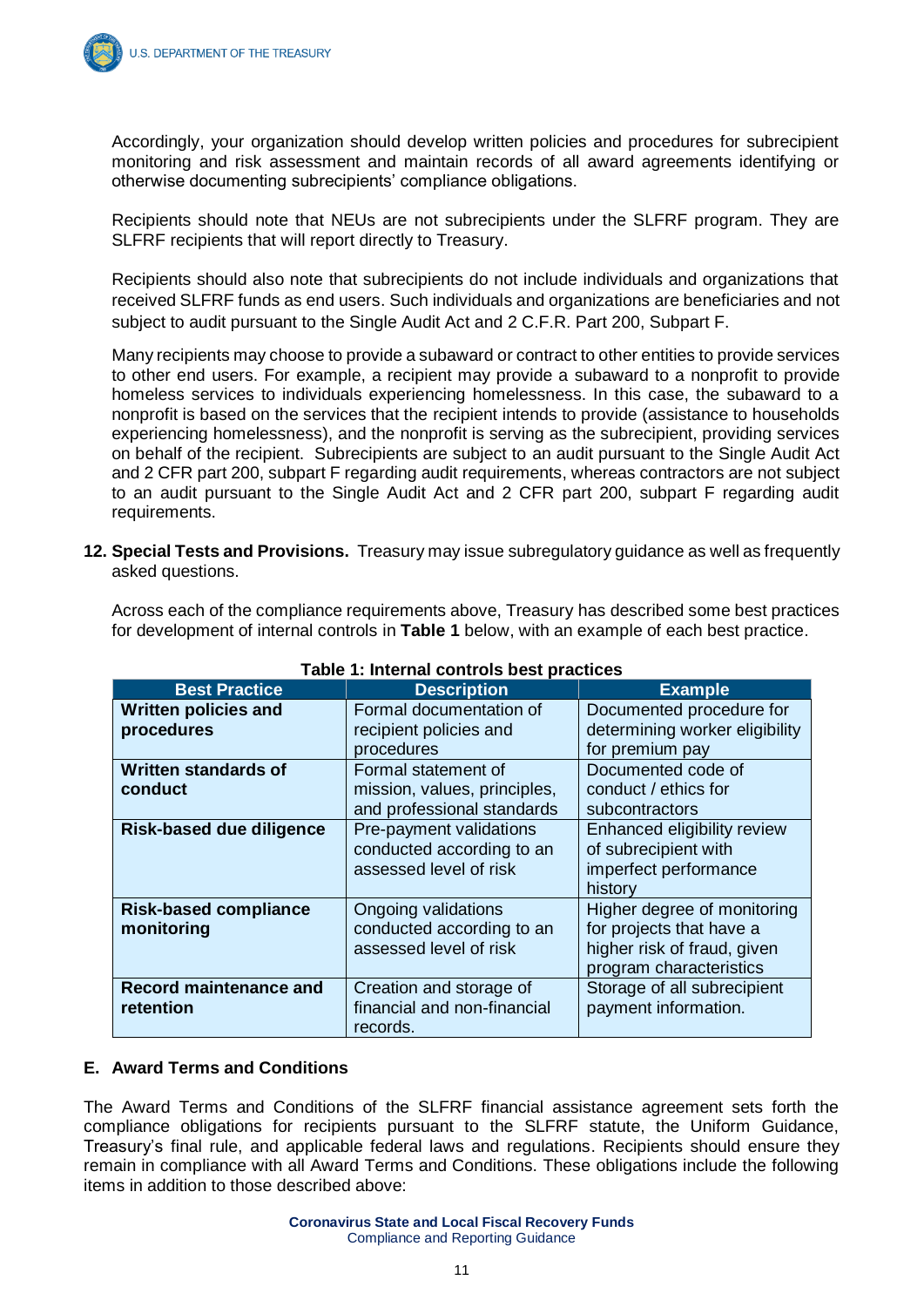Accordingly, your organization should develop written policies and procedures for subrecipient monitoring and risk assessment and maintain records of all award agreements identifying or otherwise documenting subrecipients' compliance obligations.

Recipients should note that NEUs are not subrecipients under the SLFRF program. They are SLFRF recipients that will report directly to Treasury.

Recipients should also note that subrecipients do not include individuals and organizations that received SLFRF funds as end users. Such individuals and organizations are beneficiaries and not subject to audit pursuant to the Single Audit Act and 2 C.F.R. Part 200, Subpart F.

Many recipients may choose to provide a subaward or contract to other entities to provide services to other end users. For example, a recipient may provide a subaward to a nonprofit to provide homeless services to individuals experiencing homelessness. In this case, the subaward to a nonprofit is based on the services that the recipient intends to provide (assistance to households experiencing homelessness), and the nonprofit is serving as the subrecipient, providing services on behalf of the recipient. Subrecipients are subject to an audit pursuant to the Single Audit Act and 2 CFR part 200, subpart F regarding audit requirements, whereas contractors are not subject to an audit pursuant to the Single Audit Act and 2 CFR part 200, subpart F regarding audit requirements.

**12. Special Tests and Provisions.** Treasury may issue subregulatory guidance as well as frequently asked questions.

Across each of the compliance requirements above, Treasury has described some best practices for development of internal controls in **Table 1** below, with an example of each best practice.

**Table 1: Internal controls best practices**

| Best Practice | Description | Example |
|---|---|---|
| **Written policies and procedures** | Formal documentation of recipient policies and procedures | Documented procedure for determining worker eligibility for premium pay |
| **Written standards of conduct** | Formal statement of mission, values, principles, and professional standards | Documented code of conduct / ethics for subcontractors |
| **Risk-based due diligence** | Pre-payment validations conducted according to an assessed level of risk | Enhanced eligibility review of subrecipient with imperfect performance history |
| **Risk-based compliance monitoring** | Ongoing validations conducted according to an assessed level of risk | Higher degree of monitoring for projects that have a higher risk of fraud, given program characteristics |
| **Record maintenance and retention** | Creation and storage of financial and non-financial records. | Storage of all subrecipient payment information. |

## E. Award Terms and Conditions

The Award Terms and Conditions of the SLFRF financial assistance agreement sets forth the compliance obligations for recipients pursuant to the SLFRF statute, the Uniform Guidance, Treasury's final rule, and applicable federal laws and regulations. Recipients should ensure they remain in compliance with all Award Terms and Conditions. These obligations include the following items in addition to those described above: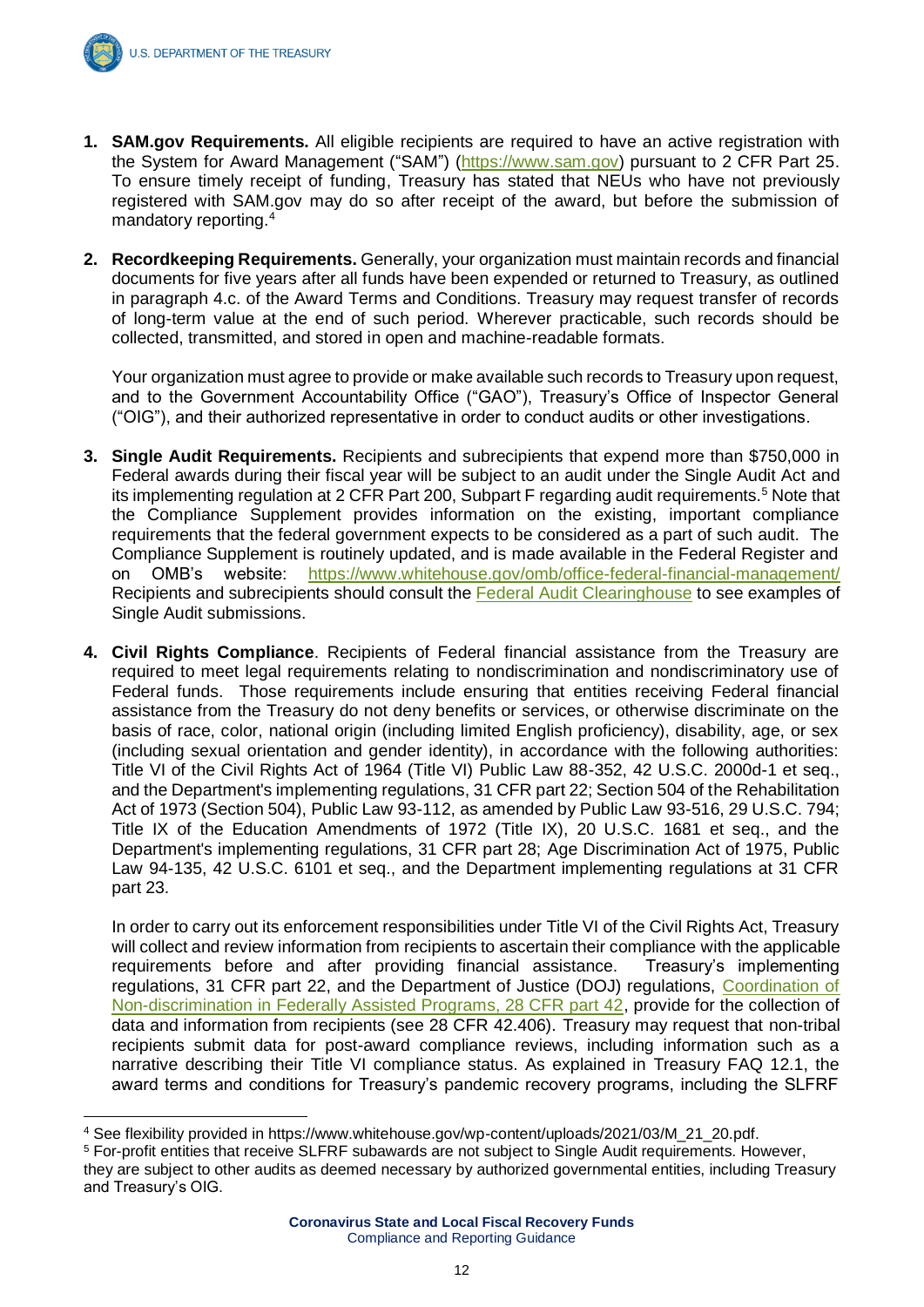1. **SAM.gov Requirements.** All eligible recipients are required to have an active registration with the System for Award Management ("SAM") (https://www.sam.gov) pursuant to 2 CFR Part 25. To ensure timely receipt of funding, Treasury has stated that NEUs who have not previously registered with SAM.gov may do so after receipt of the award, but before the submission of mandatory reporting.[4]

2. **Recordkeeping Requirements.** Generally, your organization must maintain records and financial documents for five years after all funds have been expended or returned to Treasury, as outlined in paragraph 4.c. of the Award Terms and Conditions. Treasury may request transfer of records of long-term value at the end of such period. Wherever practicable, such records should be collected, transmitted, and stored in open and machine-readable formats.

   Your organization must agree to provide or make available such records to Treasury upon request, and to the Government Accountability Office ("GAO"), Treasury's Office of Inspector General ("OIG"), and their authorized representative in order to conduct audits or other investigations.

3. **Single Audit Requirements.** Recipients and subrecipients that expend more than $750,000 in Federal awards during their fiscal year will be subject to an audit under the Single Audit Act and its implementing regulation at 2 CFR Part 200, Subpart F regarding audit requirements.[5] Note that the Compliance Supplement provides information on the existing, important compliance requirements that the federal government expects to be considered as a part of such audit. The Compliance Supplement is routinely updated, and is made available in the Federal Register and on OMB's website: https://www.whitehouse.gov/omb/office-federal-financial-management/ Recipients and subrecipients should consult the Federal Audit Clearinghouse to see examples of Single Audit submissions.

4. **Civil Rights Compliance**. Recipients of Federal financial assistance from the Treasury are required to meet legal requirements relating to nondiscrimination and nondiscriminatory use of Federal funds. Those requirements include ensuring that entities receiving Federal financial assistance from the Treasury do not deny benefits or services, or otherwise discriminate on the basis of race, color, national origin (including limited English proficiency), disability, age, or sex (including sexual orientation and gender identity), in accordance with the following authorities: Title VI of the Civil Rights Act of 1964 (Title VI) Public Law 88-352, 42 U.S.C. 2000d-1 et seq., and the Department's implementing regulations, 31 CFR part 22; Section 504 of the Rehabilitation Act of 1973 (Section 504), Public Law 93-112, as amended by Public Law 93-516, 29 U.S.C. 794; Title IX of the Education Amendments of 1972 (Title IX), 20 U.S.C. 1681 et seq., and the Department's implementing regulations, 31 CFR part 28; Age Discrimination Act of 1975, Public Law 94-135, 42 U.S.C. 6101 et seq., and the Department implementing regulations at 31 CFR part 23.

   In order to carry out its enforcement responsibilities under Title VI of the Civil Rights Act, Treasury will collect and review information from recipients to ascertain their compliance with the applicable requirements before and after providing financial assistance. Treasury's implementing regulations, 31 CFR part 22, and the Department of Justice (DOJ) regulations, Coordination of Non-discrimination in Federally Assisted Programs, 28 CFR part 42, provide for the collection of data and information from recipients (see 28 CFR 42.406). Treasury may request that non-tribal recipients submit data for post-award compliance reviews, including information such as a narrative describing their Title VI compliance status. As explained in Treasury FAQ 12.1, the award terms and conditions for Treasury's pandemic recovery programs, including the SLFRF

---

[4] See flexibility provided in https://www.whitehouse.gov/wp-content/uploads/2021/03/M_21_20.pdf.

[5] For-profit entities that receive SLFRF subawards are not subject to Single Audit requirements. However, they are subject to other audits as deemed necessary by authorized governmental entities, including Treasury and Treasury's OIG.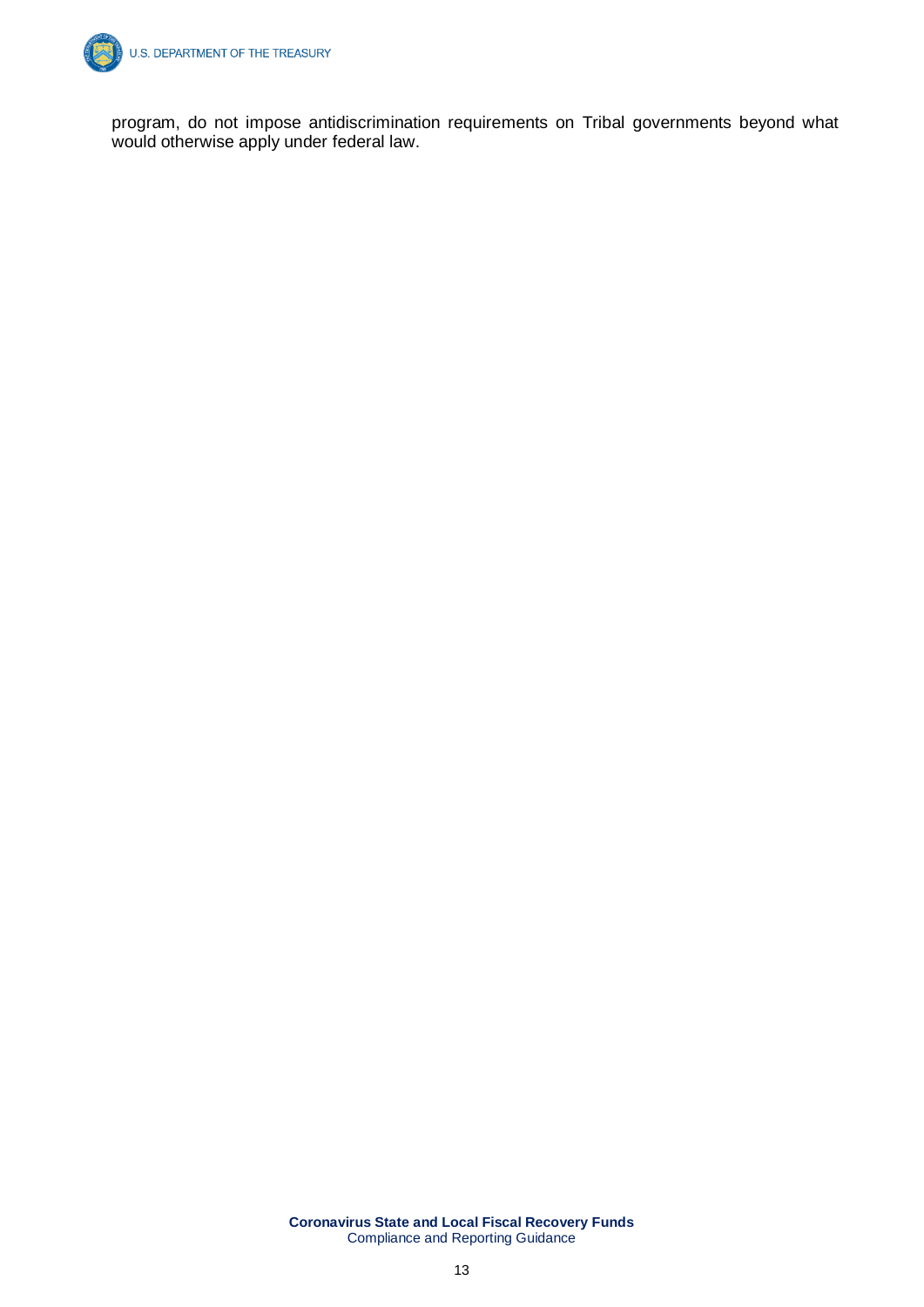program, do not impose antidiscrimination requirements on Tribal governments beyond what would otherwise apply under federal law.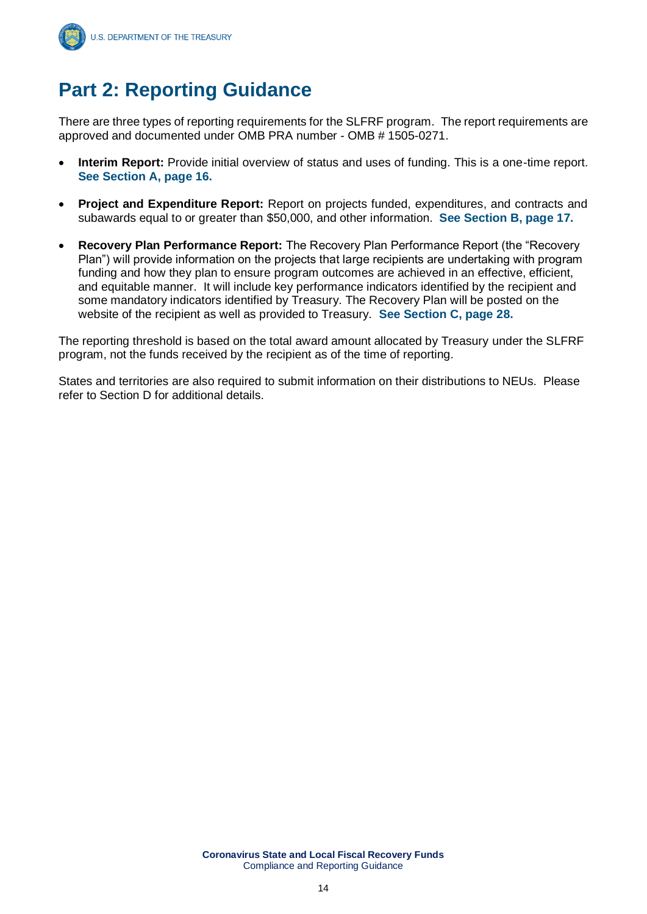# Part 2: Reporting Guidance

There are three types of reporting requirements for the SLFRF program. The report requirements are approved and documented under OMB PRA number - OMB # 1505-0271.

- **Interim Report:** Provide initial overview of status and uses of funding. This is a one-time report. **See Section A, page 16.**
- **Project and Expenditure Report:** Report on projects funded, expenditures, and contracts and subawards equal to or greater than $50,000, and other information. **See Section B, page 17.**
- **Recovery Plan Performance Report:** The Recovery Plan Performance Report (the "Recovery Plan") will provide information on the projects that large recipients are undertaking with program funding and how they plan to ensure program outcomes are achieved in an effective, efficient, and equitable manner. It will include key performance indicators identified by the recipient and some mandatory indicators identified by Treasury. The Recovery Plan will be posted on the website of the recipient as well as provided to Treasury. **See Section C, page 28.**

The reporting threshold is based on the total award amount allocated by Treasury under the SLFRF program, not the funds received by the recipient as of the time of reporting.

States and territories are also required to submit information on their distributions to NEUs. Please refer to Section D for additional details.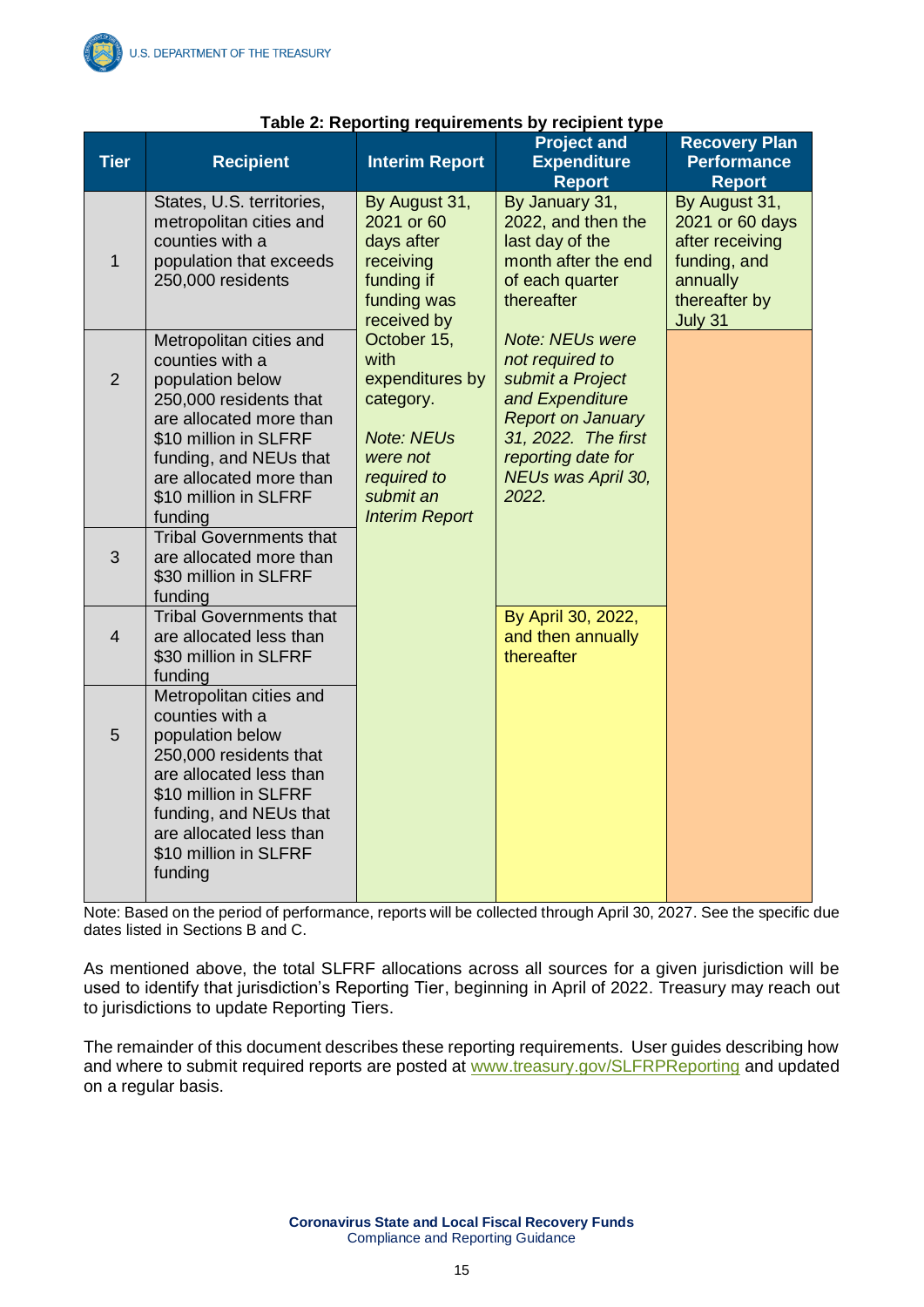**Table 2: Reporting requirements by recipient type**

| Tier | Recipient | Interim Report | Project and Expenditure Report | Recovery Plan Performance Report |
|---|---|---|---|---|
| 1 | States, U.S. territories, metropolitan cities and counties with a population that exceeds 250,000 residents | By August 31, 2021 or 60 days after receiving funding if funding was received by October 15, with expenditures by category. *Note: NEUs were not required to submit an Interim Report* | By January 31, 2022, and then the last day of the month after the end of each quarter thereafter *Note: NEUs were not required to submit a Project and Expenditure Report on January 31, 2022. The first reporting date for NEUs was April 30, 2022.* | By August 31, 2021 or 60 days after receiving funding, and annually thereafter by July 31 |
| 2 | Metropolitan cities and counties with a population below 250,000 residents that are allocated more than $10 million in SLFRF funding, and NEUs that are allocated more than $10 million in SLFRF funding | | | |
| 3 | Tribal Governments that are allocated more than $30 million in SLFRF funding | | | |
| 4 | Tribal Governments that are allocated less than $30 million in SLFRF funding | | By April 30, 2022, and then annually thereafter | |
| 5 | Metropolitan cities and counties with a population below 250,000 residents that are allocated less than $10 million in SLFRF funding, and NEUs that are allocated less than $10 million in SLFRF funding | | | |

Note: Based on the period of performance, reports will be collected through April 30, 2027. See the specific due dates listed in Sections B and C.

As mentioned above, the total SLFRF allocations across all sources for a given jurisdiction will be used to identify that jurisdiction's Reporting Tier, beginning in April of 2022. Treasury may reach out to jurisdictions to update Reporting Tiers.

The remainder of this document describes these reporting requirements. User guides describing how and where to submit required reports are posted at www.treasury.gov/SLFRPReporting and updated on a regular basis.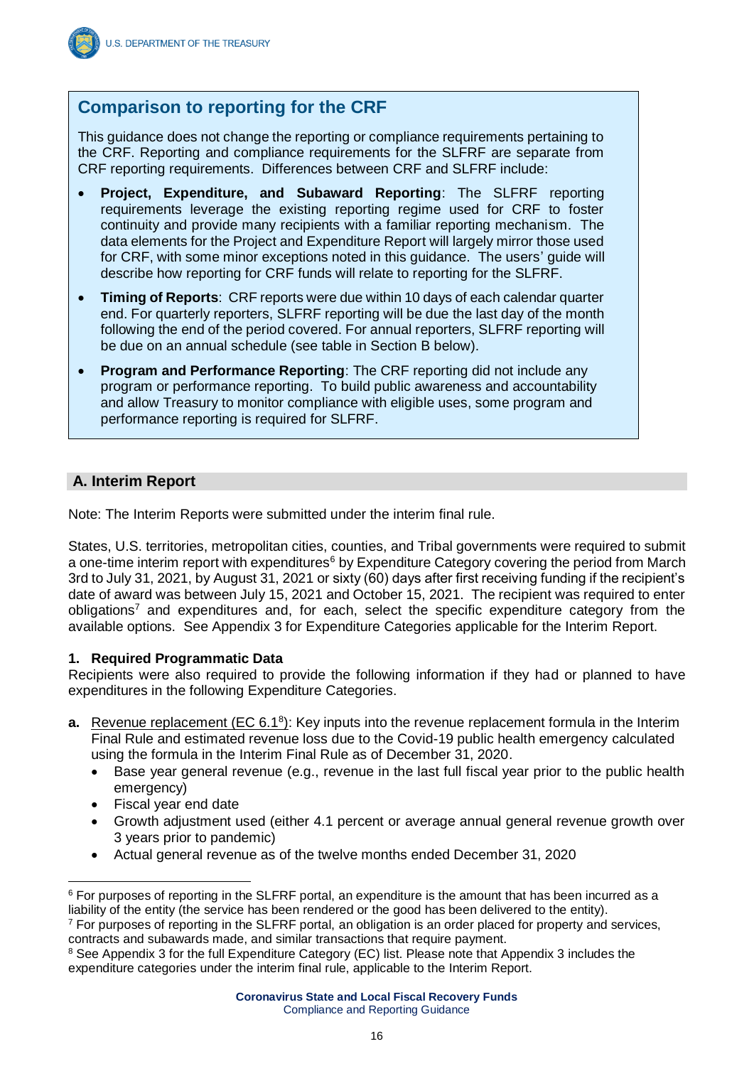## Comparison to reporting for the CRF

This guidance does not change the reporting or compliance requirements pertaining to the CRF. Reporting and compliance requirements for the SLFRF are separate from CRF reporting requirements. Differences between CRF and SLFRF include:

- **Project, Expenditure, and Subaward Reporting**: The SLFRF reporting requirements leverage the existing reporting regime used for CRF to foster continuity and provide many recipients with a familiar reporting mechanism. The data elements for the Project and Expenditure Report will largely mirror those used for CRF, with some minor exceptions noted in this guidance. The users' guide will describe how reporting for CRF funds will relate to reporting for the SLFRF.
- **Timing of Reports**: CRF reports were due within 10 days of each calendar quarter end. For quarterly reporters, SLFRF reporting will be due the last day of the month following the end of the period covered. For annual reporters, SLFRF reporting will be due on an annual schedule (see table in Section B below).
- **Program and Performance Reporting**: The CRF reporting did not include any program or performance reporting. To build public awareness and accountability and allow Treasury to monitor compliance with eligible uses, some program and performance reporting is required for SLFRF.

## A. Interim Report

Note: The Interim Reports were submitted under the interim final rule.

States, U.S. territories, metropolitan cities, counties, and Tribal governments were required to submit a one-time interim report with expenditures[6] by Expenditure Category covering the period from March 3rd to July 31, 2021, by August 31, 2021 or sixty (60) days after first receiving funding if the recipient's date of award was between July 15, 2021 and October 15, 2021. The recipient was required to enter obligations[7] and expenditures and, for each, select the specific expenditure category from the available options. See Appendix 3 for Expenditure Categories applicable for the Interim Report.

### 1. Required Programmatic Data

Recipients were also required to provide the following information if they had or planned to have expenditures in the following Expenditure Categories.

**a.** Revenue replacement (EC 6.1[8]): Key inputs into the revenue replacement formula in the Interim Final Rule and estimated revenue loss due to the Covid-19 public health emergency calculated using the formula in the Interim Final Rule as of December 31, 2020.

- Base year general revenue (e.g., revenue in the last full fiscal year prior to the public health emergency)
- Fiscal year end date
- Growth adjustment used (either 4.1 percent or average annual general revenue growth over 3 years prior to pandemic)
- Actual general revenue as of the twelve months ended December 31, 2020

[6] For purposes of reporting in the SLFRF portal, an expenditure is the amount that has been incurred as a liability of the entity (the service has been rendered or the good has been delivered to the entity).

[7] For purposes of reporting in the SLFRF portal, an obligation is an order placed for property and services, contracts and subawards made, and similar transactions that require payment.

[8] See Appendix 3 for the full Expenditure Category (EC) list. Please note that Appendix 3 includes the expenditure categories under the interim final rule, applicable to the Interim Report.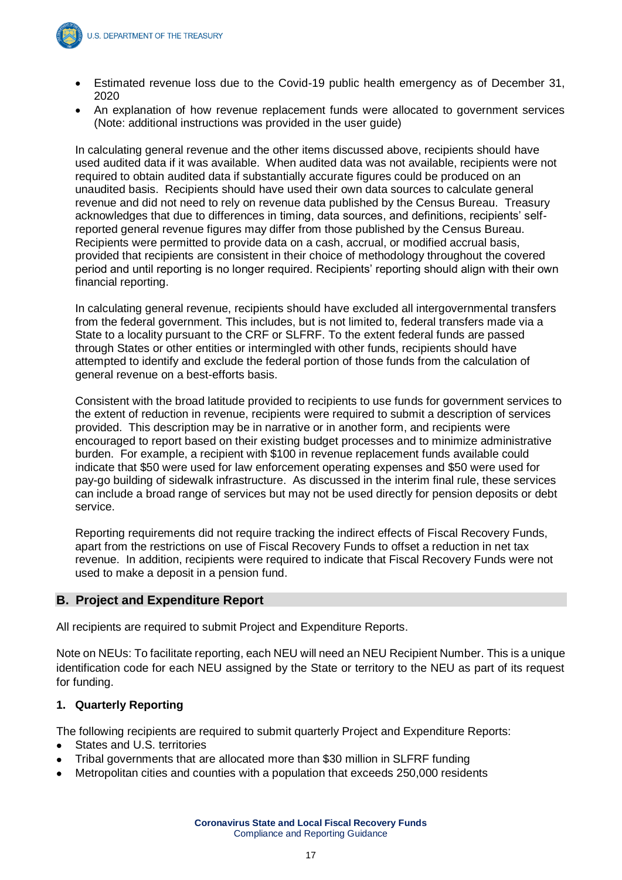- Estimated revenue loss due to the Covid-19 public health emergency as of December 31, 2020
- An explanation of how revenue replacement funds were allocated to government services (Note: additional instructions was provided in the user guide)

In calculating general revenue and the other items discussed above, recipients should have used audited data if it was available. When audited data was not available, recipients were not required to obtain audited data if substantially accurate figures could be produced on an unaudited basis. Recipients should have used their own data sources to calculate general revenue and did not need to rely on revenue data published by the Census Bureau. Treasury acknowledges that due to differences in timing, data sources, and definitions, recipients' self-reported general revenue figures may differ from those published by the Census Bureau. Recipients were permitted to provide data on a cash, accrual, or modified accrual basis, provided that recipients are consistent in their choice of methodology throughout the covered period and until reporting is no longer required. Recipients' reporting should align with their own financial reporting.

In calculating general revenue, recipients should have excluded all intergovernmental transfers from the federal government. This includes, but is not limited to, federal transfers made via a State to a locality pursuant to the CRF or SLFRF. To the extent federal funds are passed through States or other entities or intermingled with other funds, recipients should have attempted to identify and exclude the federal portion of those funds from the calculation of general revenue on a best-efforts basis.

Consistent with the broad latitude provided to recipients to use funds for government services to the extent of reduction in revenue, recipients were required to submit a description of services provided. This description may be in narrative or in another form, and recipients were encouraged to report based on their existing budget processes and to minimize administrative burden. For example, a recipient with $100 in revenue replacement funds available could indicate that $50 were used for law enforcement operating expenses and $50 were used for pay-go building of sidewalk infrastructure. As discussed in the interim final rule, these services can include a broad range of services but may not be used directly for pension deposits or debt service.

Reporting requirements did not require tracking the indirect effects of Fiscal Recovery Funds, apart from the restrictions on use of Fiscal Recovery Funds to offset a reduction in net tax revenue. In addition, recipients were required to indicate that Fiscal Recovery Funds were not used to make a deposit in a pension fund.

## B. Project and Expenditure Report

All recipients are required to submit Project and Expenditure Reports.

Note on NEUs: To facilitate reporting, each NEU will need an NEU Recipient Number. This is a unique identification code for each NEU assigned by the State or territory to the NEU as part of its request for funding.

### 1. Quarterly Reporting

The following recipients are required to submit quarterly Project and Expenditure Reports:

- States and U.S. territories
- Tribal governments that are allocated more than $30 million in SLFRF funding
- Metropolitan cities and counties with a population that exceeds 250,000 residents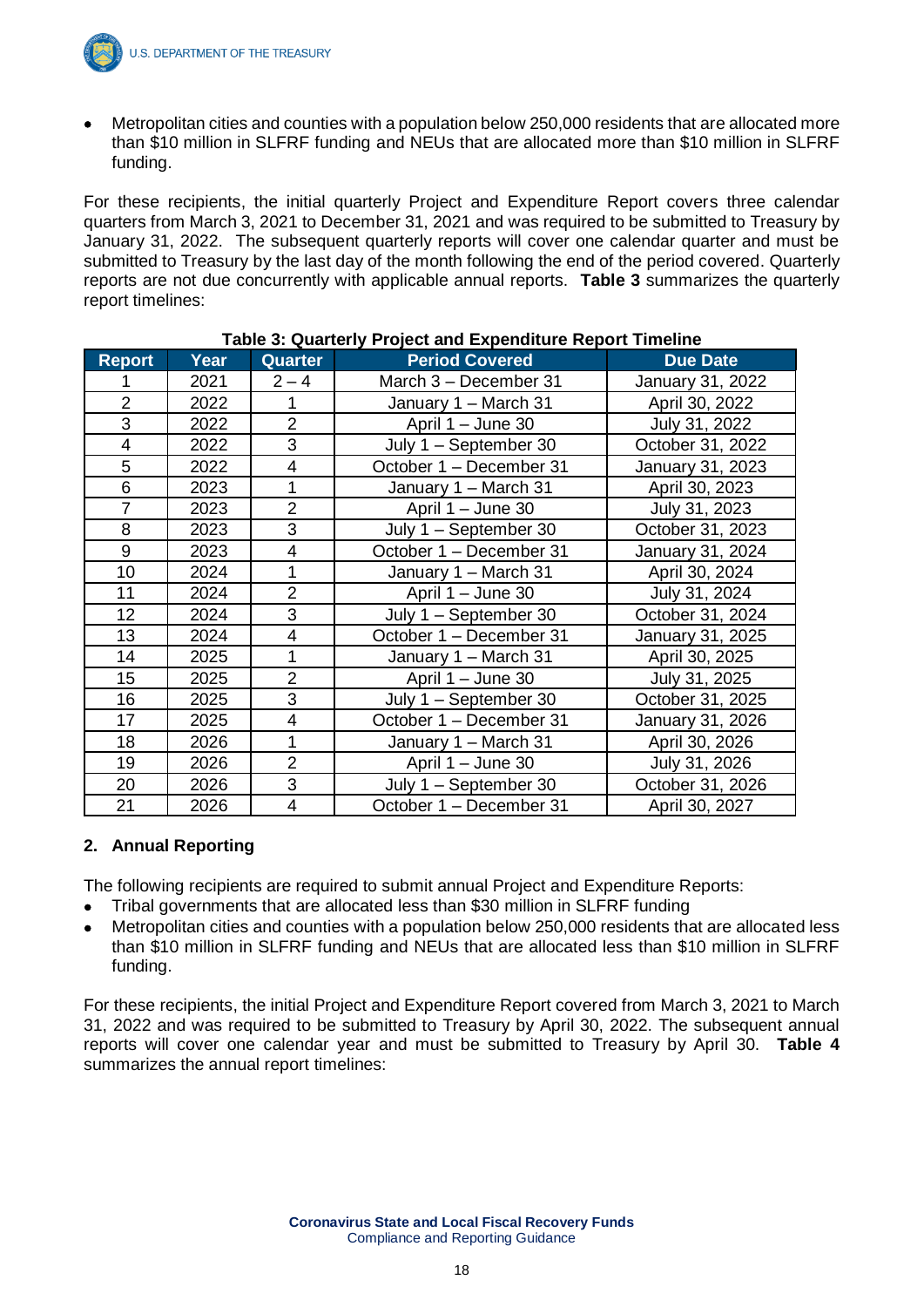- Metropolitan cities and counties with a population below 250,000 residents that are allocated more than $10 million in SLFRF funding and NEUs that are allocated more than $10 million in SLFRF funding.

For these recipients, the initial quarterly Project and Expenditure Report covers three calendar quarters from March 3, 2021 to December 31, 2021 and was required to be submitted to Treasury by January 31, 2022. The subsequent quarterly reports will cover one calendar quarter and must be submitted to Treasury by the last day of the month following the end of the period covered. Quarterly reports are not due concurrently with applicable annual reports. **Table 3** summarizes the quarterly report timelines:

**Table 3: Quarterly Project and Expenditure Report Timeline**

| Report | Year | Quarter | Period Covered | Due Date |
|---|---|---|---|---|
| 1 | 2021 | 2 – 4 | March 3 – December 31 | January 31, 2022 |
| 2 | 2022 | 1 | January 1 – March 31 | April 30, 2022 |
| 3 | 2022 | 2 | April 1 – June 30 | July 31, 2022 |
| 4 | 2022 | 3 | July 1 – September 30 | October 31, 2022 |
| 5 | 2022 | 4 | October 1 – December 31 | January 31, 2023 |
| 6 | 2023 | 1 | January 1 – March 31 | April 30, 2023 |
| 7 | 2023 | 2 | April 1 – June 30 | July 31, 2023 |
| 8 | 2023 | 3 | July 1 – September 30 | October 31, 2023 |
| 9 | 2023 | 4 | October 1 – December 31 | January 31, 2024 |
| 10 | 2024 | 1 | January 1 – March 31 | April 30, 2024 |
| 11 | 2024 | 2 | April 1 – June 30 | July 31, 2024 |
| 12 | 2024 | 3 | July 1 – September 30 | October 31, 2024 |
| 13 | 2024 | 4 | October 1 – December 31 | January 31, 2025 |
| 14 | 2025 | 1 | January 1 – March 31 | April 30, 2025 |
| 15 | 2025 | 2 | April 1 – June 30 | July 31, 2025 |
| 16 | 2025 | 3 | July 1 – September 30 | October 31, 2025 |
| 17 | 2025 | 4 | October 1 – December 31 | January 31, 2026 |
| 18 | 2026 | 1 | January 1 – March 31 | April 30, 2026 |
| 19 | 2026 | 2 | April 1 – June 30 | July 31, 2026 |
| 20 | 2026 | 3 | July 1 – September 30 | October 31, 2026 |
| 21 | 2026 | 4 | October 1 – December 31 | April 30, 2027 |

## 2. Annual Reporting

The following recipients are required to submit annual Project and Expenditure Reports:

- Tribal governments that are allocated less than $30 million in SLFRF funding
- Metropolitan cities and counties with a population below 250,000 residents that are allocated less than $10 million in SLFRF funding and NEUs that are allocated less than $10 million in SLFRF funding.

For these recipients, the initial Project and Expenditure Report covered from March 3, 2021 to March 31, 2022 and was required to be submitted to Treasury by April 30, 2022. The subsequent annual reports will cover one calendar year and must be submitted to Treasury by April 30. **Table 4** summarizes the annual report timelines: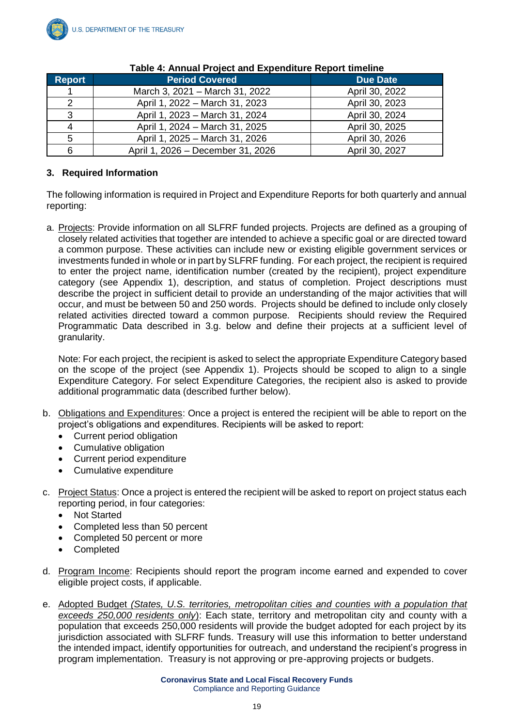**Table 4: Annual Project and Expenditure Report timeline**

| Report | Period Covered | Due Date |
|---|---|---|
| 1 | March 3, 2021 – March 31, 2022 | April 30, 2022 |
| 2 | April 1, 2022 – March 31, 2023 | April 30, 2023 |
| 3 | April 1, 2023 – March 31, 2024 | April 30, 2024 |
| 4 | April 1, 2024 – March 31, 2025 | April 30, 2025 |
| 5 | April 1, 2025 – March 31, 2026 | April 30, 2026 |
| 6 | April 1, 2026 – December 31, 2026 | April 30, 2027 |

### 3. Required Information

The following information is required in Project and Expenditure Reports for both quarterly and annual reporting:

a. Projects: Provide information on all SLFRF funded projects. Projects are defined as a grouping of closely related activities that together are intended to achieve a specific goal or are directed toward a common purpose. These activities can include new or existing eligible government services or investments funded in whole or in part by SLFRF funding. For each project, the recipient is required to enter the project name, identification number (created by the recipient), project expenditure category (see Appendix 1), description, and status of completion. Project descriptions must describe the project in sufficient detail to provide an understanding of the major activities that will occur, and must be between 50 and 250 words. Projects should be defined to include only closely related activities directed toward a common purpose. Recipients should review the Required Programmatic Data described in 3.g. below and define their projects at a sufficient level of granularity.

   Note: For each project, the recipient is asked to select the appropriate Expenditure Category based on the scope of the project (see Appendix 1). Projects should be scoped to align to a single Expenditure Category. For select Expenditure Categories, the recipient also is asked to provide additional programmatic data (described further below).

b. Obligations and Expenditures: Once a project is entered the recipient will be able to report on the project's obligations and expenditures. Recipients will be asked to report:
   - Current period obligation
   - Cumulative obligation
   - Current period expenditure
   - Cumulative expenditure

c. Project Status: Once a project is entered the recipient will be asked to report on project status each reporting period, in four categories:
   - Not Started
   - Completed less than 50 percent
   - Completed 50 percent or more
   - Completed

d. Program Income: Recipients should report the program income earned and expended to cover eligible project costs, if applicable.

e. Adopted Budget *(States, U.S. territories, metropolitan cities and counties with a population that exceeds 250,000 residents only)*: Each state, territory and metropolitan city and county with a population that exceeds 250,000 residents will provide the budget adopted for each project by its jurisdiction associated with SLFRF funds. Treasury will use this information to better understand the intended impact, identify opportunities for outreach, and understand the recipient's progress in program implementation. Treasury is not approving or pre-approving projects or budgets.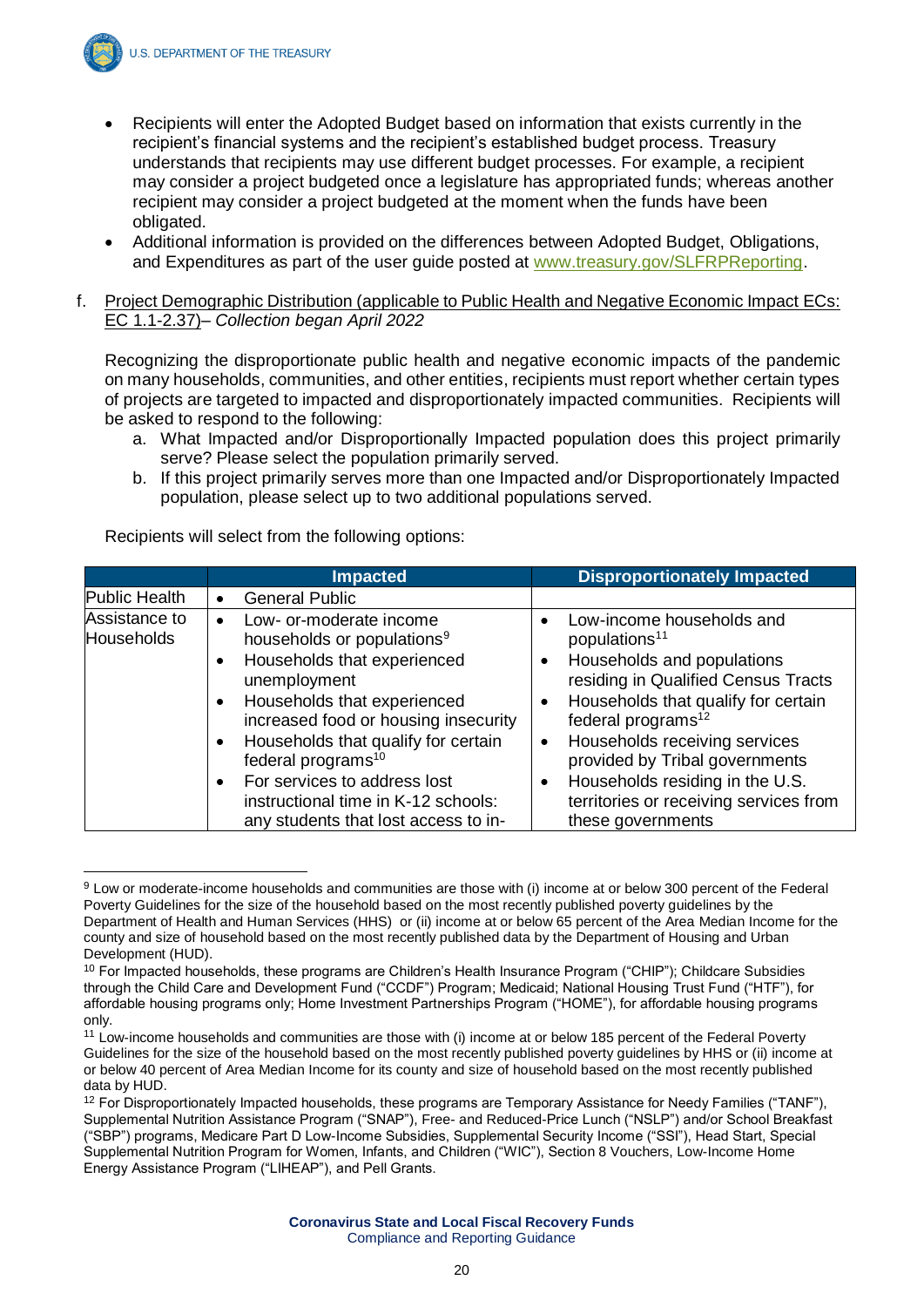- Recipients will enter the Adopted Budget based on information that exists currently in the recipient's financial systems and the recipient's established budget process. Treasury understands that recipients may use different budget processes. For example, a recipient may consider a project budgeted once a legislature has appropriated funds; whereas another recipient may consider a project budgeted at the moment when the funds have been obligated.
- Additional information is provided on the differences between Adopted Budget, Obligations, and Expenditures as part of the user guide posted at www.treasury.gov/SLFRPReporting.

f. Project Demographic Distribution (applicable to Public Health and Negative Economic Impact ECs: EC 1.1-2.37)– *Collection began April 2022*

Recognizing the disproportionate public health and negative economic impacts of the pandemic on many households, communities, and other entities, recipients must report whether certain types of projects are targeted to impacted and disproportionately impacted communities. Recipients will be asked to respond to the following:

a. What Impacted and/or Disproportionally Impacted population does this project primarily serve? Please select the population primarily served.
b. If this project primarily serves more than one Impacted and/or Disproportionately Impacted population, please select up to two additional populations served.

Recipients will select from the following options:

| | Impacted | Disproportionately Impacted |
|---|---|---|
| Public Health | • General Public | |
| Assistance to Households | • Low- or-moderate income households or populations[9]<br>• Households that experienced unemployment<br>• Households that experienced increased food or housing insecurity<br>• Households that qualify for certain federal programs[10]<br>• For services to address lost instructional time in K-12 schools: any students that lost access to in- | • Low-income households and populations[11]<br>• Households and populations residing in Qualified Census Tracts<br>• Households that qualify for certain federal programs[12]<br>• Households receiving services provided by Tribal governments<br>• Households residing in the U.S. territories or receiving services from these governments |

[9] Low or moderate-income households and communities are those with (i) income at or below 300 percent of the Federal Poverty Guidelines for the size of the household based on the most recently published poverty guidelines by the Department of Health and Human Services (HHS) or (ii) income at or below 65 percent of the Area Median Income for the county and size of household based on the most recently published data by the Department of Housing and Urban Development (HUD).

[10] For Impacted households, these programs are Children's Health Insurance Program ("CHIP"); Childcare Subsidies through the Child Care and Development Fund ("CCDF") Program; Medicaid; National Housing Trust Fund ("HTF"), for affordable housing programs only; Home Investment Partnerships Program ("HOME"), for affordable housing programs only.

[11] Low-income households and communities are those with (i) income at or below 185 percent of the Federal Poverty Guidelines for the size of the household based on the most recently published poverty guidelines by HHS or (ii) income at or below 40 percent of Area Median Income for its county and size of household based on the most recently published data by HUD.

[12] For Disproportionately Impacted households, these programs are Temporary Assistance for Needy Families ("TANF"), Supplemental Nutrition Assistance Program ("SNAP"), Free- and Reduced-Price Lunch ("NSLP") and/or School Breakfast ("SBP") programs, Medicare Part D Low-Income Subsidies, Supplemental Security Income ("SSI"), Head Start, Special Supplemental Nutrition Program for Women, Infants, and Children ("WIC"), Section 8 Vouchers, Low-Income Home Energy Assistance Program ("LIHEAP"), and Pell Grants.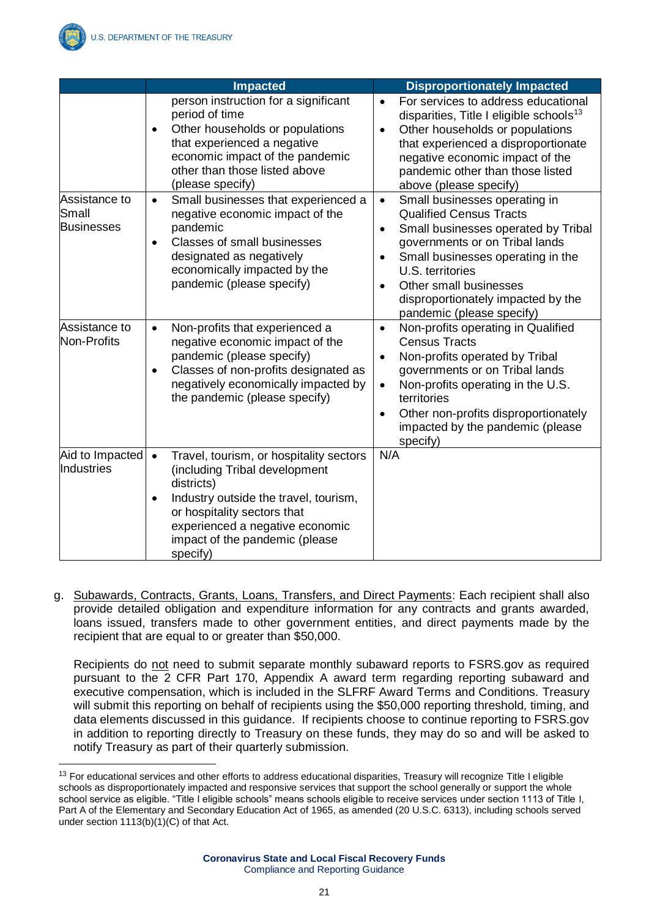| | Impacted | Disproportionately Impacted |
|---|---|---|
| | person instruction for a significant period of time<br>• Other households or populations that experienced a negative economic impact of the pandemic other than those listed above (please specify) | • For services to address educational disparities, Title I eligible schools[13]<br>• Other households or populations that experienced a disproportionate negative economic impact of the pandemic other than those listed above (please specify) |
| Assistance to Small Businesses | • Small businesses that experienced a negative economic impact of the pandemic<br>• Classes of small businesses designated as negatively economically impacted by the pandemic (please specify) | • Small businesses operating in Qualified Census Tracts<br>• Small businesses operated by Tribal governments or on Tribal lands<br>• Small businesses operating in the U.S. territories<br>• Other small businesses disproportionately impacted by the pandemic (please specify) |
| Assistance to Non-Profits | • Non-profits that experienced a negative economic impact of the pandemic (please specify)<br>• Classes of non-profits designated as negatively economically impacted by the pandemic (please specify) | • Non-profits operating in Qualified Census Tracts<br>• Non-profits operated by Tribal governments or on Tribal lands<br>• Non-profits operating in the U.S. territories<br>• Other non-profits disproportionately impacted by the pandemic (please specify) |
| Aid to Impacted Industries | • Travel, tourism, or hospitality sectors (including Tribal development districts)<br>• Industry outside the travel, tourism, or hospitality sectors that experienced a negative economic impact of the pandemic (please specify) | N/A |

g. Subawards, Contracts, Grants, Loans, Transfers, and Direct Payments: Each recipient shall also provide detailed obligation and expenditure information for any contracts and grants awarded, loans issued, transfers made to other government entities, and direct payments made by the recipient that are equal to or greater than $50,000.

   Recipients do not need to submit separate monthly subaward reports to FSRS.gov as required pursuant to the 2 CFR Part 170, Appendix A award term regarding reporting subaward and executive compensation, which is included in the SLFRF Award Terms and Conditions. Treasury will submit this reporting on behalf of recipients using the $50,000 reporting threshold, timing, and data elements discussed in this guidance. If recipients choose to continue reporting to FSRS.gov in addition to reporting directly to Treasury on these funds, they may do so and will be asked to notify Treasury as part of their quarterly submission.

---

[13] For educational services and other efforts to address educational disparities, Treasury will recognize Title I eligible schools as disproportionately impacted and responsive services that support the school generally or support the whole school service as eligible. "Title I eligible schools" means schools eligible to receive services under section 1113 of Title I, Part A of the Elementary and Secondary Education Act of 1965, as amended (20 U.S.C. 6313), including schools served under section 1113(b)(1)(C) of that Act.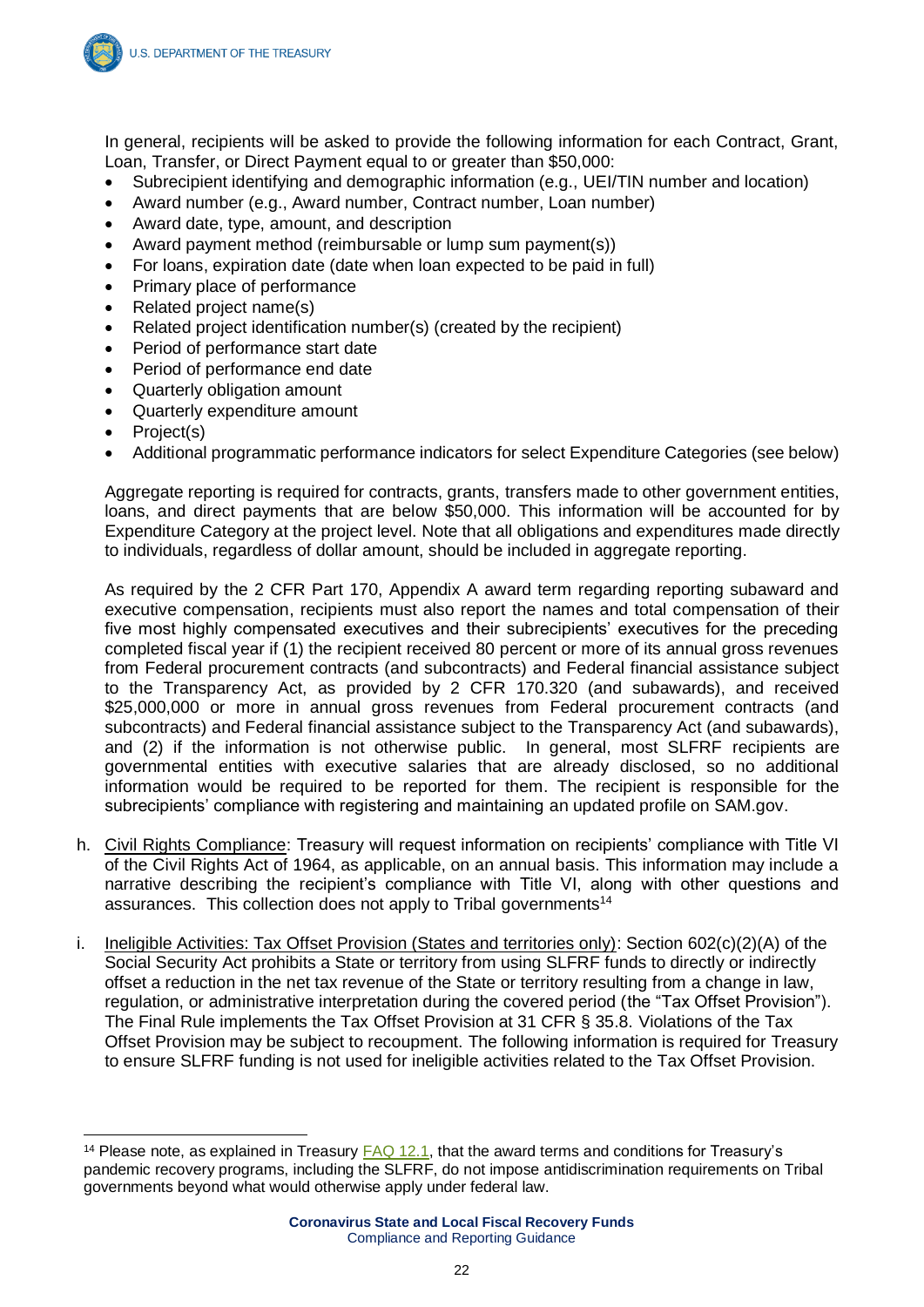In general, recipients will be asked to provide the following information for each Contract, Grant, Loan, Transfer, or Direct Payment equal to or greater than $50,000:

- Subrecipient identifying and demographic information (e.g., UEI/TIN number and location)
- Award number (e.g., Award number, Contract number, Loan number)
- Award date, type, amount, and description
- Award payment method (reimbursable or lump sum payment(s))
- For loans, expiration date (date when loan expected to be paid in full)
- Primary place of performance
- Related project name(s)
- Related project identification number(s) (created by the recipient)
- Period of performance start date
- Period of performance end date
- Quarterly obligation amount
- Quarterly expenditure amount
- Project(s)
- Additional programmatic performance indicators for select Expenditure Categories (see below)

Aggregate reporting is required for contracts, grants, transfers made to other government entities, loans, and direct payments that are below $50,000. This information will be accounted for by Expenditure Category at the project level. Note that all obligations and expenditures made directly to individuals, regardless of dollar amount, should be included in aggregate reporting.

As required by the 2 CFR Part 170, Appendix A award term regarding reporting subaward and executive compensation, recipients must also report the names and total compensation of their five most highly compensated executives and their subrecipients' executives for the preceding completed fiscal year if (1) the recipient received 80 percent or more of its annual gross revenues from Federal procurement contracts (and subcontracts) and Federal financial assistance subject to the Transparency Act, as provided by 2 CFR 170.320 (and subawards), and received $25,000,000 or more in annual gross revenues from Federal procurement contracts (and subcontracts) and Federal financial assistance subject to the Transparency Act (and subawards), and (2) if the information is not otherwise public. In general, most SLFRF recipients are governmental entities with executive salaries that are already disclosed, so no additional information would be required to be reported for them. The recipient is responsible for the subrecipients' compliance with registering and maintaining an updated profile on SAM.gov.

h. Civil Rights Compliance: Treasury will request information on recipients' compliance with Title VI of the Civil Rights Act of 1964, as applicable, on an annual basis. This information may include a narrative describing the recipient's compliance with Title VI, along with other questions and assurances. This collection does not apply to Tribal governments[14]

i. Ineligible Activities: Tax Offset Provision (States and territories only): Section 602(c)(2)(A) of the Social Security Act prohibits a State or territory from using SLFRF funds to directly or indirectly offset a reduction in the net tax revenue of the State or territory resulting from a change in law, regulation, or administrative interpretation during the covered period (the "Tax Offset Provision"). The Final Rule implements the Tax Offset Provision at 31 CFR § 35.8. Violations of the Tax Offset Provision may be subject to recoupment. The following information is required for Treasury to ensure SLFRF funding is not used for ineligible activities related to the Tax Offset Provision.

[14] Please note, as explained in Treasury FAQ 12.1, that the award terms and conditions for Treasury's pandemic recovery programs, including the SLFRF, do not impose antidiscrimination requirements on Tribal governments beyond what would otherwise apply under federal law.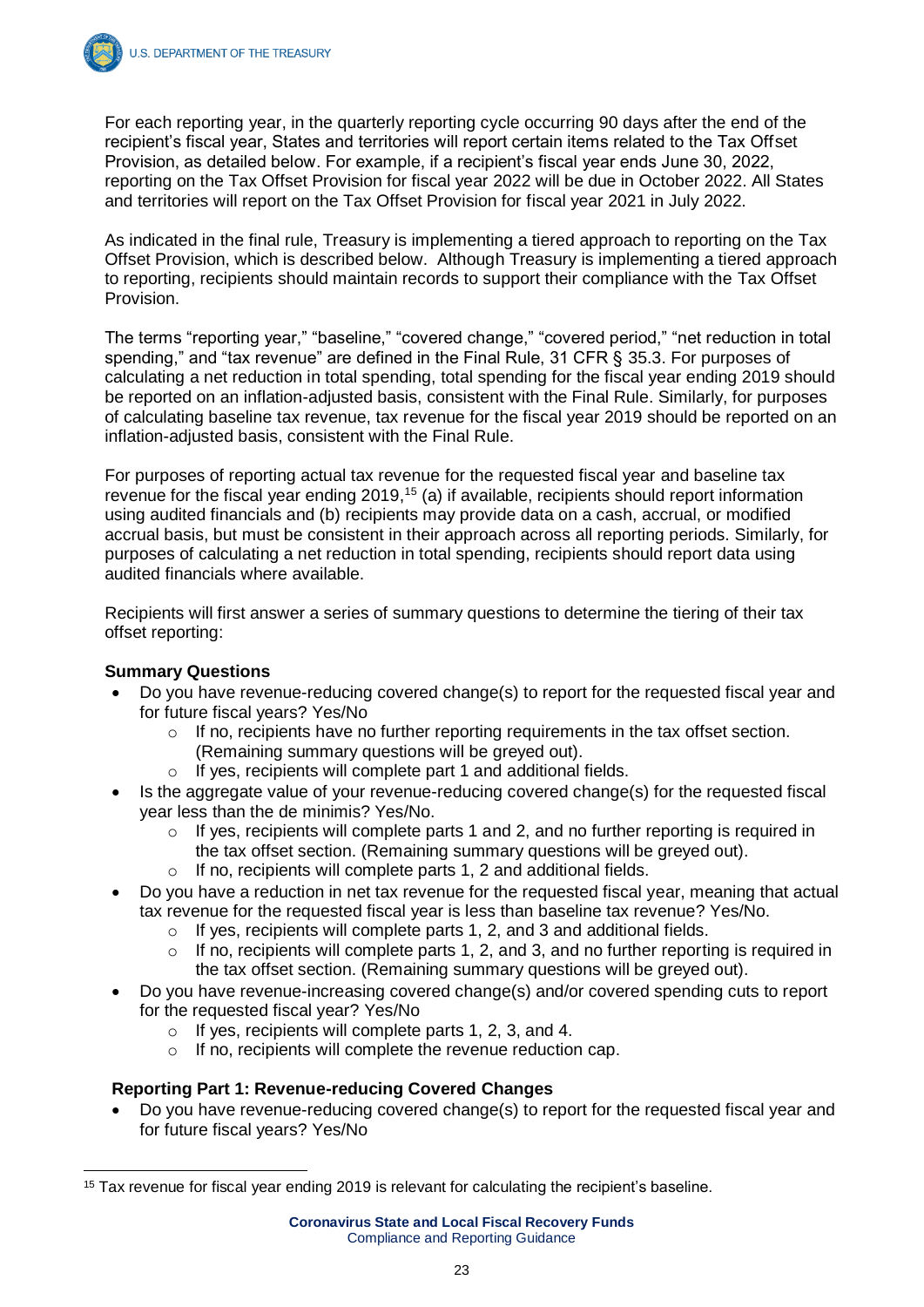For each reporting year, in the quarterly reporting cycle occurring 90 days after the end of the recipient's fiscal year, States and territories will report certain items related to the Tax Offset Provision, as detailed below. For example, if a recipient's fiscal year ends June 30, 2022, reporting on the Tax Offset Provision for fiscal year 2022 will be due in October 2022. All States and territories will report on the Tax Offset Provision for fiscal year 2021 in July 2022.

As indicated in the final rule, Treasury is implementing a tiered approach to reporting on the Tax Offset Provision, which is described below. Although Treasury is implementing a tiered approach to reporting, recipients should maintain records to support their compliance with the Tax Offset Provision.

The terms "reporting year," "baseline," "covered change," "covered period," "net reduction in total spending," and "tax revenue" are defined in the Final Rule, 31 CFR § 35.3. For purposes of calculating a net reduction in total spending, total spending for the fiscal year ending 2019 should be reported on an inflation-adjusted basis, consistent with the Final Rule. Similarly, for purposes of calculating baseline tax revenue, tax revenue for the fiscal year 2019 should be reported on an inflation-adjusted basis, consistent with the Final Rule.

For purposes of reporting actual tax revenue for the requested fiscal year and baseline tax revenue for the fiscal year ending 2019,[15] (a) if available, recipients should report information using audited financials and (b) recipients may provide data on a cash, accrual, or modified accrual basis, but must be consistent in their approach across all reporting periods. Similarly, for purposes of calculating a net reduction in total spending, recipients should report data using audited financials where available.

Recipients will first answer a series of summary questions to determine the tiering of their tax offset reporting:

**Summary Questions**

- Do you have revenue-reducing covered change(s) to report for the requested fiscal year and for future fiscal years? Yes/No
  - If no, recipients have no further reporting requirements in the tax offset section. (Remaining summary questions will be greyed out).
  - If yes, recipients will complete part 1 and additional fields.
- Is the aggregate value of your revenue-reducing covered change(s) for the requested fiscal year less than the de minimis? Yes/No.
  - If yes, recipients will complete parts 1 and 2, and no further reporting is required in the tax offset section. (Remaining summary questions will be greyed out).
  - If no, recipients will complete parts 1, 2 and additional fields.
- Do you have a reduction in net tax revenue for the requested fiscal year, meaning that actual tax revenue for the requested fiscal year is less than baseline tax revenue? Yes/No.
  - If yes, recipients will complete parts 1, 2, and 3 and additional fields.
  - If no, recipients will complete parts 1, 2, and 3, and no further reporting is required in the tax offset section. (Remaining summary questions will be greyed out).
- Do you have revenue-increasing covered change(s) and/or covered spending cuts to report for the requested fiscal year? Yes/No
  - If yes, recipients will complete parts 1, 2, 3, and 4.
  - If no, recipients will complete the revenue reduction cap.

**Reporting Part 1: Revenue-reducing Covered Changes**

- Do you have revenue-reducing covered change(s) to report for the requested fiscal year and for future fiscal years? Yes/No

[15] Tax revenue for fiscal year ending 2019 is relevant for calculating the recipient's baseline.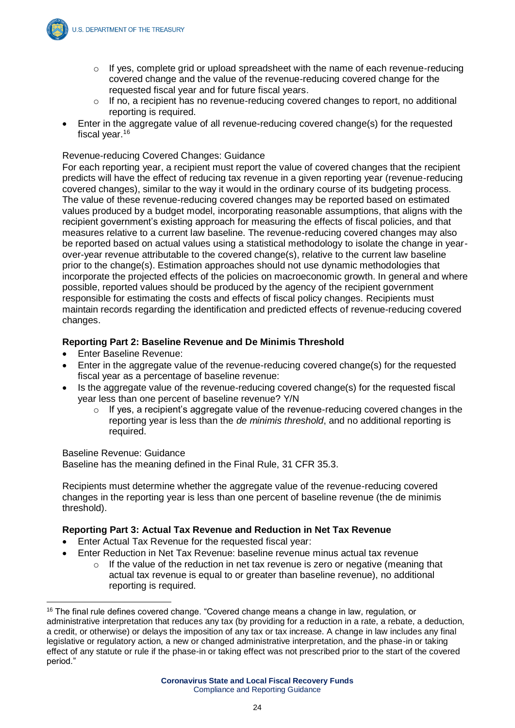- If yes, complete grid or upload spreadsheet with the name of each revenue-reducing covered change and the value of the revenue-reducing covered change for the requested fiscal year and for future fiscal years.
    - If no, a recipient has no revenue-reducing covered changes to report, no additional reporting is required.
- Enter in the aggregate value of all revenue-reducing covered change(s) for the requested fiscal year.[16]

Revenue-reducing Covered Changes: Guidance

For each reporting year, a recipient must report the value of covered changes that the recipient predicts will have the effect of reducing tax revenue in a given reporting year (revenue-reducing covered changes), similar to the way it would in the ordinary course of its budgeting process. The value of these revenue-reducing covered changes may be reported based on estimated values produced by a budget model, incorporating reasonable assumptions, that aligns with the recipient government's existing approach for measuring the effects of fiscal policies, and that measures relative to a current law baseline. The revenue-reducing covered changes may also be reported based on actual values using a statistical methodology to isolate the change in year-over-year revenue attributable to the covered change(s), relative to the current law baseline prior to the change(s). Estimation approaches should not use dynamic methodologies that incorporate the projected effects of the policies on macroeconomic growth. In general and where possible, reported values should be produced by the agency of the recipient government responsible for estimating the costs and effects of fiscal policy changes. Recipients must maintain records regarding the identification and predicted effects of revenue-reducing covered changes.

**Reporting Part 2: Baseline Revenue and De Minimis Threshold**

- Enter Baseline Revenue:
- Enter in the aggregate value of the revenue-reducing covered change(s) for the requested fiscal year as a percentage of baseline revenue:
- Is the aggregate value of the revenue-reducing covered change(s) for the requested fiscal year less than one percent of baseline revenue? Y/N
    - If yes, a recipient's aggregate value of the revenue-reducing covered changes in the reporting year is less than the *de minimis threshold*, and no additional reporting is required.

Baseline Revenue: Guidance

Baseline has the meaning defined in the Final Rule, 31 CFR 35.3.

Recipients must determine whether the aggregate value of the revenue-reducing covered changes in the reporting year is less than one percent of baseline revenue (the de minimis threshold).

**Reporting Part 3: Actual Tax Revenue and Reduction in Net Tax Revenue**

- Enter Actual Tax Revenue for the requested fiscal year:
- Enter Reduction in Net Tax Revenue: baseline revenue minus actual tax revenue
    - If the value of the reduction in net tax revenue is zero or negative (meaning that actual tax revenue is equal to or greater than baseline revenue), no additional reporting is required.

[16] The final rule defines covered change. "Covered change means a change in law, regulation, or administrative interpretation that reduces any tax (by providing for a reduction in a rate, a rebate, a deduction, a credit, or otherwise) or delays the imposition of any tax or tax increase. A change in law includes any final legislative or regulatory action, a new or changed administrative interpretation, and the phase-in or taking effect of any statute or rule if the phase-in or taking effect was not prescribed prior to the start of the covered period."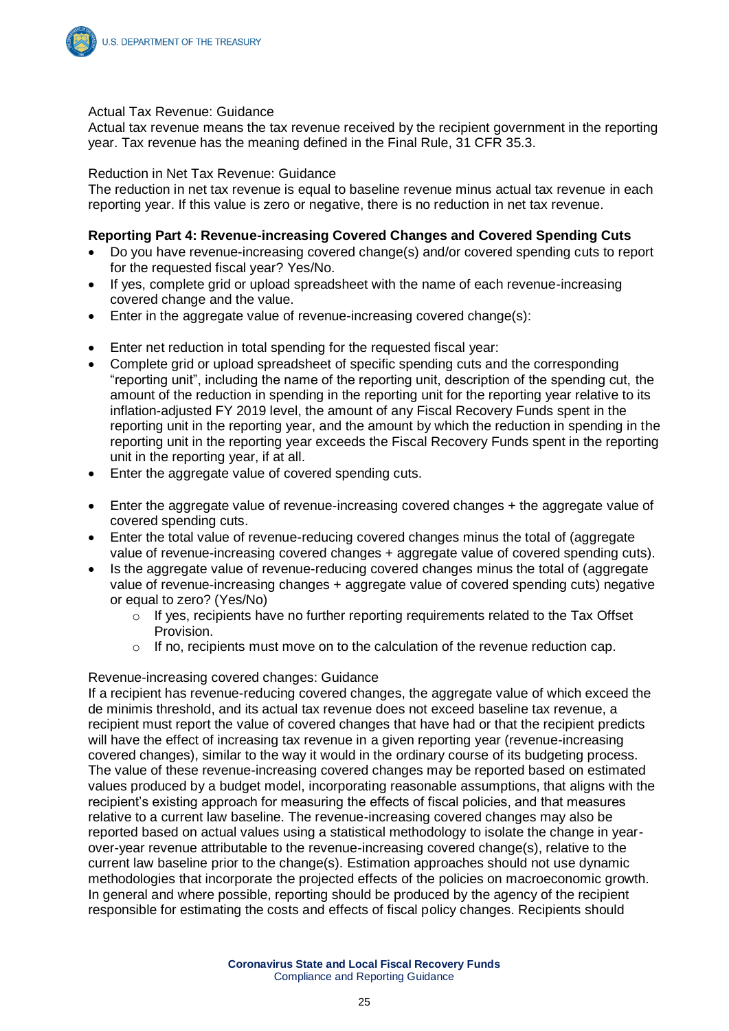Actual Tax Revenue: Guidance

Actual tax revenue means the tax revenue received by the recipient government in the reporting year. Tax revenue has the meaning defined in the Final Rule, 31 CFR 35.3.

Reduction in Net Tax Revenue: Guidance

The reduction in net tax revenue is equal to baseline revenue minus actual tax revenue in each reporting year. If this value is zero or negative, there is no reduction in net tax revenue.

**Reporting Part 4: Revenue-increasing Covered Changes and Covered Spending Cuts**

- Do you have revenue-increasing covered change(s) and/or covered spending cuts to report for the requested fiscal year? Yes/No.
- If yes, complete grid or upload spreadsheet with the name of each revenue-increasing covered change and the value.
- Enter in the aggregate value of revenue-increasing covered change(s):

- Enter net reduction in total spending for the requested fiscal year:
- Complete grid or upload spreadsheet of specific spending cuts and the corresponding "reporting unit", including the name of the reporting unit, description of the spending cut, the amount of the reduction in spending in the reporting unit for the reporting year relative to its inflation-adjusted FY 2019 level, the amount of any Fiscal Recovery Funds spent in the reporting unit in the reporting year, and the amount by which the reduction in spending in the reporting unit in the reporting year exceeds the Fiscal Recovery Funds spent in the reporting unit in the reporting year, if at all.
- Enter the aggregate value of covered spending cuts.

- Enter the aggregate value of revenue-increasing covered changes + the aggregate value of covered spending cuts.
- Enter the total value of revenue-reducing covered changes minus the total of (aggregate value of revenue-increasing covered changes + aggregate value of covered spending cuts).
- Is the aggregate value of revenue-reducing covered changes minus the total of (aggregate value of revenue-increasing changes + aggregate value of covered spending cuts) negative or equal to zero? (Yes/No)
  - If yes, recipients have no further reporting requirements related to the Tax Offset Provision.
  - If no, recipients must move on to the calculation of the revenue reduction cap.

Revenue-increasing covered changes: Guidance

If a recipient has revenue-reducing covered changes, the aggregate value of which exceed the de minimis threshold, and its actual tax revenue does not exceed baseline tax revenue, a recipient must report the value of covered changes that have had or that the recipient predicts will have the effect of increasing tax revenue in a given reporting year (revenue-increasing covered changes), similar to the way it would in the ordinary course of its budgeting process. The value of these revenue-increasing covered changes may be reported based on estimated values produced by a budget model, incorporating reasonable assumptions, that aligns with the recipient's existing approach for measuring the effects of fiscal policies, and that measures relative to a current law baseline. The revenue-increasing covered changes may also be reported based on actual values using a statistical methodology to isolate the change in year-over-year revenue attributable to the revenue-increasing covered change(s), relative to the current law baseline prior to the change(s). Estimation approaches should not use dynamic methodologies that incorporate the projected effects of the policies on macroeconomic growth. In general and where possible, reporting should be produced by the agency of the recipient responsible for estimating the costs and effects of fiscal policy changes. Recipients should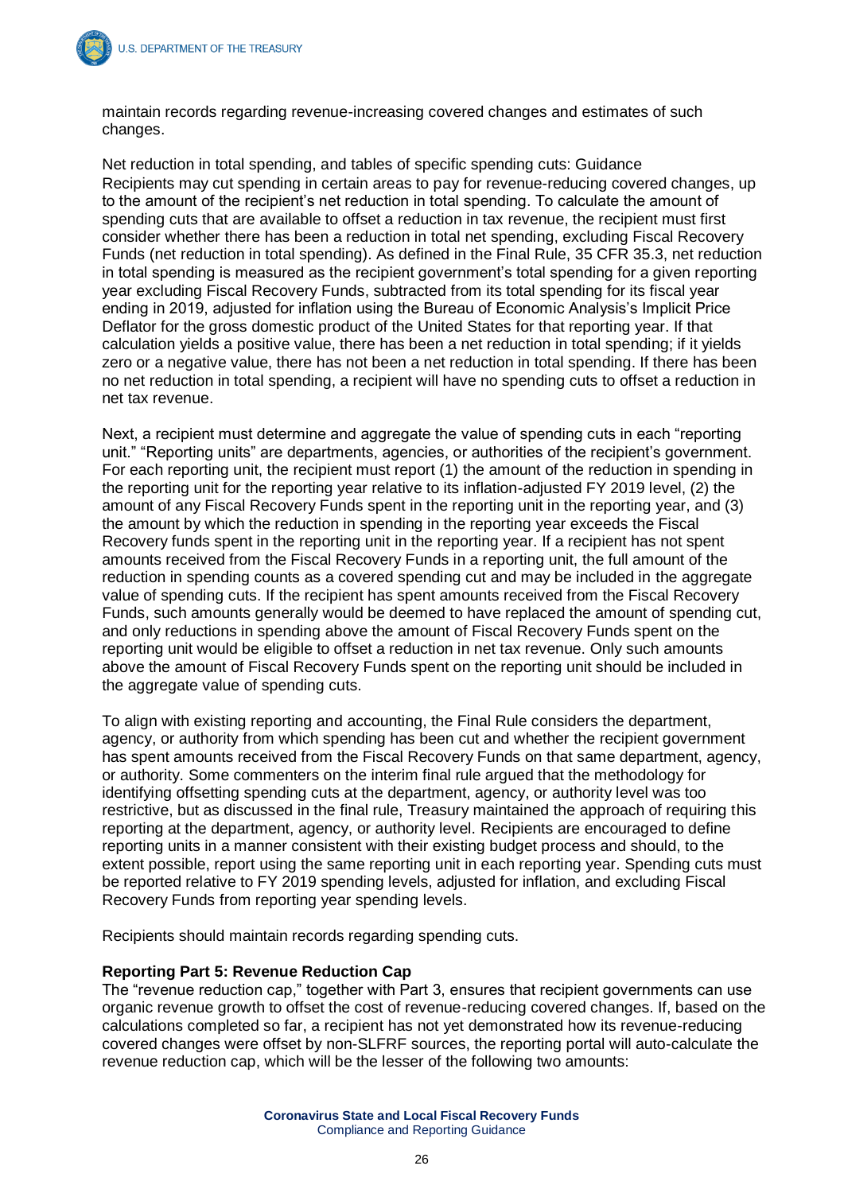maintain records regarding revenue-increasing covered changes and estimates of such changes.

Net reduction in total spending, and tables of specific spending cuts: Guidance
Recipients may cut spending in certain areas to pay for revenue-reducing covered changes, up to the amount of the recipient's net reduction in total spending. To calculate the amount of spending cuts that are available to offset a reduction in tax revenue, the recipient must first consider whether there has been a reduction in total net spending, excluding Fiscal Recovery Funds (net reduction in total spending). As defined in the Final Rule, 35 CFR 35.3, net reduction in total spending is measured as the recipient government's total spending for a given reporting year excluding Fiscal Recovery Funds, subtracted from its total spending for its fiscal year ending in 2019, adjusted for inflation using the Bureau of Economic Analysis's Implicit Price Deflator for the gross domestic product of the United States for that reporting year. If that calculation yields a positive value, there has been a net reduction in total spending; if it yields zero or a negative value, there has not been a net reduction in total spending. If there has been no net reduction in total spending, a recipient will have no spending cuts to offset a reduction in net tax revenue.

Next, a recipient must determine and aggregate the value of spending cuts in each "reporting unit." "Reporting units" are departments, agencies, or authorities of the recipient's government. For each reporting unit, the recipient must report (1) the amount of the reduction in spending in the reporting unit for the reporting year relative to its inflation-adjusted FY 2019 level, (2) the amount of any Fiscal Recovery Funds spent in the reporting unit in the reporting year, and (3) the amount by which the reduction in spending in the reporting year exceeds the Fiscal Recovery funds spent in the reporting unit in the reporting year. If a recipient has not spent amounts received from the Fiscal Recovery Funds in a reporting unit, the full amount of the reduction in spending counts as a covered spending cut and may be included in the aggregate value of spending cuts. If the recipient has spent amounts received from the Fiscal Recovery Funds, such amounts generally would be deemed to have replaced the amount of spending cut, and only reductions in spending above the amount of Fiscal Recovery Funds spent on the reporting unit would be eligible to offset a reduction in net tax revenue. Only such amounts above the amount of Fiscal Recovery Funds spent on the reporting unit should be included in the aggregate value of spending cuts.

To align with existing reporting and accounting, the Final Rule considers the department, agency, or authority from which spending has been cut and whether the recipient government has spent amounts received from the Fiscal Recovery Funds on that same department, agency, or authority. Some commenters on the interim final rule argued that the methodology for identifying offsetting spending cuts at the department, agency, or authority level was too restrictive, but as discussed in the final rule, Treasury maintained the approach of requiring this reporting at the department, agency, or authority level. Recipients are encouraged to define reporting units in a manner consistent with their existing budget process and should, to the extent possible, report using the same reporting unit in each reporting year. Spending cuts must be reported relative to FY 2019 spending levels, adjusted for inflation, and excluding Fiscal Recovery Funds from reporting year spending levels.

Recipients should maintain records regarding spending cuts.

**Reporting Part 5: Revenue Reduction Cap**
The "revenue reduction cap," together with Part 3, ensures that recipient governments can use organic revenue growth to offset the cost of revenue-reducing covered changes. If, based on the calculations completed so far, a recipient has not yet demonstrated how its revenue-reducing covered changes were offset by non-SLFRF sources, the reporting portal will auto-calculate the revenue reduction cap, which will be the lesser of the following two amounts: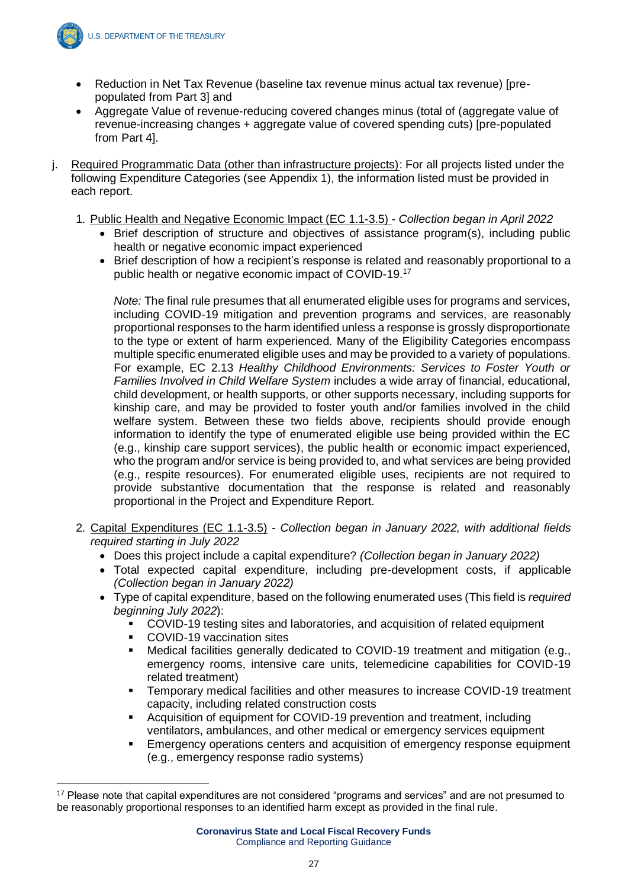- Reduction in Net Tax Revenue (baseline tax revenue minus actual tax revenue) [pre-populated from Part 3] and
- Aggregate Value of revenue-reducing covered changes minus (total of (aggregate value of revenue-increasing changes + aggregate value of covered spending cuts) [pre-populated from Part 4].

j. Required Programmatic Data (other than infrastructure projects): For all projects listed under the following Expenditure Categories (see Appendix 1), the information listed must be provided in each report.

1. Public Health and Negative Economic Impact (EC 1.1-3.5) - *Collection began in April 2022*
   - Brief description of structure and objectives of assistance program(s), including public health or negative economic impact experienced
   - Brief description of how a recipient's response is related and reasonably proportional to a public health or negative economic impact of COVID-19.[17]

   *Note:* The final rule presumes that all enumerated eligible uses for programs and services, including COVID-19 mitigation and prevention programs and services, are reasonably proportional responses to the harm identified unless a response is grossly disproportionate to the type or extent of harm experienced. Many of the Eligibility Categories encompass multiple specific enumerated eligible uses and may be provided to a variety of populations. For example, EC 2.13 *Healthy Childhood Environments: Services to Foster Youth or Families Involved in Child Welfare System* includes a wide array of financial, educational, child development, or health supports, or other supports necessary, including supports for kinship care, and may be provided to foster youth and/or families involved in the child welfare system. Between these two fields above, recipients should provide enough information to identify the type of enumerated eligible use being provided within the EC (e.g., kinship care support services), the public health or economic impact experienced, who the program and/or service is being provided to, and what services are being provided (e.g., respite resources). For enumerated eligible uses, recipients are not required to provide substantive documentation that the response is related and reasonably proportional in the Project and Expenditure Report.

2. Capital Expenditures (EC 1.1-3.5) - *Collection began in January 2022, with additional fields required starting in July 2022*
   - Does this project include a capital expenditure? *(Collection began in January 2022)*
   - Total expected capital expenditure, including pre-development costs, if applicable *(Collection began in January 2022)*
   - Type of capital expenditure, based on the following enumerated uses (This field is *required beginning July 2022*):
     - COVID-19 testing sites and laboratories, and acquisition of related equipment
     - COVID-19 vaccination sites
     - Medical facilities generally dedicated to COVID-19 treatment and mitigation (e.g., emergency rooms, intensive care units, telemedicine capabilities for COVID-19 related treatment)
     - Temporary medical facilities and other measures to increase COVID-19 treatment capacity, including related construction costs
     - Acquisition of equipment for COVID-19 prevention and treatment, including ventilators, ambulances, and other medical or emergency services equipment
     - Emergency operations centers and acquisition of emergency response equipment (e.g., emergency response radio systems)

[17] Please note that capital expenditures are not considered "programs and services" and are not presumed to be reasonably proportional responses to an identified harm except as provided in the final rule.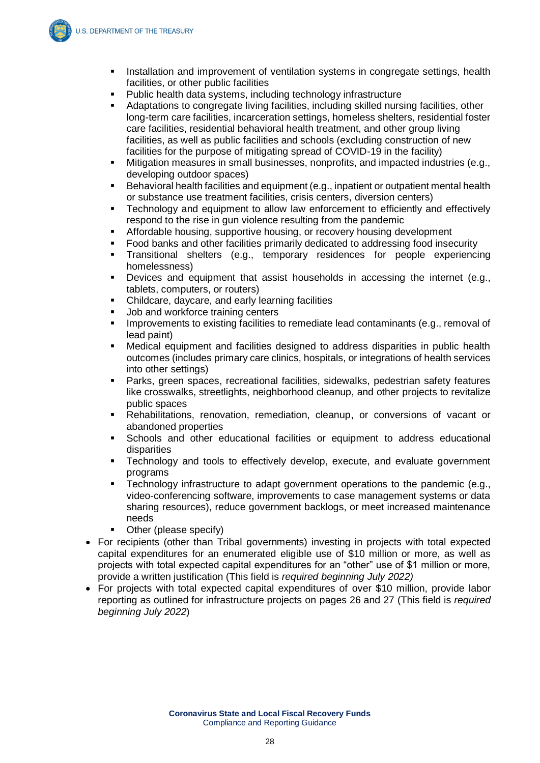- Installation and improvement of ventilation systems in congregate settings, health facilities, or other public facilities
  - Public health data systems, including technology infrastructure
  - Adaptations to congregate living facilities, including skilled nursing facilities, other long-term care facilities, incarceration settings, homeless shelters, residential foster care facilities, residential behavioral health treatment, and other group living facilities, as well as public facilities and schools (excluding construction of new facilities for the purpose of mitigating spread of COVID-19 in the facility)
  - Mitigation measures in small businesses, nonprofits, and impacted industries (e.g., developing outdoor spaces)
  - Behavioral health facilities and equipment (e.g., inpatient or outpatient mental health or substance use treatment facilities, crisis centers, diversion centers)
  - Technology and equipment to allow law enforcement to efficiently and effectively respond to the rise in gun violence resulting from the pandemic
  - Affordable housing, supportive housing, or recovery housing development
  - Food banks and other facilities primarily dedicated to addressing food insecurity
  - Transitional shelters (e.g., temporary residences for people experiencing homelessness)
  - Devices and equipment that assist households in accessing the internet (e.g., tablets, computers, or routers)
  - Childcare, daycare, and early learning facilities
  - Job and workforce training centers
  - Improvements to existing facilities to remediate lead contaminants (e.g., removal of lead paint)
  - Medical equipment and facilities designed to address disparities in public health outcomes (includes primary care clinics, hospitals, or integrations of health services into other settings)
  - Parks, green spaces, recreational facilities, sidewalks, pedestrian safety features like crosswalks, streetlights, neighborhood cleanup, and other projects to revitalize public spaces
  - Rehabilitations, renovation, remediation, cleanup, or conversions of vacant or abandoned properties
  - Schools and other educational facilities or equipment to address educational disparities
  - Technology and tools to effectively develop, execute, and evaluate government programs
  - Technology infrastructure to adapt government operations to the pandemic (e.g., video-conferencing software, improvements to case management systems or data sharing resources), reduce government backlogs, or meet increased maintenance needs
  - Other (please specify)
- For recipients (other than Tribal governments) investing in projects with total expected capital expenditures for an enumerated eligible use of $10 million or more, as well as projects with total expected capital expenditures for an "other" use of $1 million or more, provide a written justification (This field is *required beginning July 2022)*
- For projects with total expected capital expenditures of over $10 million, provide labor reporting as outlined for infrastructure projects on pages 26 and 27 (This field is *required beginning July 2022*)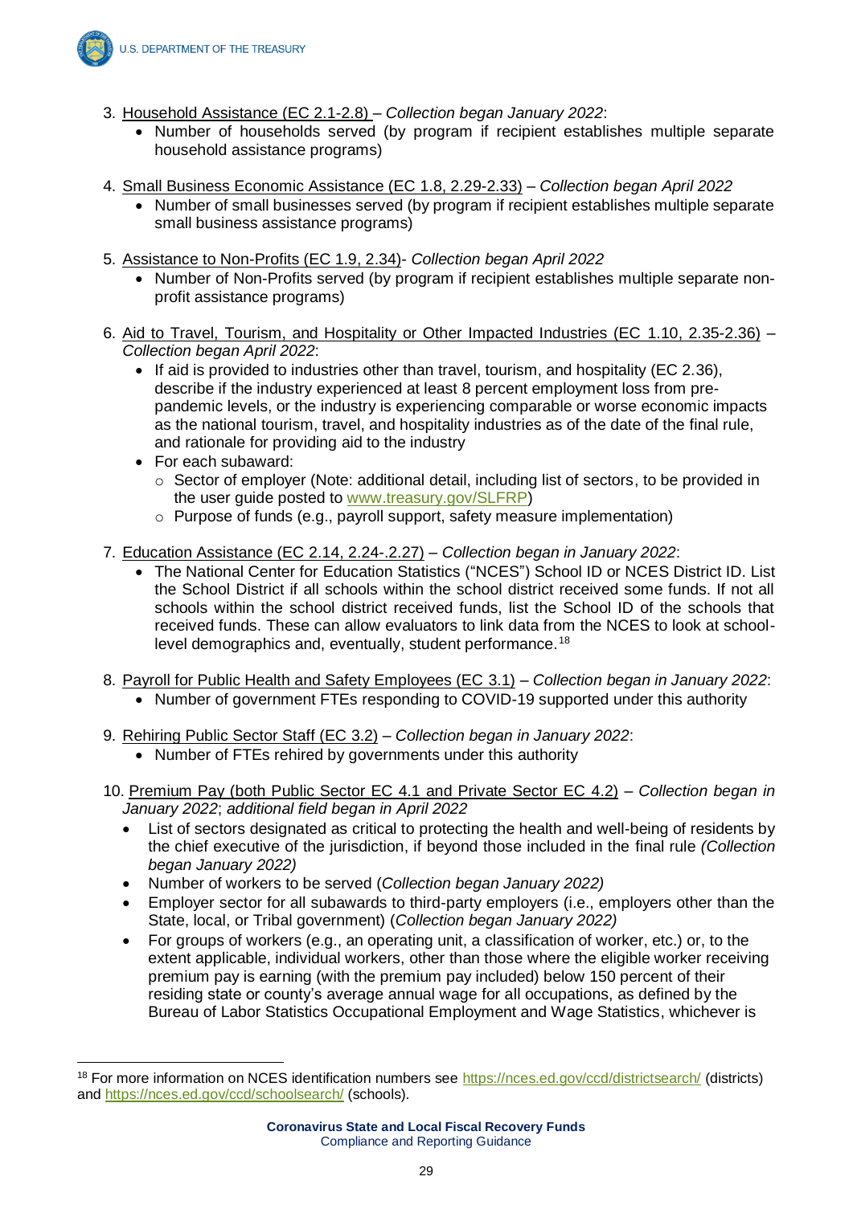3. Household Assistance (EC 2.1-2.8) – *Collection began January 2022*:
    - Number of households served (by program if recipient establishes multiple separate household assistance programs)

4. Small Business Economic Assistance (EC 1.8, 2.29-2.33) – *Collection began April 2022*
    - Number of small businesses served (by program if recipient establishes multiple separate small business assistance programs)

5. Assistance to Non-Profits (EC 1.9, 2.34)- *Collection began April 2022*
    - Number of Non-Profits served (by program if recipient establishes multiple separate non-profit assistance programs)

6. Aid to Travel, Tourism, and Hospitality or Other Impacted Industries (EC 1.10, 2.35-2.36) – *Collection began April 2022*:
    - If aid is provided to industries other than travel, tourism, and hospitality (EC 2.36), describe if the industry experienced at least 8 percent employment loss from pre-pandemic levels, or the industry is experiencing comparable or worse economic impacts as the national tourism, travel, and hospitality industries as of the date of the final rule, and rationale for providing aid to the industry
    - For each subaward:
        - Sector of employer (Note: additional detail, including list of sectors, to be provided in the user guide posted to www.treasury.gov/SLFRP)
        - Purpose of funds (e.g., payroll support, safety measure implementation)

7. Education Assistance (EC 2.14, 2.24-.2.27) – *Collection began in January 2022*:
    - The National Center for Education Statistics ("NCES") School ID or NCES District ID. List the School District if all schools within the school district received some funds. If not all schools within the school district received funds, list the School ID of the schools that received funds. These can allow evaluators to link data from the NCES to look at school-level demographics and, eventually, student performance.[18]

8. Payroll for Public Health and Safety Employees (EC 3.1) – *Collection began in January 2022*:
    - Number of government FTEs responding to COVID-19 supported under this authority

9. Rehiring Public Sector Staff (EC 3.2) – *Collection began in January 2022*:
    - Number of FTEs rehired by governments under this authority

10. Premium Pay (both Public Sector EC 4.1 and Private Sector EC 4.2) – *Collection began in January 2022*; *additional field began in April 2022*
    - List of sectors designated as critical to protecting the health and well-being of residents by the chief executive of the jurisdiction, if beyond those included in the final rule *(Collection began January 2022)*
    - Number of workers to be served (*Collection began January 2022)*
    - Employer sector for all subawards to third-party employers (i.e., employers other than the State, local, or Tribal government) (*Collection began January 2022)*
    - For groups of workers (e.g., an operating unit, a classification of worker, etc.) or, to the extent applicable, individual workers, other than those where the eligible worker receiving premium pay is earning (with the premium pay included) below 150 percent of their residing state or county's average annual wage for all occupations, as defined by the Bureau of Labor Statistics Occupational Employment and Wage Statistics, whichever is

---

[18] For more information on NCES identification numbers see https://nces.ed.gov/ccd/districtsearch/ (districts) and https://nces.ed.gov/ccd/schoolsearch/ (schools).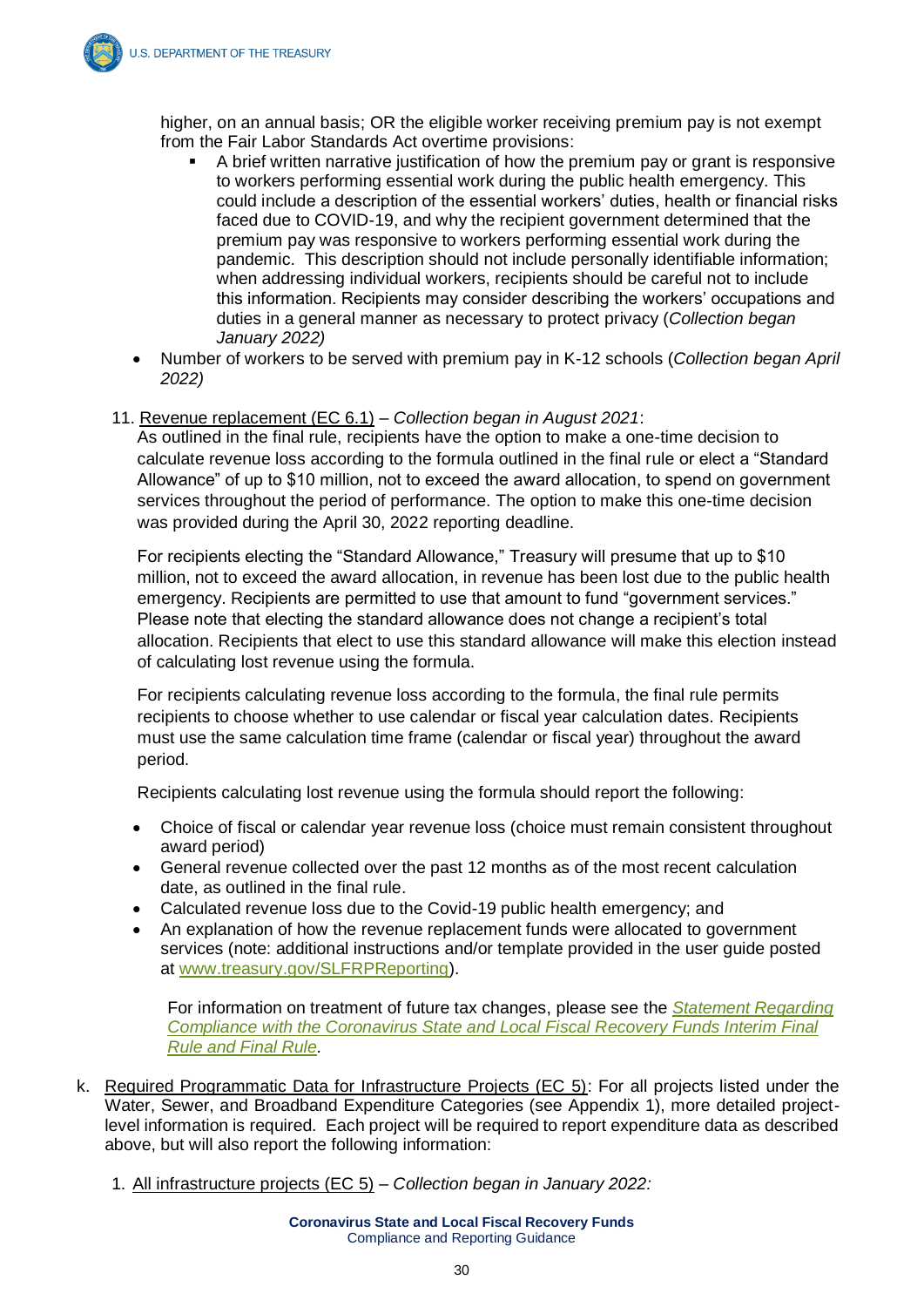higher, on an annual basis; OR the eligible worker receiving premium pay is not exempt from the Fair Labor Standards Act overtime provisions:

- A brief written narrative justification of how the premium pay or grant is responsive to workers performing essential work during the public health emergency. This could include a description of the essential workers' duties, health or financial risks faced due to COVID-19, and why the recipient government determined that the premium pay was responsive to workers performing essential work during the pandemic. This description should not include personally identifiable information; when addressing individual workers, recipients should be careful not to include this information. Recipients may consider describing the workers' occupations and duties in a general manner as necessary to protect privacy (*Collection began January 2022)*

- Number of workers to be served with premium pay in K-12 schools (*Collection began April 2022)*

11. Revenue replacement (EC 6.1) – *Collection began in August 2021*:
As outlined in the final rule, recipients have the option to make a one-time decision to calculate revenue loss according to the formula outlined in the final rule or elect a "Standard Allowance" of up to $10 million, not to exceed the award allocation, to spend on government services throughout the period of performance. The option to make this one-time decision was provided during the April 30, 2022 reporting deadline.

For recipients electing the "Standard Allowance," Treasury will presume that up to $10 million, not to exceed the award allocation, in revenue has been lost due to the public health emergency. Recipients are permitted to use that amount to fund "government services." Please note that electing the standard allowance does not change a recipient's total allocation. Recipients that elect to use this standard allowance will make this election instead of calculating lost revenue using the formula.

For recipients calculating revenue loss according to the formula, the final rule permits recipients to choose whether to use calendar or fiscal year calculation dates. Recipients must use the same calculation time frame (calendar or fiscal year) throughout the award period.

Recipients calculating lost revenue using the formula should report the following:

- Choice of fiscal or calendar year revenue loss (choice must remain consistent throughout award period)
- General revenue collected over the past 12 months as of the most recent calculation date, as outlined in the final rule.
- Calculated revenue loss due to the Covid-19 public health emergency; and
- An explanation of how the revenue replacement funds were allocated to government services (note: additional instructions and/or template provided in the user guide posted at www.treasury.gov/SLFRPReporting).

For information on treatment of future tax changes, please see the *Statement Regarding Compliance with the Coronavirus State and Local Fiscal Recovery Funds Interim Final Rule and Final Rule.*

k. Required Programmatic Data for Infrastructure Projects (EC 5): For all projects listed under the Water, Sewer, and Broadband Expenditure Categories (see Appendix 1), more detailed project-level information is required. Each project will be required to report expenditure data as described above, but will also report the following information:

1. All infrastructure projects (EC 5) – *Collection began in January 2022:*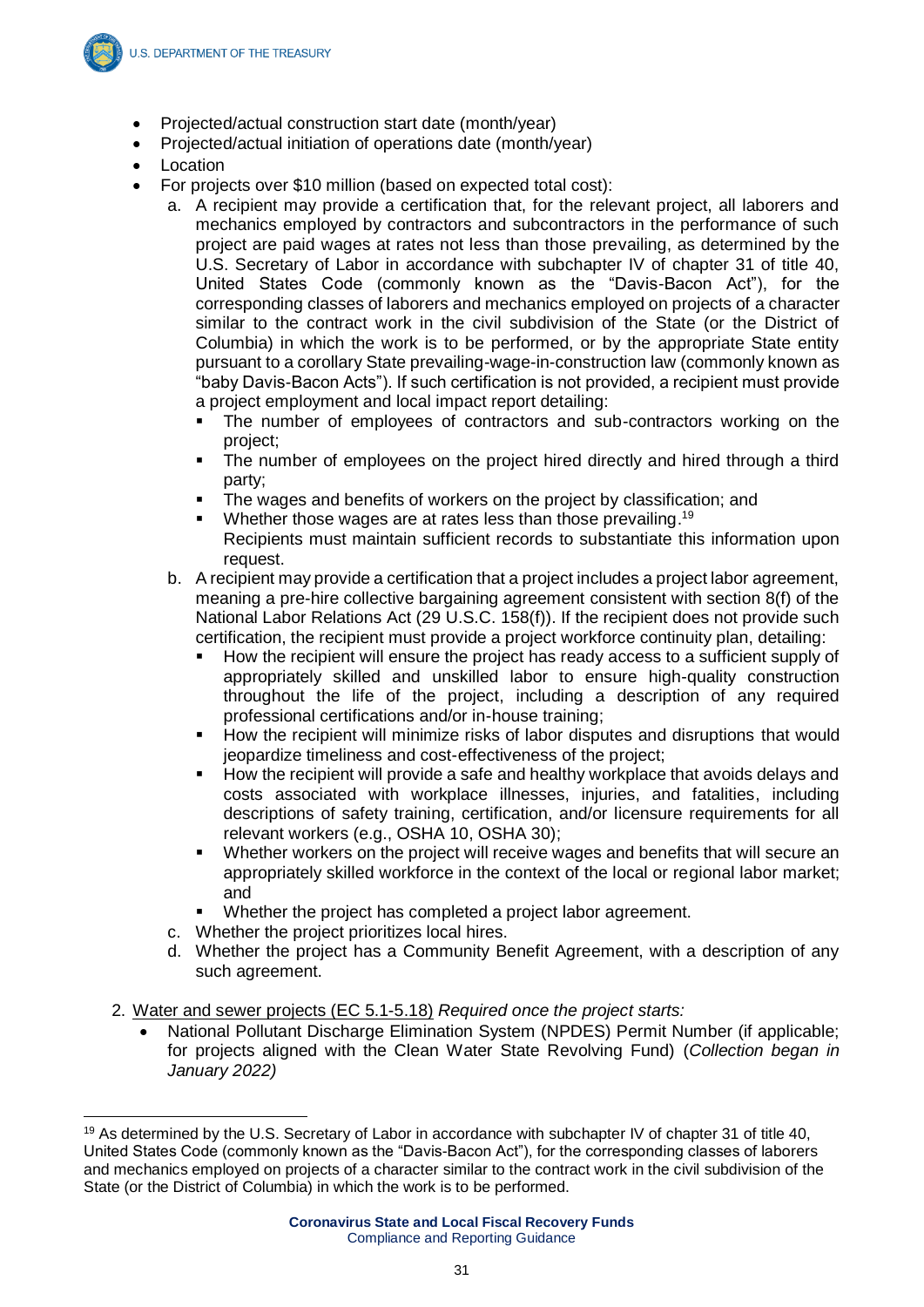- Projected/actual construction start date (month/year)
- Projected/actual initiation of operations date (month/year)
- Location
- For projects over $10 million (based on expected total cost):
  a. A recipient may provide a certification that, for the relevant project, all laborers and mechanics employed by contractors and subcontractors in the performance of such project are paid wages at rates not less than those prevailing, as determined by the U.S. Secretary of Labor in accordance with subchapter IV of chapter 31 of title 40, United States Code (commonly known as the "Davis-Bacon Act"), for the corresponding classes of laborers and mechanics employed on projects of a character similar to the contract work in the civil subdivision of the State (or the District of Columbia) in which the work is to be performed, or by the appropriate State entity pursuant to a corollary State prevailing-wage-in-construction law (commonly known as "baby Davis-Bacon Acts"). If such certification is not provided, a recipient must provide a project employment and local impact report detailing:
     - The number of employees of contractors and sub-contractors working on the project;
     - The number of employees on the project hired directly and hired through a third party;
     - The wages and benefits of workers on the project by classification; and
     - Whether those wages are at rates less than those prevailing.[19]

     Recipients must maintain sufficient records to substantiate this information upon request.
  b. A recipient may provide a certification that a project includes a project labor agreement, meaning a pre-hire collective bargaining agreement consistent with section 8(f) of the National Labor Relations Act (29 U.S.C. 158(f)). If the recipient does not provide such certification, the recipient must provide a project workforce continuity plan, detailing:
     - How the recipient will ensure the project has ready access to a sufficient supply of appropriately skilled and unskilled labor to ensure high-quality construction throughout the life of the project, including a description of any required professional certifications and/or in-house training;
     - How the recipient will minimize risks of labor disputes and disruptions that would jeopardize timeliness and cost-effectiveness of the project;
     - How the recipient will provide a safe and healthy workplace that avoids delays and costs associated with workplace illnesses, injuries, and fatalities, including descriptions of safety training, certification, and/or licensure requirements for all relevant workers (e.g., OSHA 10, OSHA 30);
     - Whether workers on the project will receive wages and benefits that will secure an appropriately skilled workforce in the context of the local or regional labor market; and
     - Whether the project has completed a project labor agreement.
  c. Whether the project prioritizes local hires.
  d. Whether the project has a Community Benefit Agreement, with a description of any such agreement.

2. Water and sewer projects (EC 5.1-5.18) *Required once the project starts:*
   - National Pollutant Discharge Elimination System (NPDES) Permit Number (if applicable; for projects aligned with the Clean Water State Revolving Fund) (*Collection began in January 2022)*

---

[19] As determined by the U.S. Secretary of Labor in accordance with subchapter IV of chapter 31 of title 40, United States Code (commonly known as the "Davis-Bacon Act"), for the corresponding classes of laborers and mechanics employed on projects of a character similar to the contract work in the civil subdivision of the State (or the District of Columbia) in which the work is to be performed.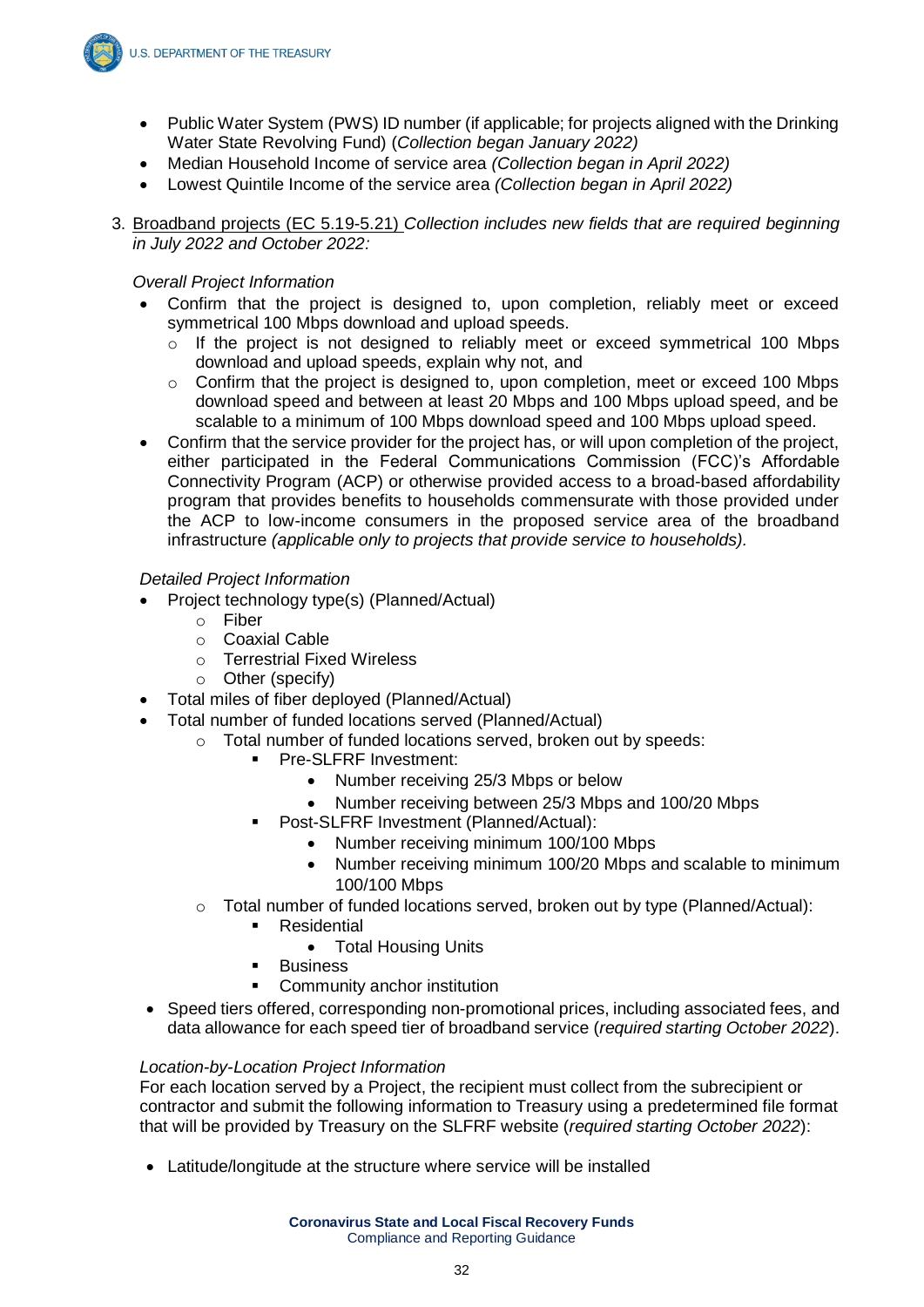- Public Water System (PWS) ID number (if applicable; for projects aligned with the Drinking Water State Revolving Fund) (*Collection began January 2022)*
- Median Household Income of service area *(Collection began in April 2022)*
- Lowest Quintile Income of the service area *(Collection began in April 2022)*

3. Broadband projects (EC 5.19-5.21) *Collection includes new fields that are required beginning in July 2022 and October 2022:*

   *Overall Project Information*

   - Confirm that the project is designed to, upon completion, reliably meet or exceed symmetrical 100 Mbps download and upload speeds.
     - If the project is not designed to reliably meet or exceed symmetrical 100 Mbps download and upload speeds, explain why not, and
     - Confirm that the project is designed to, upon completion, meet or exceed 100 Mbps download speed and between at least 20 Mbps and 100 Mbps upload speed, and be scalable to a minimum of 100 Mbps download speed and 100 Mbps upload speed.
   - Confirm that the service provider for the project has, or will upon completion of the project, either participated in the Federal Communications Commission (FCC)'s Affordable Connectivity Program (ACP) or otherwise provided access to a broad-based affordability program that provides benefits to households commensurate with those provided under the ACP to low-income consumers in the proposed service area of the broadband infrastructure *(applicable only to projects that provide service to households).*

   *Detailed Project Information*

   - Project technology type(s) (Planned/Actual)
     - Fiber
     - Coaxial Cable
     - Terrestrial Fixed Wireless
     - Other (specify)
   - Total miles of fiber deployed (Planned/Actual)
   - Total number of funded locations served (Planned/Actual)
     - Total number of funded locations served, broken out by speeds:
       - Pre-SLFRF Investment:
         - Number receiving 25/3 Mbps or below
         - Number receiving between 25/3 Mbps and 100/20 Mbps
       - Post-SLFRF Investment (Planned/Actual):
         - Number receiving minimum 100/100 Mbps
         - Number receiving minimum 100/20 Mbps and scalable to minimum 100/100 Mbps
     - Total number of funded locations served, broken out by type (Planned/Actual):
       - Residential
         - Total Housing Units
       - Business
       - Community anchor institution
   - Speed tiers offered, corresponding non-promotional prices, including associated fees, and data allowance for each speed tier of broadband service (*required starting October 2022*).

   *Location-by-Location Project Information*

   For each location served by a Project, the recipient must collect from the subrecipient or contractor and submit the following information to Treasury using a predetermined file format that will be provided by Treasury on the SLFRF website (*required starting October 2022*):

   - Latitude/longitude at the structure where service will be installed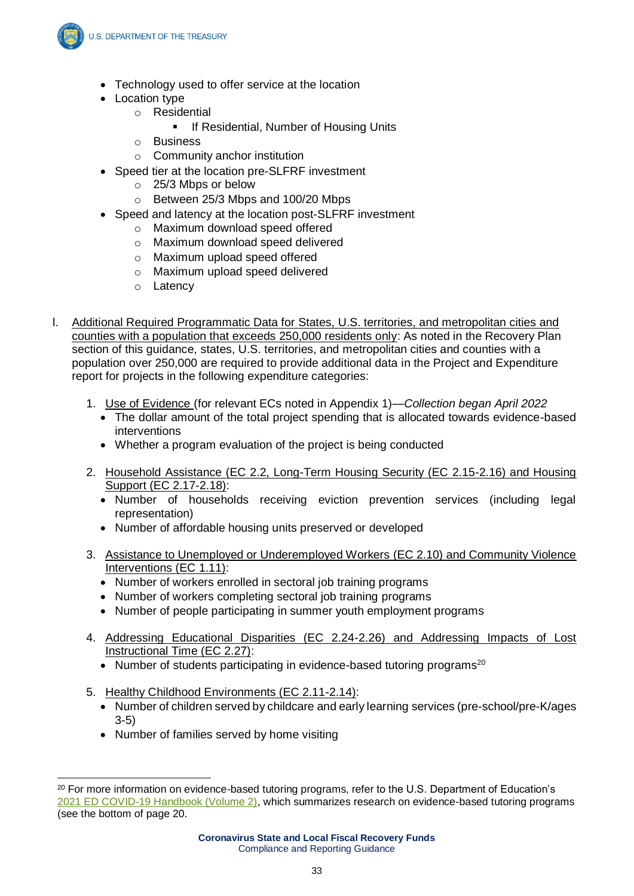- Technology used to offer service at the location
- Location type
  - Residential
    - If Residential, Number of Housing Units
  - Business
  - Community anchor institution
- Speed tier at the location pre-SLFRF investment
  - 25/3 Mbps or below
  - Between 25/3 Mbps and 100/20 Mbps
- Speed and latency at the location post-SLFRF investment
  - Maximum download speed offered
  - Maximum download speed delivered
  - Maximum upload speed offered
  - Maximum upload speed delivered
  - Latency

l. Additional Required Programmatic Data for States, U.S. territories, and metropolitan cities and counties with a population that exceeds 250,000 residents only: As noted in the Recovery Plan section of this guidance, states, U.S. territories, and metropolitan cities and counties with a population over 250,000 are required to provide additional data in the Project and Expenditure report for projects in the following expenditure categories:

1. Use of Evidence (for relevant ECs noted in Appendix 1)—*Collection began April 2022*
   - The dollar amount of the total project spending that is allocated towards evidence-based interventions
   - Whether a program evaluation of the project is being conducted

2. Household Assistance (EC 2.2, Long-Term Housing Security (EC 2.15-2.16) and Housing Support (EC 2.17-2.18):
   - Number of households receiving eviction prevention services (including legal representation)
   - Number of affordable housing units preserved or developed

3. Assistance to Unemployed or Underemployed Workers (EC 2.10) and Community Violence Interventions (EC 1.11):
   - Number of workers enrolled in sectoral job training programs
   - Number of workers completing sectoral job training programs
   - Number of people participating in summer youth employment programs

4. Addressing Educational Disparities (EC 2.24-2.26) and Addressing Impacts of Lost Instructional Time (EC 2.27):
   - Number of students participating in evidence-based tutoring programs[20]

5. Healthy Childhood Environments (EC 2.11-2.14):
   - Number of children served by childcare and early learning services (pre-school/pre-K/ages 3-5)
   - Number of families served by home visiting

---

[20] For more information on evidence-based tutoring programs, refer to the U.S. Department of Education's 2021 ED COVID-19 Handbook (Volume 2), which summarizes research on evidence-based tutoring programs (see the bottom of page 20.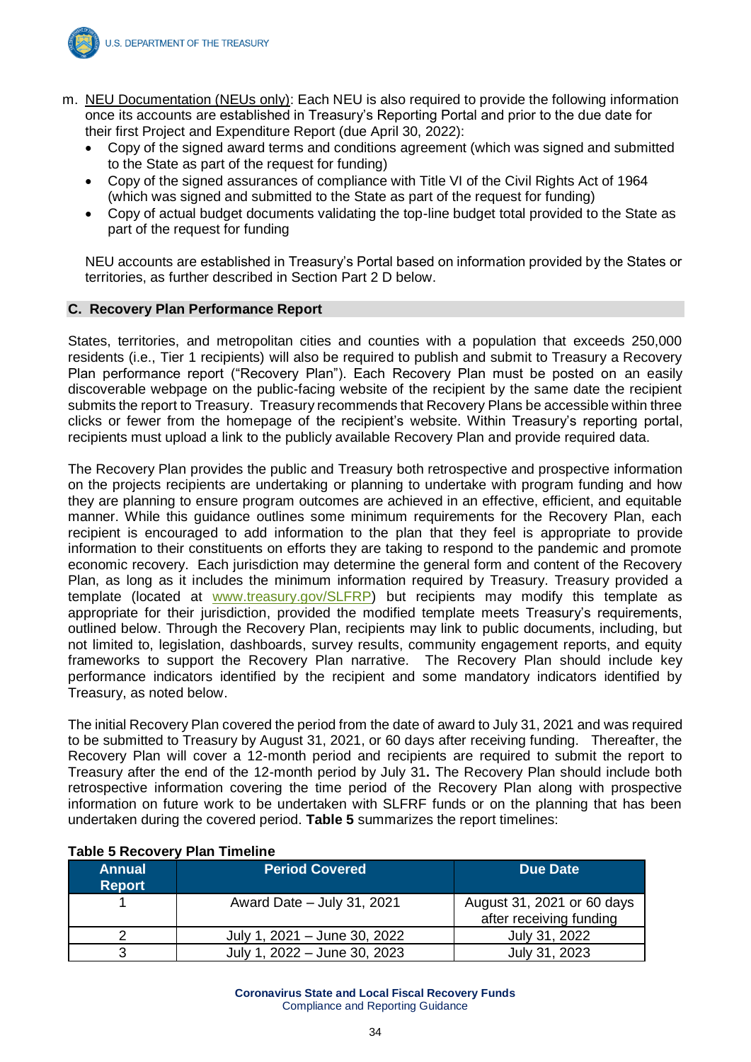m. NEU Documentation (NEUs only): Each NEU is also required to provide the following information once its accounts are established in Treasury's Reporting Portal and prior to the due date for their first Project and Expenditure Report (due April 30, 2022):

- Copy of the signed award terms and conditions agreement (which was signed and submitted to the State as part of the request for funding)
- Copy of the signed assurances of compliance with Title VI of the Civil Rights Act of 1964 (which was signed and submitted to the State as part of the request for funding)
- Copy of actual budget documents validating the top-line budget total provided to the State as part of the request for funding

NEU accounts are established in Treasury's Portal based on information provided by the States or territories, as further described in Section Part 2 D below.

## C. Recovery Plan Performance Report

States, territories, and metropolitan cities and counties with a population that exceeds 250,000 residents (i.e., Tier 1 recipients) will also be required to publish and submit to Treasury a Recovery Plan performance report ("Recovery Plan"). Each Recovery Plan must be posted on an easily discoverable webpage on the public-facing website of the recipient by the same date the recipient submits the report to Treasury. Treasury recommends that Recovery Plans be accessible within three clicks or fewer from the homepage of the recipient's website. Within Treasury's reporting portal, recipients must upload a link to the publicly available Recovery Plan and provide required data.

The Recovery Plan provides the public and Treasury both retrospective and prospective information on the projects recipients are undertaking or planning to undertake with program funding and how they are planning to ensure program outcomes are achieved in an effective, efficient, and equitable manner. While this guidance outlines some minimum requirements for the Recovery Plan, each recipient is encouraged to add information to the plan that they feel is appropriate to provide information to their constituents on efforts they are taking to respond to the pandemic and promote economic recovery. Each jurisdiction may determine the general form and content of the Recovery Plan, as long as it includes the minimum information required by Treasury. Treasury provided a template (located at www.treasury.gov/SLFRP) but recipients may modify this template as appropriate for their jurisdiction, provided the modified template meets Treasury's requirements, outlined below. Through the Recovery Plan, recipients may link to public documents, including, but not limited to, legislation, dashboards, survey results, community engagement reports, and equity frameworks to support the Recovery Plan narrative. The Recovery Plan should include key performance indicators identified by the recipient and some mandatory indicators identified by Treasury, as noted below.

The initial Recovery Plan covered the period from the date of award to July 31, 2021 and was required to be submitted to Treasury by August 31, 2021, or 60 days after receiving funding. Thereafter, the Recovery Plan will cover a 12-month period and recipients are required to submit the report to Treasury after the end of the 12-month period by July 31**.** The Recovery Plan should include both retrospective information covering the time period of the Recovery Plan along with prospective information on future work to be undertaken with SLFRF funds or on the planning that has been undertaken during the covered period. **Table 5** summarizes the report timelines:

**Table 5 Recovery Plan Timeline**

| Annual Report | Period Covered | Due Date |
|---|---|---|
| 1 | Award Date – July 31, 2021 | August 31, 2021 or 60 days after receiving funding |
| 2 | July 1, 2021 – June 30, 2022 | July 31, 2022 |
| 3 | July 1, 2022 – June 30, 2023 | July 31, 2023 |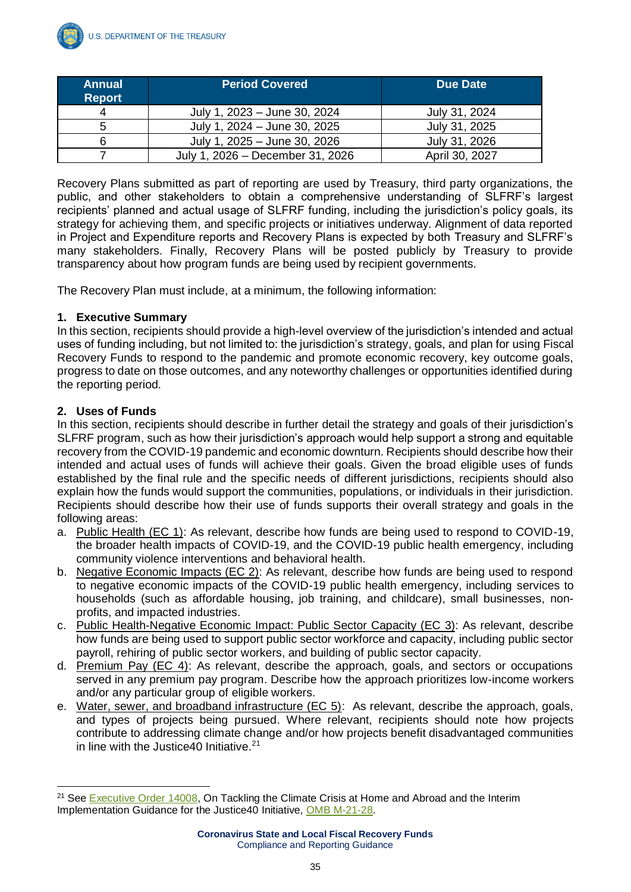| Annual Report | Period Covered | Due Date |
| --- | --- | --- |
| 4 | July 1, 2023 – June 30, 2024 | July 31, 2024 |
| 5 | July 1, 2024 – June 30, 2025 | July 31, 2025 |
| 6 | July 1, 2025 – June 30, 2026 | July 31, 2026 |
| 7 | July 1, 2026 – December 31, 2026 | April 30, 2027 |

Recovery Plans submitted as part of reporting are used by Treasury, third party organizations, the public, and other stakeholders to obtain a comprehensive understanding of SLFRF's largest recipients' planned and actual usage of SLFRF funding, including the jurisdiction's policy goals, its strategy for achieving them, and specific projects or initiatives underway. Alignment of data reported in Project and Expenditure reports and Recovery Plans is expected by both Treasury and SLFRF's many stakeholders. Finally, Recovery Plans will be posted publicly by Treasury to provide transparency about how program funds are being used by recipient governments.

The Recovery Plan must include, at a minimum, the following information:

**1. Executive Summary**

In this section, recipients should provide a high-level overview of the jurisdiction's intended and actual uses of funding including, but not limited to: the jurisdiction's strategy, goals, and plan for using Fiscal Recovery Funds to respond to the pandemic and promote economic recovery, key outcome goals, progress to date on those outcomes, and any noteworthy challenges or opportunities identified during the reporting period.

**2. Uses of Funds**

In this section, recipients should describe in further detail the strategy and goals of their jurisdiction's SLFRF program, such as how their jurisdiction's approach would help support a strong and equitable recovery from the COVID-19 pandemic and economic downturn. Recipients should describe how their intended and actual uses of funds will achieve their goals. Given the broad eligible uses of funds established by the final rule and the specific needs of different jurisdictions, recipients should also explain how the funds would support the communities, populations, or individuals in their jurisdiction. Recipients should describe how their use of funds supports their overall strategy and goals in the following areas:

a. Public Health (EC 1): As relevant, describe how funds are being used to respond to COVID-19, the broader health impacts of COVID-19, and the COVID-19 public health emergency, including community violence interventions and behavioral health.
b. Negative Economic Impacts (EC 2): As relevant, describe how funds are being used to respond to negative economic impacts of the COVID-19 public health emergency, including services to households (such as affordable housing, job training, and childcare), small businesses, non-profits, and impacted industries.
c. Public Health-Negative Economic Impact: Public Sector Capacity (EC 3): As relevant, describe how funds are being used to support public sector workforce and capacity, including public sector payroll, rehiring of public sector workers, and building of public sector capacity.
d. Premium Pay (EC 4): As relevant, describe the approach, goals, and sectors or occupations served in any premium pay program. Describe how the approach prioritizes low-income workers and/or any particular group of eligible workers.
e. Water, sewer, and broadband infrastructure (EC 5): As relevant, describe the approach, goals, and types of projects being pursued. Where relevant, recipients should note how projects contribute to addressing climate change and/or how projects benefit disadvantaged communities in line with the Justice40 Initiative.[21]

[21] See Executive Order 14008, On Tackling the Climate Crisis at Home and Abroad and the Interim Implementation Guidance for the Justice40 Initiative, OMB M-21-28.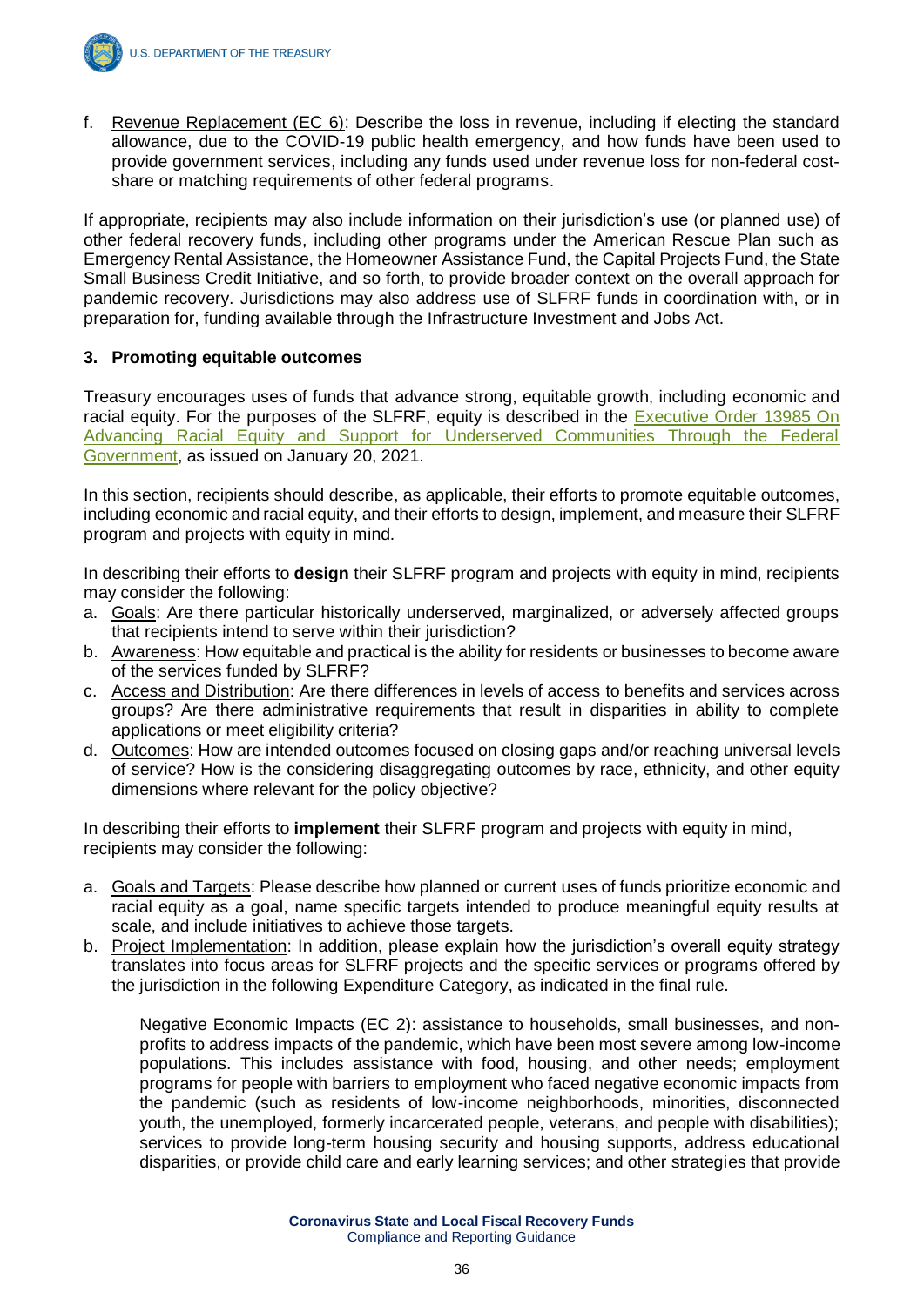f. Revenue Replacement (EC 6): Describe the loss in revenue, including if electing the standard allowance, due to the COVID-19 public health emergency, and how funds have been used to provide government services, including any funds used under revenue loss for non-federal cost-share or matching requirements of other federal programs.

If appropriate, recipients may also include information on their jurisdiction's use (or planned use) of other federal recovery funds, including other programs under the American Rescue Plan such as Emergency Rental Assistance, the Homeowner Assistance Fund, the Capital Projects Fund, the State Small Business Credit Initiative, and so forth, to provide broader context on the overall approach for pandemic recovery. Jurisdictions may also address use of SLFRF funds in coordination with, or in preparation for, funding available through the Infrastructure Investment and Jobs Act.

### 3. Promoting equitable outcomes

Treasury encourages uses of funds that advance strong, equitable growth, including economic and racial equity. For the purposes of the SLFRF, equity is described in the Executive Order 13985 On Advancing Racial Equity and Support for Underserved Communities Through the Federal Government, as issued on January 20, 2021.

In this section, recipients should describe, as applicable, their efforts to promote equitable outcomes, including economic and racial equity, and their efforts to design, implement, and measure their SLFRF program and projects with equity in mind.

In describing their efforts to **design** their SLFRF program and projects with equity in mind, recipients may consider the following:

a. Goals: Are there particular historically underserved, marginalized, or adversely affected groups that recipients intend to serve within their jurisdiction?
b. Awareness: How equitable and practical is the ability for residents or businesses to become aware of the services funded by SLFRF?
c. Access and Distribution: Are there differences in levels of access to benefits and services across groups? Are there administrative requirements that result in disparities in ability to complete applications or meet eligibility criteria?
d. Outcomes: How are intended outcomes focused on closing gaps and/or reaching universal levels of service? How is the considering disaggregating outcomes by race, ethnicity, and other equity dimensions where relevant for the policy objective?

In describing their efforts to **implement** their SLFRF program and projects with equity in mind, recipients may consider the following:

a. Goals and Targets: Please describe how planned or current uses of funds prioritize economic and racial equity as a goal, name specific targets intended to produce meaningful equity results at scale, and include initiatives to achieve those targets.
b. Project Implementation: In addition, please explain how the jurisdiction's overall equity strategy translates into focus areas for SLFRF projects and the specific services or programs offered by the jurisdiction in the following Expenditure Category, as indicated in the final rule.

   Negative Economic Impacts (EC 2): assistance to households, small businesses, and non-profits to address impacts of the pandemic, which have been most severe among low-income populations. This includes assistance with food, housing, and other needs; employment programs for people with barriers to employment who faced negative economic impacts from the pandemic (such as residents of low-income neighborhoods, minorities, disconnected youth, the unemployed, formerly incarcerated people, veterans, and people with disabilities); services to provide long-term housing security and housing supports, address educational disparities, or provide child care and early learning services; and other strategies that provide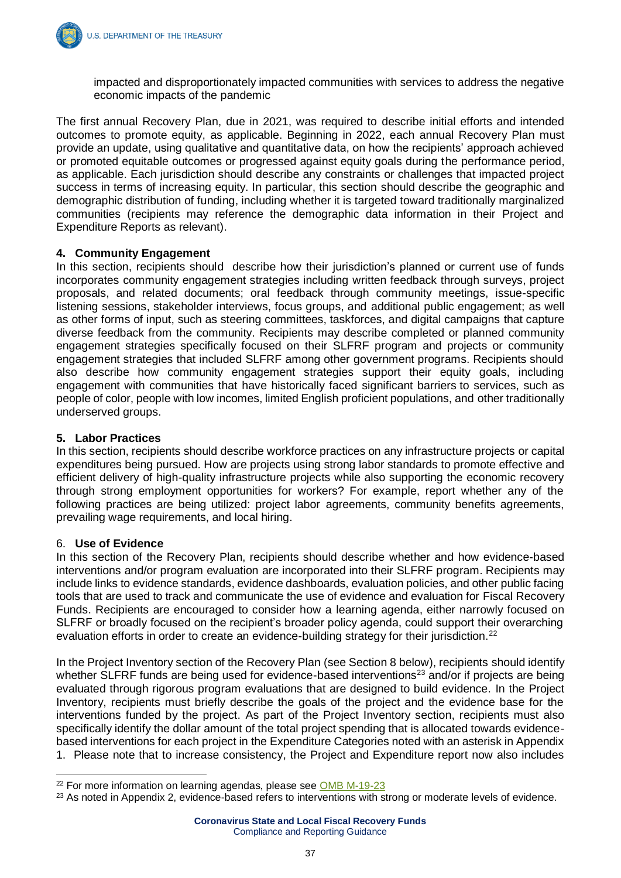impacted and disproportionately impacted communities with services to address the negative economic impacts of the pandemic

The first annual Recovery Plan, due in 2021, was required to describe initial efforts and intended outcomes to promote equity, as applicable. Beginning in 2022, each annual Recovery Plan must provide an update, using qualitative and quantitative data, on how the recipients' approach achieved or promoted equitable outcomes or progressed against equity goals during the performance period, as applicable. Each jurisdiction should describe any constraints or challenges that impacted project success in terms of increasing equity. In particular, this section should describe the geographic and demographic distribution of funding, including whether it is targeted toward traditionally marginalized communities (recipients may reference the demographic data information in their Project and Expenditure Reports as relevant).

### 4. Community Engagement

In this section, recipients should describe how their jurisdiction's planned or current use of funds incorporates community engagement strategies including written feedback through surveys, project proposals, and related documents; oral feedback through community meetings, issue-specific listening sessions, stakeholder interviews, focus groups, and additional public engagement; as well as other forms of input, such as steering committees, taskforces, and digital campaigns that capture diverse feedback from the community. Recipients may describe completed or planned community engagement strategies specifically focused on their SLFRF program and projects or community engagement strategies that included SLFRF among other government programs. Recipients should also describe how community engagement strategies support their equity goals, including engagement with communities that have historically faced significant barriers to services, such as people of color, people with low incomes, limited English proficient populations, and other traditionally underserved groups.

### 5. Labor Practices

In this section, recipients should describe workforce practices on any infrastructure projects or capital expenditures being pursued. How are projects using strong labor standards to promote effective and efficient delivery of high-quality infrastructure projects while also supporting the economic recovery through strong employment opportunities for workers? For example, report whether any of the following practices are being utilized: project labor agreements, community benefits agreements, prevailing wage requirements, and local hiring.

### 6. Use of Evidence

In this section of the Recovery Plan, recipients should describe whether and how evidence-based interventions and/or program evaluation are incorporated into their SLFRF program. Recipients may include links to evidence standards, evidence dashboards, evaluation policies, and other public facing tools that are used to track and communicate the use of evidence and evaluation for Fiscal Recovery Funds. Recipients are encouraged to consider how a learning agenda, either narrowly focused on SLFRF or broadly focused on the recipient's broader policy agenda, could support their overarching evaluation efforts in order to create an evidence-building strategy for their jurisdiction.[22]

In the Project Inventory section of the Recovery Plan (see Section 8 below), recipients should identify whether SLFRF funds are being used for evidence-based interventions[23] and/or if projects are being evaluated through rigorous program evaluations that are designed to build evidence. In the Project Inventory, recipients must briefly describe the goals of the project and the evidence base for the interventions funded by the project. As part of the Project Inventory section, recipients must also specifically identify the dollar amount of the total project spending that is allocated towards evidence-based interventions for each project in the Expenditure Categories noted with an asterisk in Appendix 1. Please note that to increase consistency, the Project and Expenditure report now also includes

[22] For more information on learning agendas, please see OMB M-19-23

[23] As noted in Appendix 2, evidence-based refers to interventions with strong or moderate levels of evidence.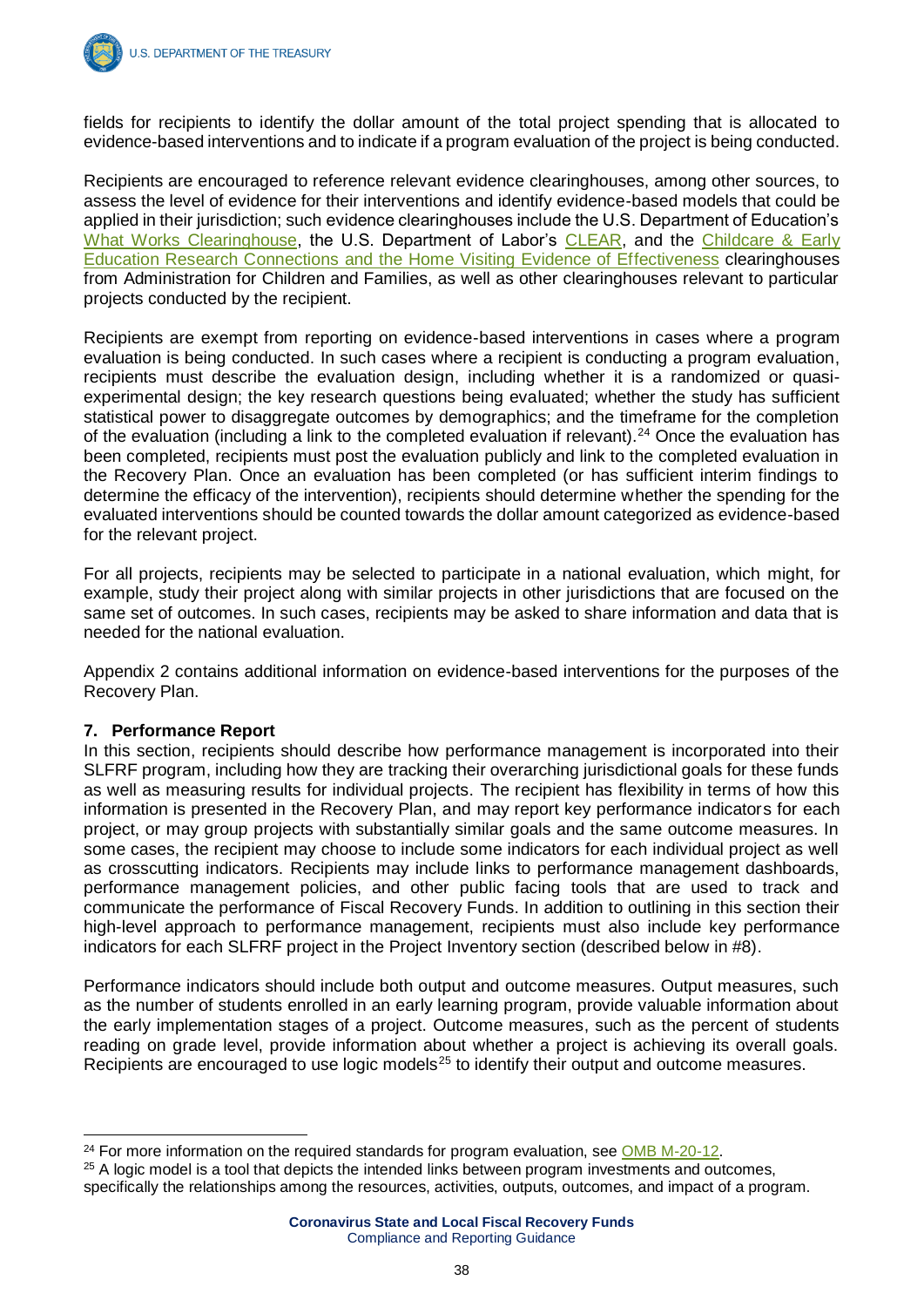fields for recipients to identify the dollar amount of the total project spending that is allocated to evidence-based interventions and to indicate if a program evaluation of the project is being conducted.

Recipients are encouraged to reference relevant evidence clearinghouses, among other sources, to assess the level of evidence for their interventions and identify evidence-based models that could be applied in their jurisdiction; such evidence clearinghouses include the U.S. Department of Education's What Works Clearinghouse, the U.S. Department of Labor's CLEAR, and the Childcare & Early Education Research Connections and the Home Visiting Evidence of Effectiveness clearinghouses from Administration for Children and Families, as well as other clearinghouses relevant to particular projects conducted by the recipient.

Recipients are exempt from reporting on evidence-based interventions in cases where a program evaluation is being conducted. In such cases where a recipient is conducting a program evaluation, recipients must describe the evaluation design, including whether it is a randomized or quasi-experimental design; the key research questions being evaluated; whether the study has sufficient statistical power to disaggregate outcomes by demographics; and the timeframe for the completion of the evaluation (including a link to the completed evaluation if relevant).[24] Once the evaluation has been completed, recipients must post the evaluation publicly and link to the completed evaluation in the Recovery Plan. Once an evaluation has been completed (or has sufficient interim findings to determine the efficacy of the intervention), recipients should determine whether the spending for the evaluated interventions should be counted towards the dollar amount categorized as evidence-based for the relevant project.

For all projects, recipients may be selected to participate in a national evaluation, which might, for example, study their project along with similar projects in other jurisdictions that are focused on the same set of outcomes. In such cases, recipients may be asked to share information and data that is needed for the national evaluation.

Appendix 2 contains additional information on evidence-based interventions for the purposes of the Recovery Plan.

**7. Performance Report**

In this section, recipients should describe how performance management is incorporated into their SLFRF program, including how they are tracking their overarching jurisdictional goals for these funds as well as measuring results for individual projects. The recipient has flexibility in terms of how this information is presented in the Recovery Plan, and may report key performance indicators for each project, or may group projects with substantially similar goals and the same outcome measures. In some cases, the recipient may choose to include some indicators for each individual project as well as crosscutting indicators. Recipients may include links to performance management dashboards, performance management policies, and other public facing tools that are used to track and communicate the performance of Fiscal Recovery Funds. In addition to outlining in this section their high-level approach to performance management, recipients must also include key performance indicators for each SLFRF project in the Project Inventory section (described below in #8).

Performance indicators should include both output and outcome measures. Output measures, such as the number of students enrolled in an early learning program, provide valuable information about the early implementation stages of a project. Outcome measures, such as the percent of students reading on grade level, provide information about whether a project is achieving its overall goals. Recipients are encouraged to use logic models[25] to identify their output and outcome measures.

---

[24] For more information on the required standards for program evaluation, see OMB M-20-12.

[25] A logic model is a tool that depicts the intended links between program investments and outcomes, specifically the relationships among the resources, activities, outputs, outcomes, and impact of a program.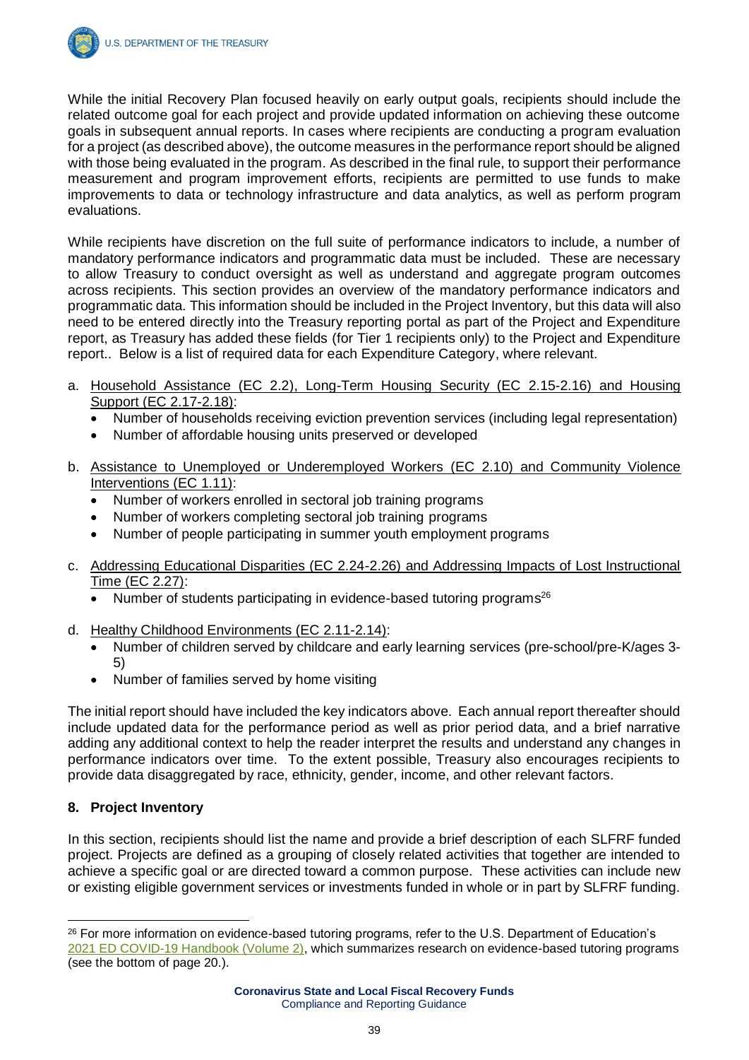While the initial Recovery Plan focused heavily on early output goals, recipients should include the related outcome goal for each project and provide updated information on achieving these outcome goals in subsequent annual reports. In cases where recipients are conducting a program evaluation for a project (as described above), the outcome measures in the performance report should be aligned with those being evaluated in the program. As described in the final rule, to support their performance measurement and program improvement efforts, recipients are permitted to use funds to make improvements to data or technology infrastructure and data analytics, as well as perform program evaluations.

While recipients have discretion on the full suite of performance indicators to include, a number of mandatory performance indicators and programmatic data must be included. These are necessary to allow Treasury to conduct oversight as well as understand and aggregate program outcomes across recipients. This section provides an overview of the mandatory performance indicators and programmatic data. This information should be included in the Project Inventory, but this data will also need to be entered directly into the Treasury reporting portal as part of the Project and Expenditure report, as Treasury has added these fields (for Tier 1 recipients only) to the Project and Expenditure report.. Below is a list of required data for each Expenditure Category, where relevant.

a. Household Assistance (EC 2.2), Long-Term Housing Security (EC 2.15-2.16) and Housing Support (EC 2.17-2.18):
   - Number of households receiving eviction prevention services (including legal representation)
   - Number of affordable housing units preserved or developed

b. Assistance to Unemployed or Underemployed Workers (EC 2.10) and Community Violence Interventions (EC 1.11):
   - Number of workers enrolled in sectoral job training programs
   - Number of workers completing sectoral job training programs
   - Number of people participating in summer youth employment programs

c. Addressing Educational Disparities (EC 2.24-2.26) and Addressing Impacts of Lost Instructional Time (EC 2.27):
   - Number of students participating in evidence-based tutoring programs[26]

d. Healthy Childhood Environments (EC 2.11-2.14):
   - Number of children served by childcare and early learning services (pre-school/pre-K/ages 3-5)
   - Number of families served by home visiting

The initial report should have included the key indicators above. Each annual report thereafter should include updated data for the performance period as well as prior period data, and a brief narrative adding any additional context to help the reader interpret the results and understand any changes in performance indicators over time. To the extent possible, Treasury also encourages recipients to provide data disaggregated by race, ethnicity, gender, income, and other relevant factors.

## 8. Project Inventory

In this section, recipients should list the name and provide a brief description of each SLFRF funded project. Projects are defined as a grouping of closely related activities that together are intended to achieve a specific goal or are directed toward a common purpose. These activities can include new or existing eligible government services or investments funded in whole or in part by SLFRF funding.

---

[26] For more information on evidence-based tutoring programs, refer to the U.S. Department of Education's 2021 ED COVID-19 Handbook (Volume 2), which summarizes research on evidence-based tutoring programs (see the bottom of page 20.).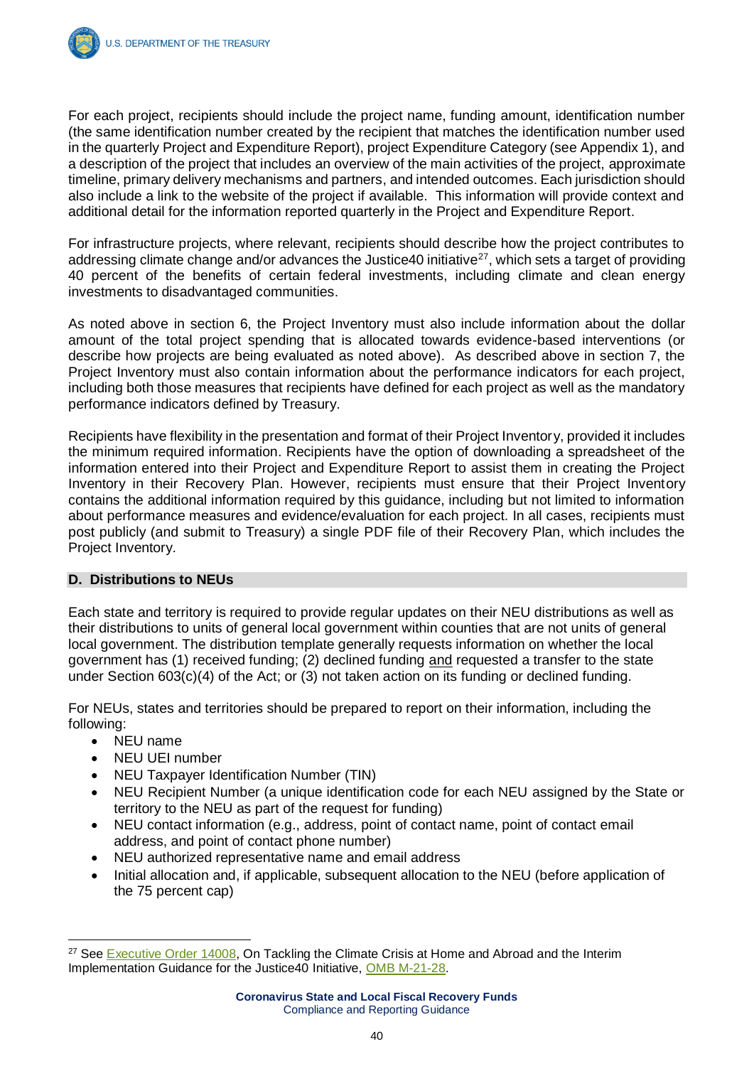For each project, recipients should include the project name, funding amount, identification number (the same identification number created by the recipient that matches the identification number used in the quarterly Project and Expenditure Report), project Expenditure Category (see Appendix 1), and a description of the project that includes an overview of the main activities of the project, approximate timeline, primary delivery mechanisms and partners, and intended outcomes. Each jurisdiction should also include a link to the website of the project if available. This information will provide context and additional detail for the information reported quarterly in the Project and Expenditure Report.

For infrastructure projects, where relevant, recipients should describe how the project contributes to addressing climate change and/or advances the Justice40 initiative[27], which sets a target of providing 40 percent of the benefits of certain federal investments, including climate and clean energy investments to disadvantaged communities.

As noted above in section 6, the Project Inventory must also include information about the dollar amount of the total project spending that is allocated towards evidence-based interventions (or describe how projects are being evaluated as noted above). As described above in section 7, the Project Inventory must also contain information about the performance indicators for each project, including both those measures that recipients have defined for each project as well as the mandatory performance indicators defined by Treasury.

Recipients have flexibility in the presentation and format of their Project Inventory, provided it includes the minimum required information. Recipients have the option of downloading a spreadsheet of the information entered into their Project and Expenditure Report to assist them in creating the Project Inventory in their Recovery Plan. However, recipients must ensure that their Project Inventory contains the additional information required by this guidance, including but not limited to information about performance measures and evidence/evaluation for each project. In all cases, recipients must post publicly (and submit to Treasury) a single PDF file of their Recovery Plan, which includes the Project Inventory.

## D. Distributions to NEUs

Each state and territory is required to provide regular updates on their NEU distributions as well as their distributions to units of general local government within counties that are not units of general local government. The distribution template generally requests information on whether the local government has (1) received funding; (2) declined funding and requested a transfer to the state under Section 603(c)(4) of the Act; or (3) not taken action on its funding or declined funding.

For NEUs, states and territories should be prepared to report on their information, including the following:

- NEU name
- NEU UEI number
- NEU Taxpayer Identification Number (TIN)
- NEU Recipient Number (a unique identification code for each NEU assigned by the State or territory to the NEU as part of the request for funding)
- NEU contact information (e.g., address, point of contact name, point of contact email address, and point of contact phone number)
- NEU authorized representative name and email address
- Initial allocation and, if applicable, subsequent allocation to the NEU (before application of the 75 percent cap)

---

[27] See Executive Order 14008, On Tackling the Climate Crisis at Home and Abroad and the Interim Implementation Guidance for the Justice40 Initiative, OMB M-21-28.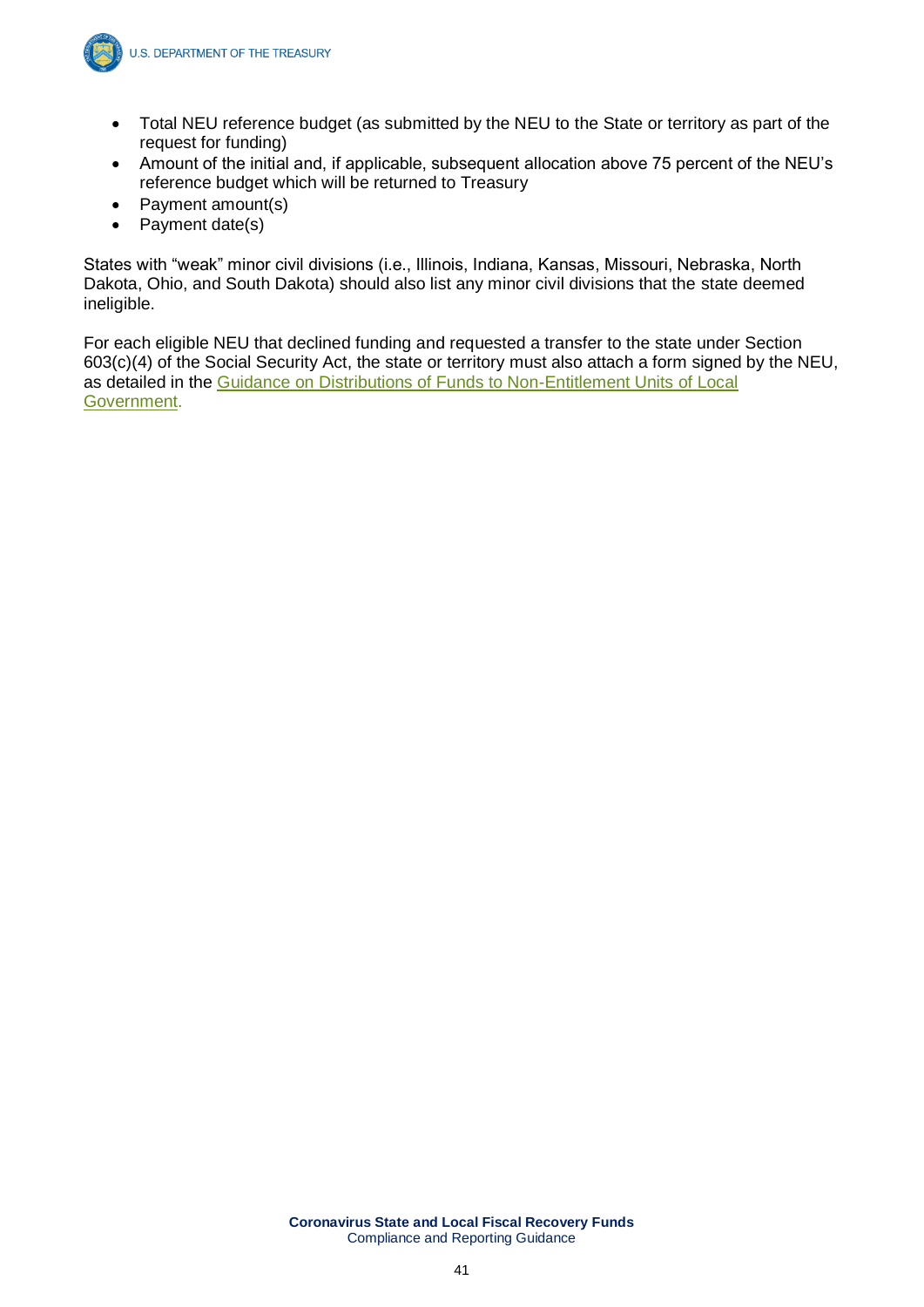- Total NEU reference budget (as submitted by the NEU to the State or territory as part of the request for funding)
- Amount of the initial and, if applicable, subsequent allocation above 75 percent of the NEU's reference budget which will be returned to Treasury
- Payment amount(s)
- Payment date(s)

States with "weak" minor civil divisions (i.e., Illinois, Indiana, Kansas, Missouri, Nebraska, North Dakota, Ohio, and South Dakota) should also list any minor civil divisions that the state deemed ineligible.

For each eligible NEU that declined funding and requested a transfer to the state under Section 603(c)(4) of the Social Security Act, the state or territory must also attach a form signed by the NEU, as detailed in the Guidance on Distributions of Funds to Non-Entitlement Units of Local Government.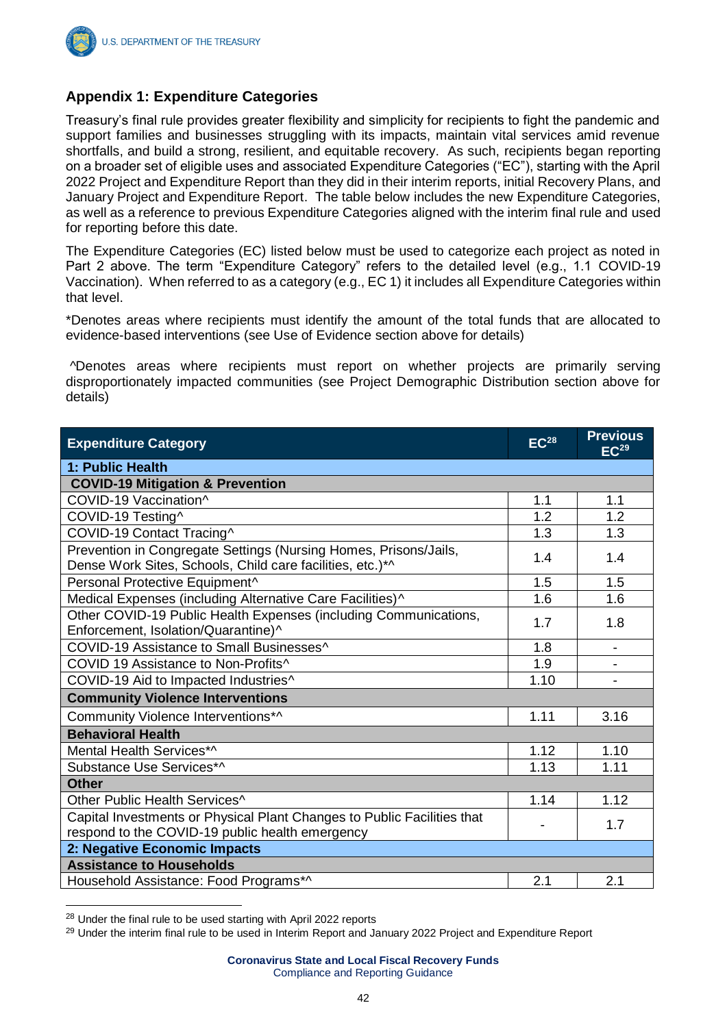## Appendix 1: Expenditure Categories

Treasury's final rule provides greater flexibility and simplicity for recipients to fight the pandemic and support families and businesses struggling with its impacts, maintain vital services amid revenue shortfalls, and build a strong, resilient, and equitable recovery. As such, recipients began reporting on a broader set of eligible uses and associated Expenditure Categories ("EC"), starting with the April 2022 Project and Expenditure Report than they did in their interim reports, initial Recovery Plans, and January Project and Expenditure Report. The table below includes the new Expenditure Categories, as well as a reference to previous Expenditure Categories aligned with the interim final rule and used for reporting before this date.

The Expenditure Categories (EC) listed below must be used to categorize each project as noted in Part 2 above. The term "Expenditure Category" refers to the detailed level (e.g., 1.1 COVID-19 Vaccination). When referred to as a category (e.g., EC 1) it includes all Expenditure Categories within that level.

*Denotes areas where recipients must identify the amount of the total funds that are allocated to evidence-based interventions (see Use of Evidence section above for details)

^Denotes areas where recipients must report on whether projects are primarily serving disproportionately impacted communities (see Project Demographic Distribution section above for details)

| Expenditure Category | EC[28] | Previous EC[29] |
|---|---|---|
| **1: Public Health** | | |
| **COVID-19 Mitigation & Prevention** | | |
| COVID-19 Vaccination^ | 1.1 | 1.1 |
| COVID-19 Testing^ | 1.2 | 1.2 |
| COVID-19 Contact Tracing^ | 1.3 | 1.3 |
| Prevention in Congregate Settings (Nursing Homes, Prisons/Jails, Dense Work Sites, Schools, Child care facilities, etc.)*^ | 1.4 | 1.4 |
| Personal Protective Equipment^ | 1.5 | 1.5 |
| Medical Expenses (including Alternative Care Facilities)^ | 1.6 | 1.6 |
| Other COVID-19 Public Health Expenses (including Communications, Enforcement, Isolation/Quarantine)^ | 1.7 | 1.8 |
| COVID-19 Assistance to Small Businesses^ | 1.8 | - |
| COVID 19 Assistance to Non-Profits^ | 1.9 | - |
| COVID-19 Aid to Impacted Industries^ | 1.10 | - |
| **Community Violence Interventions** | | |
| Community Violence Interventions*^ | 1.11 | 3.16 |
| **Behavioral Health** | | |
| Mental Health Services*^ | 1.12 | 1.10 |
| Substance Use Services*^ | 1.13 | 1.11 |
| **Other** | | |
| Other Public Health Services^ | 1.14 | 1.12 |
| Capital Investments or Physical Plant Changes to Public Facilities that respond to the COVID-19 public health emergency | - | 1.7 |
| **2: Negative Economic Impacts** | | |
| **Assistance to Households** | | |
| Household Assistance: Food Programs*^ | 2.1 | 2.1 |

[28] Under the final rule to be used starting with April 2022 reports

[29] Under the interim final rule to be used in Interim Report and January 2022 Project and Expenditure Report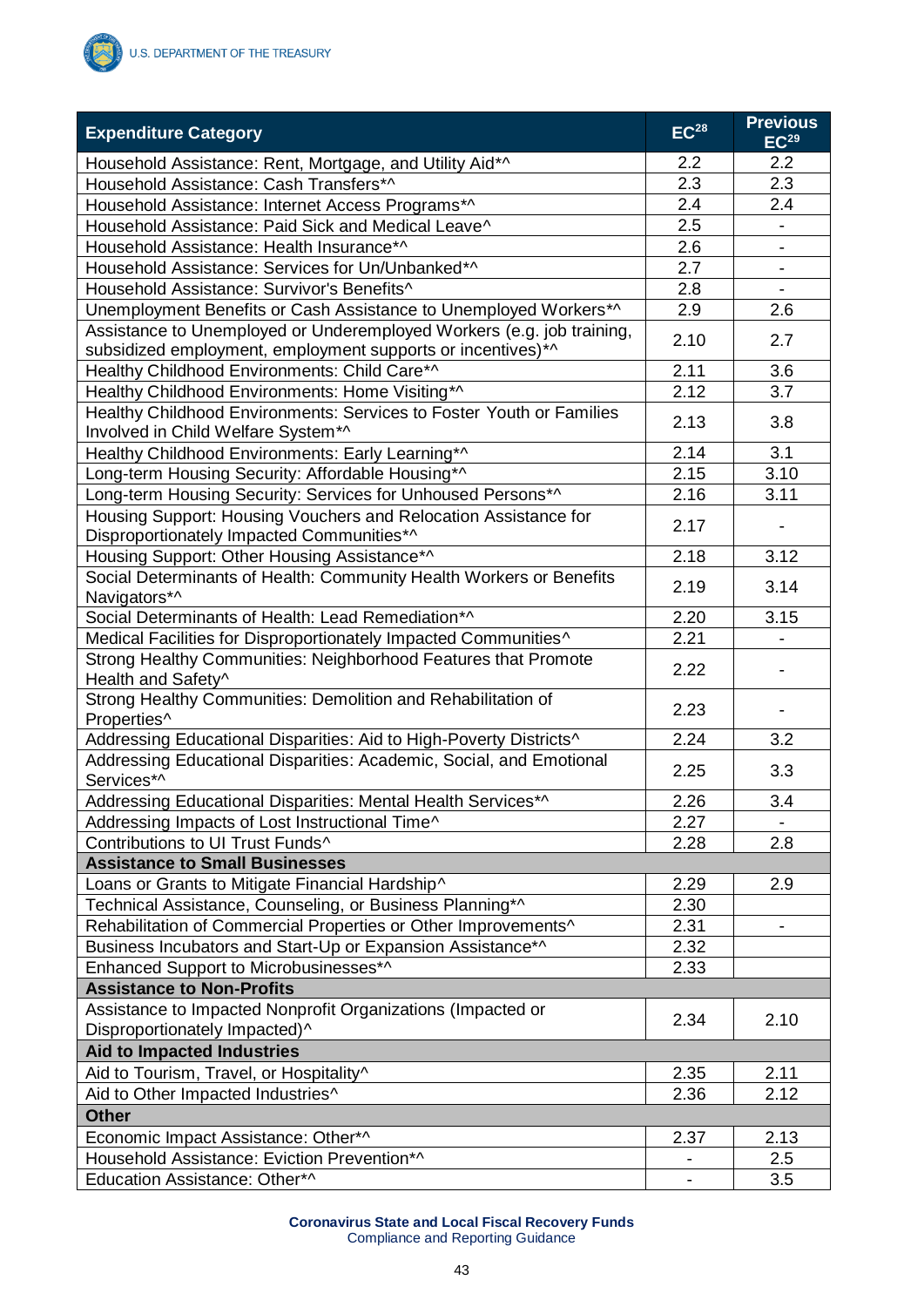| Expenditure Category | EC[28] | Previous EC[29] |
|---|---|---|
| Household Assistance: Rent, Mortgage, and Utility Aid*^ | 2.2 | 2.2 |
| Household Assistance: Cash Transfers*^ | 2.3 | 2.3 |
| Household Assistance: Internet Access Programs*^ | 2.4 | 2.4 |
| Household Assistance: Paid Sick and Medical Leave^ | 2.5 | - |
| Household Assistance: Health Insurance*^ | 2.6 | - |
| Household Assistance: Services for Un/Unbanked*^ | 2.7 | - |
| Household Assistance: Survivor's Benefits^ | 2.8 | - |
| Unemployment Benefits or Cash Assistance to Unemployed Workers*^ | 2.9 | 2.6 |
| Assistance to Unemployed or Underemployed Workers (e.g. job training, subsidized employment, employment supports or incentives)*^ | 2.10 | 2.7 |
| Healthy Childhood Environments: Child Care*^ | 2.11 | 3.6 |
| Healthy Childhood Environments: Home Visiting*^ | 2.12 | 3.7 |
| Healthy Childhood Environments: Services to Foster Youth or Families Involved in Child Welfare System*^ | 2.13 | 3.8 |
| Healthy Childhood Environments: Early Learning*^ | 2.14 | 3.1 |
| Long-term Housing Security: Affordable Housing*^ | 2.15 | 3.10 |
| Long-term Housing Security: Services for Unhoused Persons*^ | 2.16 | 3.11 |
| Housing Support: Housing Vouchers and Relocation Assistance for Disproportionately Impacted Communities*^ | 2.17 | - |
| Housing Support: Other Housing Assistance*^ | 2.18 | 3.12 |
| Social Determinants of Health: Community Health Workers or Benefits Navigators*^ | 2.19 | 3.14 |
| Social Determinants of Health: Lead Remediation*^ | 2.20 | 3.15 |
| Medical Facilities for Disproportionately Impacted Communities^ | 2.21 | - |
| Strong Healthy Communities: Neighborhood Features that Promote Health and Safety^ | 2.22 | - |
| Strong Healthy Communities: Demolition and Rehabilitation of Properties^ | 2.23 | - |
| Addressing Educational Disparities: Aid to High-Poverty Districts^ | 2.24 | 3.2 |
| Addressing Educational Disparities: Academic, Social, and Emotional Services*^ | 2.25 | 3.3 |
| Addressing Educational Disparities: Mental Health Services*^ | 2.26 | 3.4 |
| Addressing Impacts of Lost Instructional Time^ | 2.27 | - |
| Contributions to UI Trust Funds^ | 2.28 | 2.8 |
| **Assistance to Small Businesses** | | |
| Loans or Grants to Mitigate Financial Hardship^ | 2.29 | 2.9 |
| Technical Assistance, Counseling, or Business Planning*^ | 2.30 | |
| Rehabilitation of Commercial Properties or Other Improvements^ | 2.31 | - |
| Business Incubators and Start-Up or Expansion Assistance*^ | 2.32 | |
| Enhanced Support to Microbusinesses*^ | 2.33 | |
| **Assistance to Non-Profits** | | |
| Assistance to Impacted Nonprofit Organizations (Impacted or Disproportionately Impacted)^ | 2.34 | 2.10 |
| **Aid to Impacted Industries** | | |
| Aid to Tourism, Travel, or Hospitality^ | 2.35 | 2.11 |
| Aid to Other Impacted Industries^ | 2.36 | 2.12 |
| **Other** | | |
| Economic Impact Assistance: Other*^ | 2.37 | 2.13 |
| Household Assistance: Eviction Prevention*^ | - | 2.5 |
| Education Assistance: Other*^ | - | 3.5 |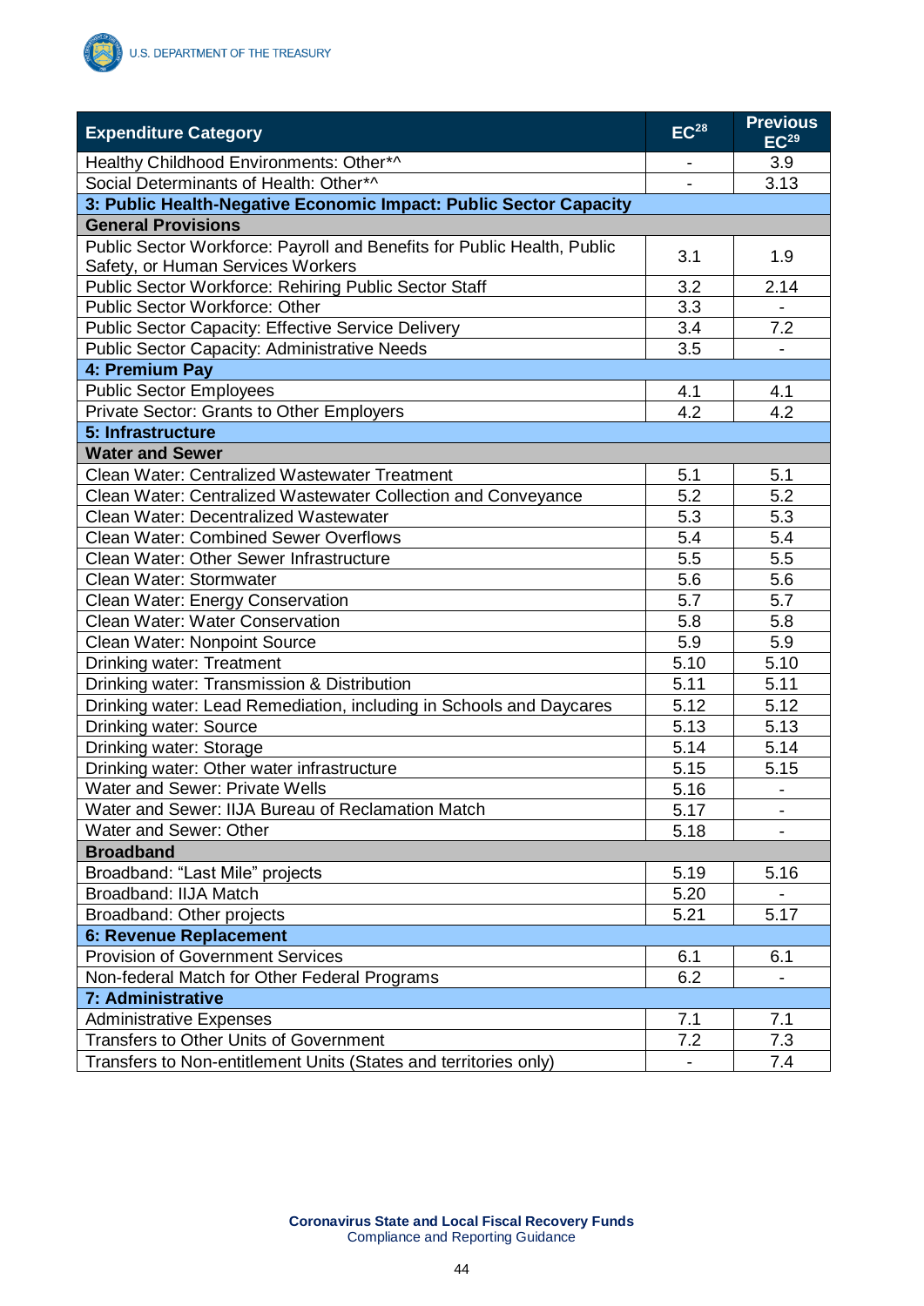| Expenditure Category | EC[28] | Previous EC[29] |
|---|---|---|
| Healthy Childhood Environments: Other*^ | - | 3.9 |
| Social Determinants of Health: Other*^ | - | 3.13 |
| **3: Public Health-Negative Economic Impact: Public Sector Capacity** | | |
| **General Provisions** | | |
| Public Sector Workforce: Payroll and Benefits for Public Health, Public Safety, or Human Services Workers | 3.1 | 1.9 |
| Public Sector Workforce: Rehiring Public Sector Staff | 3.2 | 2.14 |
| Public Sector Workforce: Other | 3.3 | - |
| Public Sector Capacity: Effective Service Delivery | 3.4 | 7.2 |
| Public Sector Capacity: Administrative Needs | 3.5 | - |
| **4: Premium Pay** | | |
| Public Sector Employees | 4.1 | 4.1 |
| Private Sector: Grants to Other Employers | 4.2 | 4.2 |
| **5: Infrastructure** | | |
| **Water and Sewer** | | |
| Clean Water: Centralized Wastewater Treatment | 5.1 | 5.1 |
| Clean Water: Centralized Wastewater Collection and Conveyance | 5.2 | 5.2 |
| Clean Water: Decentralized Wastewater | 5.3 | 5.3 |
| Clean Water: Combined Sewer Overflows | 5.4 | 5.4 |
| Clean Water: Other Sewer Infrastructure | 5.5 | 5.5 |
| Clean Water: Stormwater | 5.6 | 5.6 |
| Clean Water: Energy Conservation | 5.7 | 5.7 |
| Clean Water: Water Conservation | 5.8 | 5.8 |
| Clean Water: Nonpoint Source | 5.9 | 5.9 |
| Drinking water: Treatment | 5.10 | 5.10 |
| Drinking water: Transmission & Distribution | 5.11 | 5.11 |
| Drinking water: Lead Remediation, including in Schools and Daycares | 5.12 | 5.12 |
| Drinking water: Source | 5.13 | 5.13 |
| Drinking water: Storage | 5.14 | 5.14 |
| Drinking water: Other water infrastructure | 5.15 | 5.15 |
| Water and Sewer: Private Wells | 5.16 | - |
| Water and Sewer: IIJA Bureau of Reclamation Match | 5.17 | - |
| Water and Sewer: Other | 5.18 | - |
| **Broadband** | | |
| Broadband: “Last Mile” projects | 5.19 | 5.16 |
| Broadband: IIJA Match | 5.20 | - |
| Broadband: Other projects | 5.21 | 5.17 |
| **6: Revenue Replacement** | | |
| Provision of Government Services | 6.1 | 6.1 |
| Non-federal Match for Other Federal Programs | 6.2 | - |
| **7: Administrative** | | |
| Administrative Expenses | 7.1 | 7.1 |
| Transfers to Other Units of Government | 7.2 | 7.3 |
| Transfers to Non-entitlement Units (States and territories only) | - | 7.4 |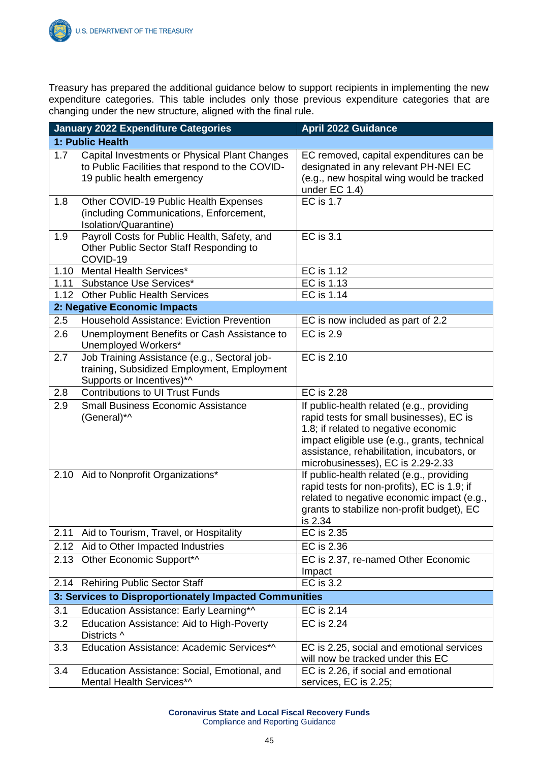Treasury has prepared the additional guidance below to support recipients in implementing the new expenditure categories. This table includes only those previous expenditure categories that are changing under the new structure, aligned with the final rule.

| January 2022 Expenditure Categories | | April 2022 Guidance |
|---|---|---|
| **1: Public Health** | | |
| 1.7 | Capital Investments or Physical Plant Changes to Public Facilities that respond to the COVID-19 public health emergency | EC removed, capital expenditures can be designated in any relevant PH-NEI EC (e.g., new hospital wing would be tracked under EC 1.4) |
| 1.8 | Other COVID-19 Public Health Expenses (including Communications, Enforcement, Isolation/Quarantine) | EC is 1.7 |
| 1.9 | Payroll Costs for Public Health, Safety, and Other Public Sector Staff Responding to COVID-19 | EC is 3.1 |
| 1.10 | Mental Health Services* | EC is 1.12 |
| 1.11 | Substance Use Services* | EC is 1.13 |
| 1.12 | Other Public Health Services | EC is 1.14 |
| **2: Negative Economic Impacts** | | |
| 2.5 | Household Assistance: Eviction Prevention | EC is now included as part of 2.2 |
| 2.6 | Unemployment Benefits or Cash Assistance to Unemployed Workers* | EC is 2.9 |
| 2.7 | Job Training Assistance (e.g., Sectoral job-training, Subsidized Employment, Employment Supports or Incentives)*^ | EC is 2.10 |
| 2.8 | Contributions to UI Trust Funds | EC is 2.28 |
| 2.9 | Small Business Economic Assistance (General)*^ | If public-health related (e.g., providing rapid tests for small businesses), EC is 1.8; if related to negative economic impact eligible use (e.g., grants, technical assistance, rehabilitation, incubators, or microbusinesses), EC is 2.29-2.33 |
| 2.10 | Aid to Nonprofit Organizations* | If public-health related (e.g., providing rapid tests for non-profits), EC is 1.9; if related to negative economic impact (e.g., grants to stabilize non-profit budget), EC is 2.34 |
| 2.11 | Aid to Tourism, Travel, or Hospitality | EC is 2.35 |
| 2.12 | Aid to Other Impacted Industries | EC is 2.36 |
| 2.13 | Other Economic Support*^ | EC is 2.37, re-named Other Economic Impact |
| 2.14 | Rehiring Public Sector Staff | EC is 3.2 |
| **3: Services to Disproportionately Impacted Communities** | | |
| 3.1 | Education Assistance: Early Learning*^ | EC is 2.14 |
| 3.2 | Education Assistance: Aid to High-Poverty Districts ^ | EC is 2.24 |
| 3.3 | Education Assistance: Academic Services*^ | EC is 2.25, social and emotional services will now be tracked under this EC |
| 3.4 | Education Assistance: Social, Emotional, and Mental Health Services*^ | EC is 2.26, if social and emotional services, EC is 2.25; |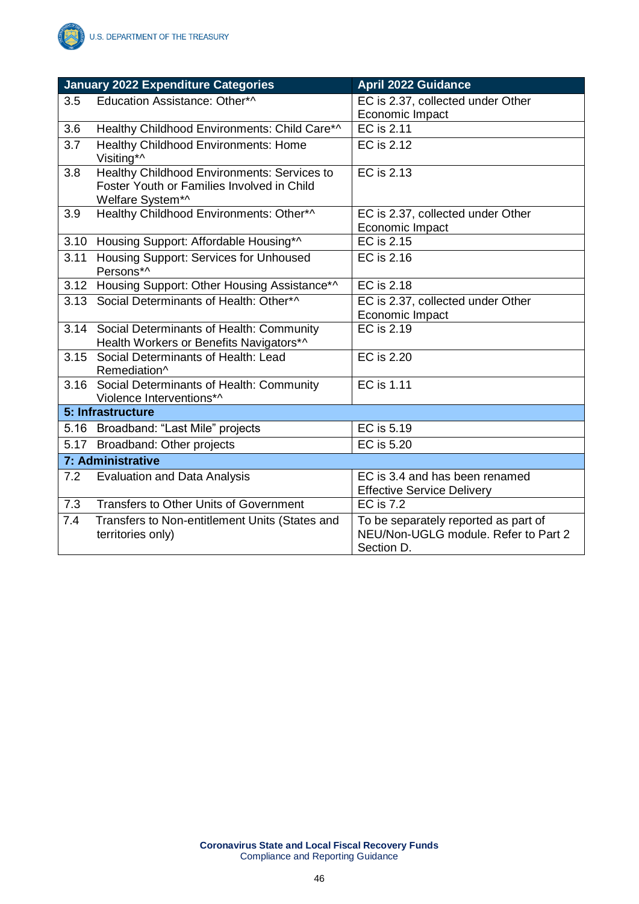| January 2022 Expenditure Categories | April 2022 Guidance |
|---|---|
| 3.5 Education Assistance: Other*^ | EC is 2.37, collected under Other Economic Impact |
| 3.6 Healthy Childhood Environments: Child Care*^ | EC is 2.11 |
| 3.7 Healthy Childhood Environments: Home Visiting*^ | EC is 2.12 |
| 3.8 Healthy Childhood Environments: Services to Foster Youth or Families Involved in Child Welfare System*^ | EC is 2.13 |
| 3.9 Healthy Childhood Environments: Other*^ | EC is 2.37, collected under Other Economic Impact |
| 3.10 Housing Support: Affordable Housing*^ | EC is 2.15 |
| 3.11 Housing Support: Services for Unhoused Persons*^ | EC is 2.16 |
| 3.12 Housing Support: Other Housing Assistance*^ | EC is 2.18 |
| 3.13 Social Determinants of Health: Other*^ | EC is 2.37, collected under Other Economic Impact |
| 3.14 Social Determinants of Health: Community Health Workers or Benefits Navigators*^ | EC is 2.19 |
| 3.15 Social Determinants of Health: Lead Remediation^ | EC is 2.20 |
| 3.16 Social Determinants of Health: Community Violence Interventions*^ | EC is 1.11 |
| **5: Infrastructure** | |
| 5.16 Broadband: "Last Mile" projects | EC is 5.19 |
| 5.17 Broadband: Other projects | EC is 5.20 |
| **7: Administrative** | |
| 7.2 Evaluation and Data Analysis | EC is 3.4 and has been renamed Effective Service Delivery |
| 7.3 Transfers to Other Units of Government | EC is 7.2 |
| 7.4 Transfers to Non-entitlement Units (States and territories only) | To be separately reported as part of NEU/Non-UGLG module. Refer to Part 2 Section D. |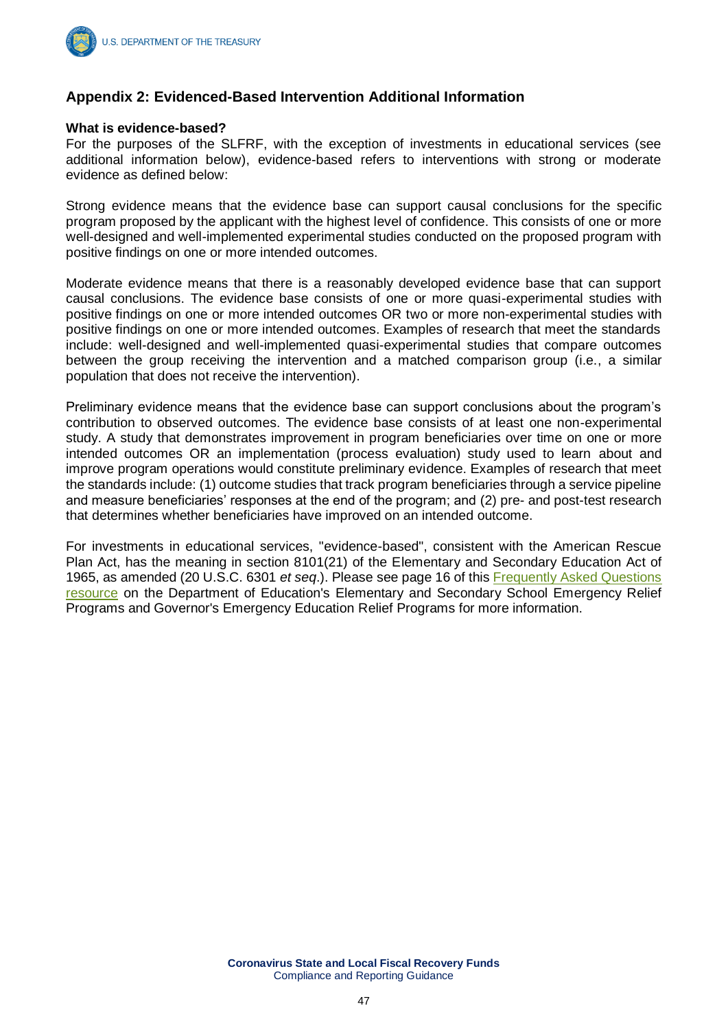## Appendix 2: Evidenced-Based Intervention Additional Information

**What is evidence-based?**
For the purposes of the SLFRF, with the exception of investments in educational services (see additional information below), evidence-based refers to interventions with strong or moderate evidence as defined below:

Strong evidence means that the evidence base can support causal conclusions for the specific program proposed by the applicant with the highest level of confidence. This consists of one or more well-designed and well-implemented experimental studies conducted on the proposed program with positive findings on one or more intended outcomes.

Moderate evidence means that there is a reasonably developed evidence base that can support causal conclusions. The evidence base consists of one or more quasi-experimental studies with positive findings on one or more intended outcomes OR two or more non-experimental studies with positive findings on one or more intended outcomes. Examples of research that meet the standards include: well-designed and well-implemented quasi-experimental studies that compare outcomes between the group receiving the intervention and a matched comparison group (i.e., a similar population that does not receive the intervention).

Preliminary evidence means that the evidence base can support conclusions about the program's contribution to observed outcomes. The evidence base consists of at least one non-experimental study. A study that demonstrates improvement in program beneficiaries over time on one or more intended outcomes OR an implementation (process evaluation) study used to learn about and improve program operations would constitute preliminary evidence. Examples of research that meet the standards include: (1) outcome studies that track program beneficiaries through a service pipeline and measure beneficiaries' responses at the end of the program; and (2) pre- and post-test research that determines whether beneficiaries have improved on an intended outcome.

For investments in educational services, "evidence-based", consistent with the American Rescue Plan Act, has the meaning in section 8101(21) of the Elementary and Secondary Education Act of 1965, as amended (20 U.S.C. 6301 *et seq*.). Please see page 16 of this Frequently Asked Questions resource on the Department of Education's Elementary and Secondary School Emergency Relief Programs and Governor's Emergency Education Relief Programs for more information.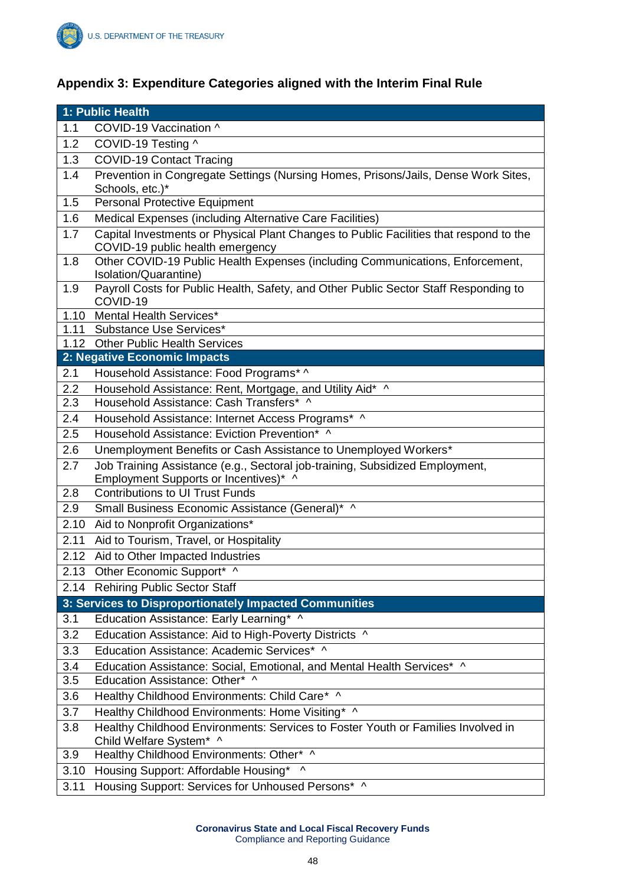## Appendix 3: Expenditure Categories aligned with the Interim Final Rule

| | |
|---|---|
| **1: Public Health** | |
| 1.1 | COVID-19 Vaccination ^ |
| 1.2 | COVID-19 Testing ^ |
| 1.3 | COVID-19 Contact Tracing |
| 1.4 | Prevention in Congregate Settings (Nursing Homes, Prisons/Jails, Dense Work Sites, Schools, etc.)* |
| 1.5 | Personal Protective Equipment |
| 1.6 | Medical Expenses (including Alternative Care Facilities) |
| 1.7 | Capital Investments or Physical Plant Changes to Public Facilities that respond to the COVID-19 public health emergency |
| 1.8 | Other COVID-19 Public Health Expenses (including Communications, Enforcement, Isolation/Quarantine) |
| 1.9 | Payroll Costs for Public Health, Safety, and Other Public Sector Staff Responding to COVID-19 |
| 1.10 | Mental Health Services* |
| 1.11 | Substance Use Services* |
| 1.12 | Other Public Health Services |
| **2: Negative Economic Impacts** | |
| 2.1 | Household Assistance: Food Programs* ^ |
| 2.2 | Household Assistance: Rent, Mortgage, and Utility Aid* ^ |
| 2.3 | Household Assistance: Cash Transfers* ^ |
| 2.4 | Household Assistance: Internet Access Programs* ^ |
| 2.5 | Household Assistance: Eviction Prevention* ^ |
| 2.6 | Unemployment Benefits or Cash Assistance to Unemployed Workers* |
| 2.7 | Job Training Assistance (e.g., Sectoral job-training, Subsidized Employment, Employment Supports or Incentives)* ^ |
| 2.8 | Contributions to UI Trust Funds |
| 2.9 | Small Business Economic Assistance (General)* ^ |
| 2.10 | Aid to Nonprofit Organizations* |
| 2.11 | Aid to Tourism, Travel, or Hospitality |
| 2.12 | Aid to Other Impacted Industries |
| 2.13 | Other Economic Support* ^ |
| 2.14 | Rehiring Public Sector Staff |
| **3: Services to Disproportionately Impacted Communities** | |
| 3.1 | Education Assistance: Early Learning* ^ |
| 3.2 | Education Assistance: Aid to High-Poverty Districts ^ |
| 3.3 | Education Assistance: Academic Services* ^ |
| 3.4 | Education Assistance: Social, Emotional, and Mental Health Services* ^ |
| 3.5 | Education Assistance: Other* ^ |
| 3.6 | Healthy Childhood Environments: Child Care* ^ |
| 3.7 | Healthy Childhood Environments: Home Visiting* ^ |
| 3.8 | Healthy Childhood Environments: Services to Foster Youth or Families Involved in Child Welfare System* ^ |
| 3.9 | Healthy Childhood Environments: Other* ^ |
| 3.10 | Housing Support: Affordable Housing* ^ |
| 3.11 | Housing Support: Services for Unhoused Persons* ^ |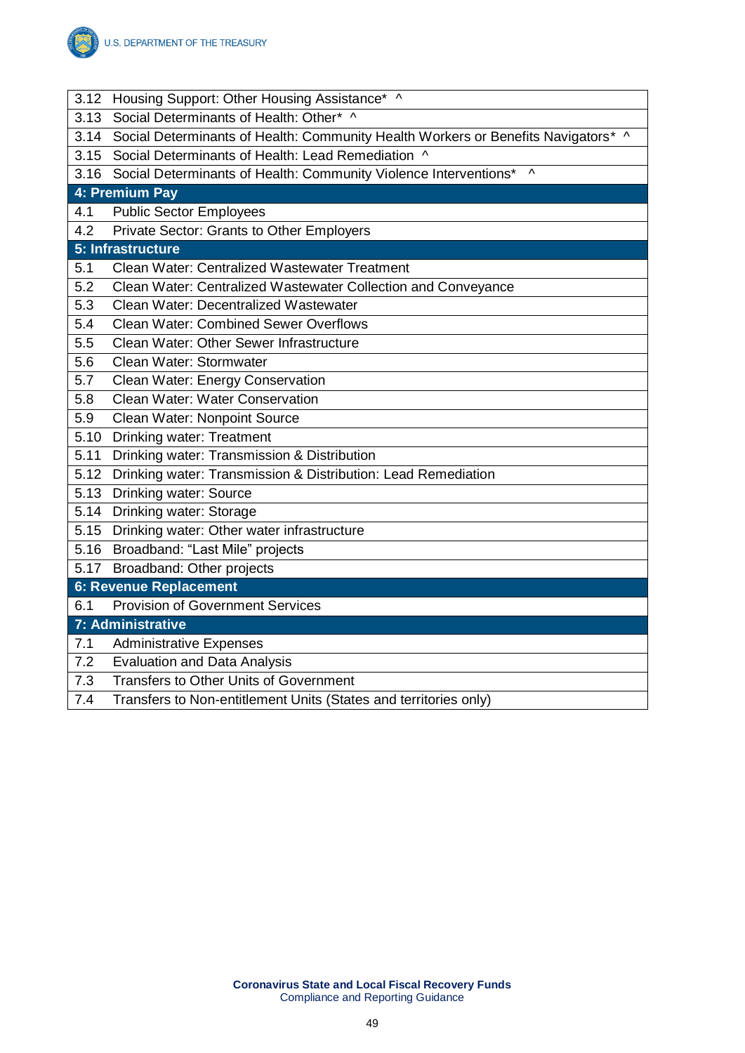| | |
|---|---|
| 3.12 | Housing Support: Other Housing Assistance* ^ |
| 3.13 | Social Determinants of Health: Other* ^ |
| 3.14 | Social Determinants of Health: Community Health Workers or Benefits Navigators* ^ |
| 3.15 | Social Determinants of Health: Lead Remediation ^ |
| 3.16 | Social Determinants of Health: Community Violence Interventions* ^ |
| **4: Premium Pay** | |
| 4.1 | Public Sector Employees |
| 4.2 | Private Sector: Grants to Other Employers |
| **5: Infrastructure** | |
| 5.1 | Clean Water: Centralized Wastewater Treatment |
| 5.2 | Clean Water: Centralized Wastewater Collection and Conveyance |
| 5.3 | Clean Water: Decentralized Wastewater |
| 5.4 | Clean Water: Combined Sewer Overflows |
| 5.5 | Clean Water: Other Sewer Infrastructure |
| 5.6 | Clean Water: Stormwater |
| 5.7 | Clean Water: Energy Conservation |
| 5.8 | Clean Water: Water Conservation |
| 5.9 | Clean Water: Nonpoint Source |
| 5.10 | Drinking water: Treatment |
| 5.11 | Drinking water: Transmission & Distribution |
| 5.12 | Drinking water: Transmission & Distribution: Lead Remediation |
| 5.13 | Drinking water: Source |
| 5.14 | Drinking water: Storage |
| 5.15 | Drinking water: Other water infrastructure |
| 5.16 | Broadband: "Last Mile" projects |
| 5.17 | Broadband: Other projects |
| **6: Revenue Replacement** | |
| 6.1 | Provision of Government Services |
| **7: Administrative** | |
| 7.1 | Administrative Expenses |
| 7.2 | Evaluation and Data Analysis |
| 7.3 | Transfers to Other Units of Government |
| 7.4 | Transfers to Non-entitlement Units (States and territories only) |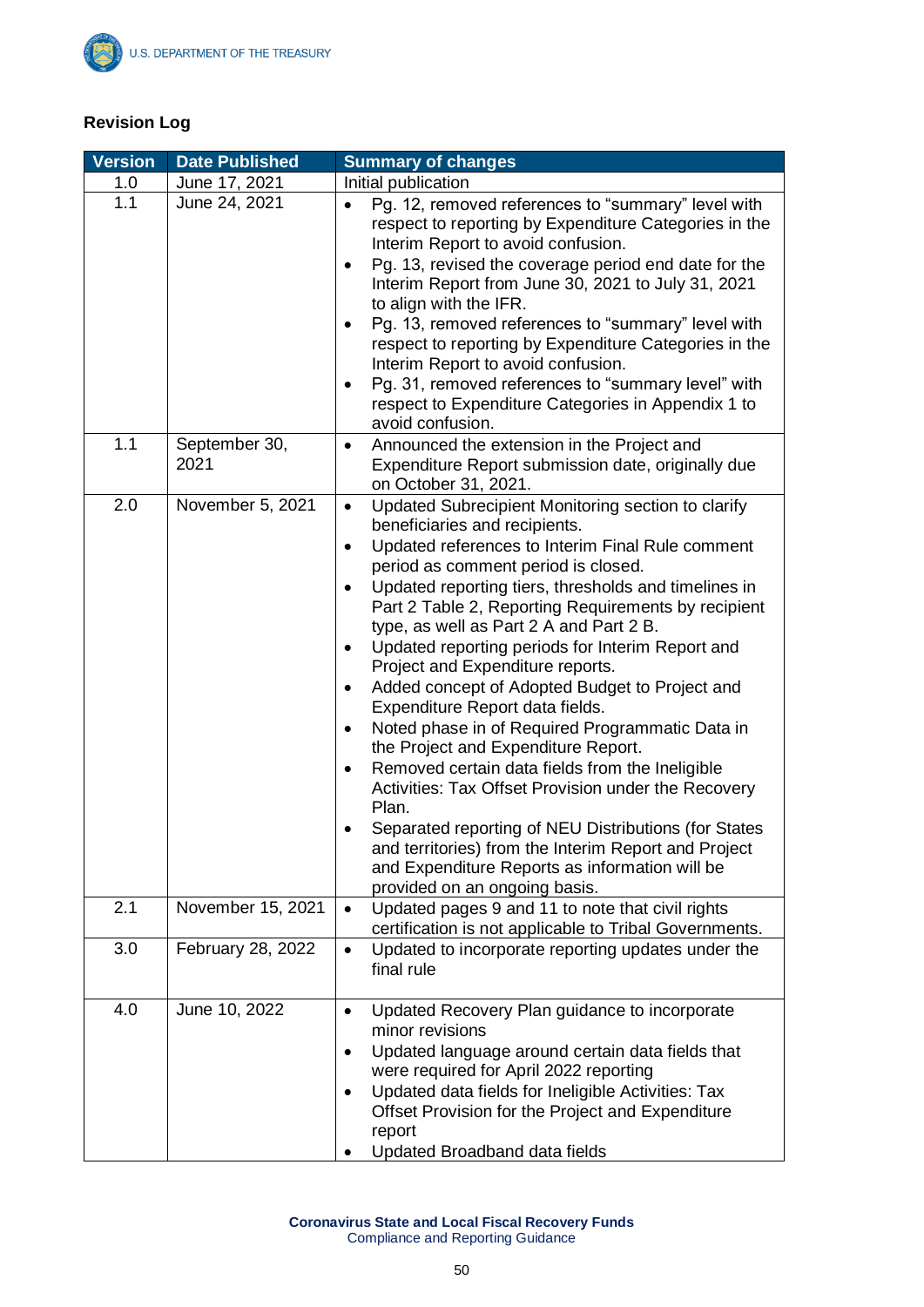## Revision Log

| Version | Date Published | Summary of changes |
|---|---|---|
| 1.0 | June 17, 2021 | Initial publication |
| 1.1 | June 24, 2021 | • Pg. 12, removed references to “summary” level with respect to reporting by Expenditure Categories in the Interim Report to avoid confusion.<br>• Pg. 13, revised the coverage period end date for the Interim Report from June 30, 2021 to July 31, 2021 to align with the IFR.<br>• Pg. 13, removed references to “summary” level with respect to reporting by Expenditure Categories in the Interim Report to avoid confusion.<br>• Pg. 31, removed references to “summary level” with respect to Expenditure Categories in Appendix 1 to avoid confusion. |
| 1.1 | September 30, 2021 | • Announced the extension in the Project and Expenditure Report submission date, originally due on October 31, 2021. |
| 2.0 | November 5, 2021 | • Updated Subrecipient Monitoring section to clarify beneficiaries and recipients.<br>• Updated references to Interim Final Rule comment period as comment period is closed.<br>• Updated reporting tiers, thresholds and timelines in Part 2 Table 2, Reporting Requirements by recipient type, as well as Part 2 A and Part 2 B.<br>• Updated reporting periods for Interim Report and Project and Expenditure reports.<br>• Added concept of Adopted Budget to Project and Expenditure Report data fields.<br>• Noted phase in of Required Programmatic Data in the Project and Expenditure Report.<br>• Removed certain data fields from the Ineligible Activities: Tax Offset Provision under the Recovery Plan.<br>• Separated reporting of NEU Distributions (for States and territories) from the Interim Report and Project and Expenditure Reports as information will be provided on an ongoing basis. |
| 2.1 | November 15, 2021 | • Updated pages 9 and 11 to note that civil rights certification is not applicable to Tribal Governments. |
| 3.0 | February 28, 2022 | • Updated to incorporate reporting updates under the final rule |
| 4.0 | June 10, 2022 | • Updated Recovery Plan guidance to incorporate minor revisions<br>• Updated language around certain data fields that were required for April 2022 reporting<br>• Updated data fields for Ineligible Activities: Tax Offset Provision for the Project and Expenditure report<br>• Updated Broadband data fields |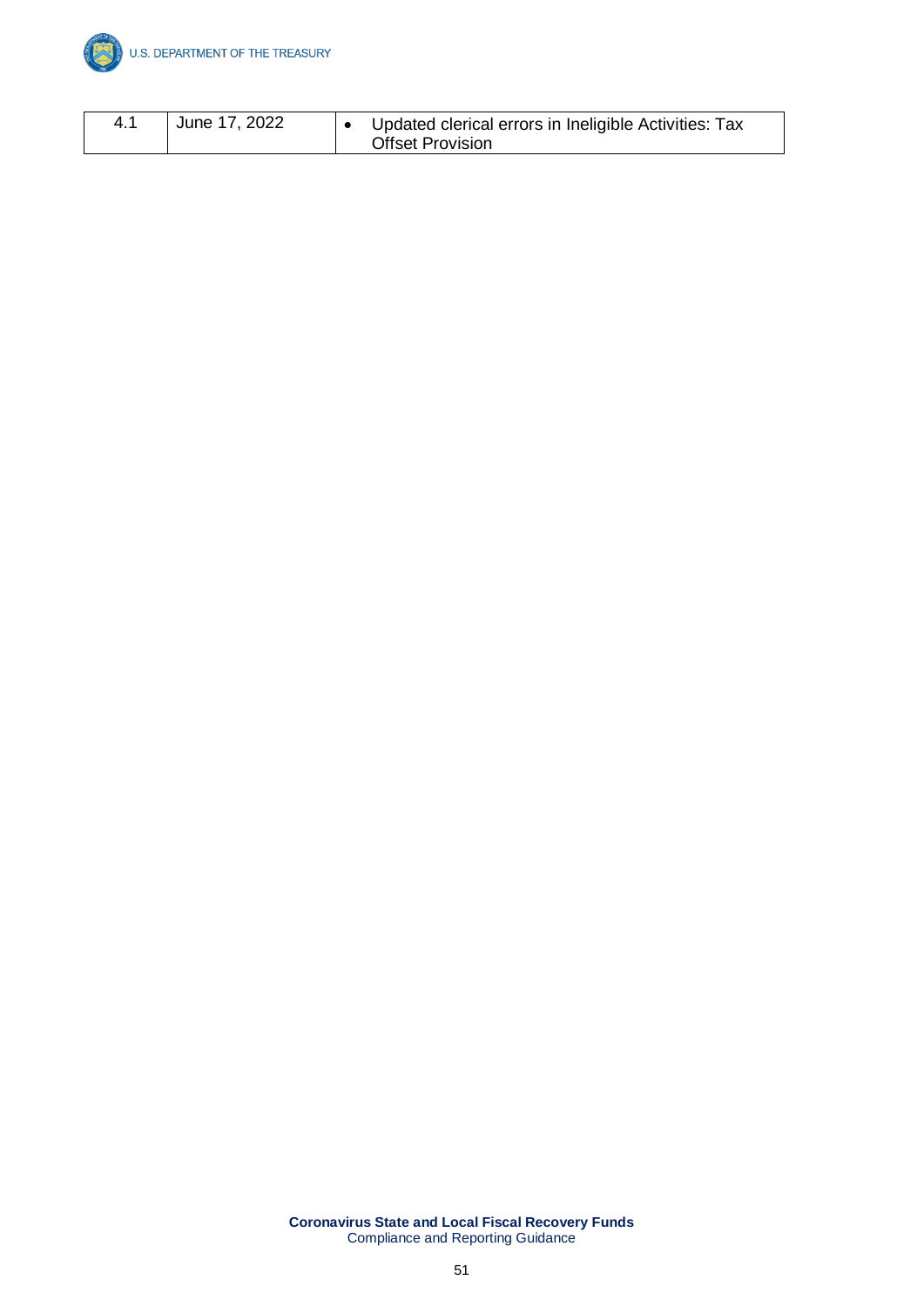| | | |
|---|---|---|
| 4.1 | June 17, 2022 | • Updated clerical errors in Ineligible Activities: Tax Offset Provision |